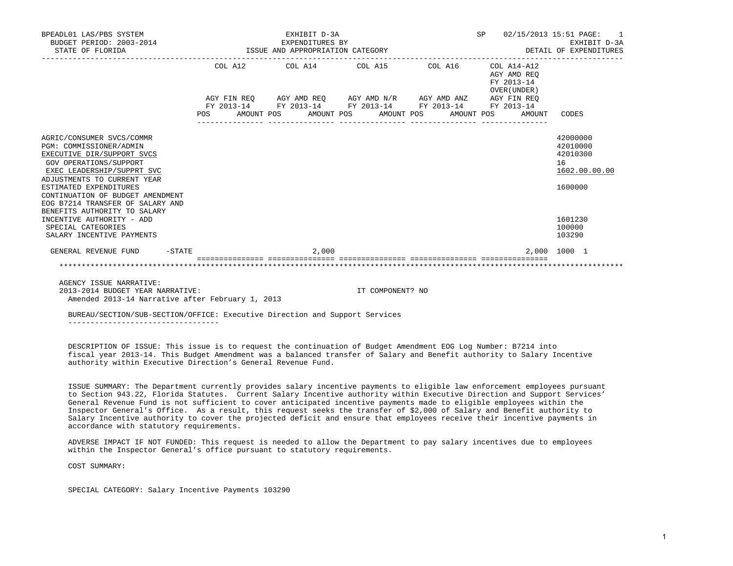BPEADL01 LAS/PBS SYSTEM | EXHIBIT D-3A | SP 02/15/2013 15:51 PAGE: 1
BUDGET PERIOD: 2003-2014 | EXPENDITURES BY | EXHIBIT D-3A
STATE OF FLORIDA | ISSUE AND APPROPRIATION CATEGORY | DETAIL OF EXPENDITURES

| | COL A12 AGY FIN REQ FY 2013-14 POS AMOUNT | COL A14 AGY AMD REQ FY 2013-14 POS AMOUNT | COL A15 AGY AMD N/R FY 2013-14 POS AMOUNT | COL A16 AGY AMD ANZ FY 2013-14 POS AMOUNT | COL A14-A12 AGY AMD REQ FY 2013-14 OVER(UNDER) AGY FIN REQ FY 2013-14 POS AMOUNT | CODES |
|---|---|---|---|---|---|---|
| AGRIC/CONSUMER SVCS/COMMR | | | | | | 42000000 |
| PGM: COMMISSIONER/ADMIN | | | | | | 42010000 |
| EXECUTIVE DIR/SUPPORT SVCS | | | | | | 42010300 |
| GOV OPERATIONS/SUPPORT | | | | | | 16 |
| EXEC LEADERSHIP/SUPPRT SVC | | | | | | 1602.00.00.00 |
| ADJUSTMENTS TO CURRENT YEAR ESTIMATED EXPENDITURES | | | | | | 1600000 |
| CONTINUATION OF BUDGET AMENDMENT EOG B7214 TRANSFER OF SALARY AND BENEFITS AUTHORITY TO SALARY INCENTIVE AUTHORITY - ADD | | | | | | 1601230 |
| SPECIAL CATEGORIES | | | | | | 100000 |
| SALARY INCENTIVE PAYMENTS | | | | | | 103290 |
| GENERAL REVENUE FUND -STATE | | 2,000 | | | 2,000 | 1000 1 |

AGENCY ISSUE NARRATIVE:
2013-2014 BUDGET YEAR NARRATIVE: IT COMPONENT? NO
Amended 2013-14 Narrative after February 1, 2013

BUREAU/SECTION/SUB-SECTION/OFFICE: Executive Direction and Support Services

DESCRIPTION OF ISSUE: This issue is to request the continuation of Budget Amendment EOG Log Number: B7214 into fiscal year 2013-14. This Budget Amendment was a balanced transfer of Salary and Benefit authority to Salary Incentive authority within Executive Direction's General Revenue Fund.

ISSUE SUMMARY: The Department currently provides salary incentive payments to eligible law enforcement employees pursuant to Section 943.22, Florida Statutes. Current Salary Incentive authority within Executive Direction and Support Services' General Revenue Fund is not sufficient to cover anticipated incentive payments made to eligible employees within the Inspector General's Office. As a result, this request seeks the transfer of $2,000 of Salary and Benefit authority to Salary Incentive authority to cover the projected deficit and ensure that employees receive their incentive payments in accordance with statutory requirements.

ADVERSE IMPACT IF NOT FUNDED: This request is needed to allow the Department to pay salary incentives due to employees within the Inspector General's office pursuant to statutory requirements.

COST SUMMARY:

SPECIAL CATEGORY: Salary Incentive Payments 103290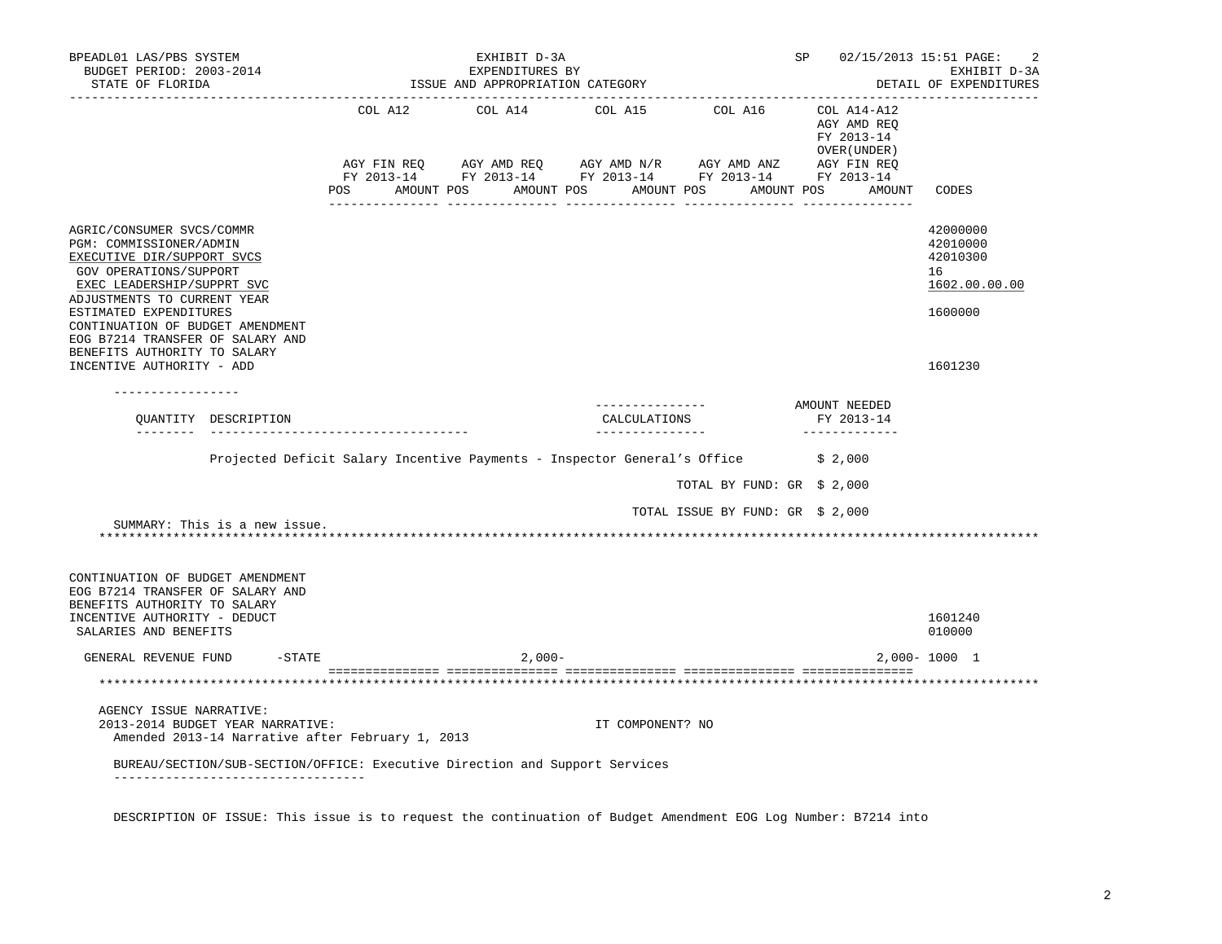| | COL A12 | COL A14 | COL A15 | COL A16 | COL A14-A12 | |
|---|---|---|---|---|---|---|
| | | | | | AGY AMD REQ FY 2013-14 OVER(UNDER) | |
| | AGY FIN REQ FY 2013-14 | AGY AMD REQ FY 2013-14 | AGY AMD N/R FY 2013-14 | AGY AMD ANZ FY 2013-14 | AGY FIN REQ FY 2013-14 | |
| | POS AMOUNT | POS AMOUNT | POS AMOUNT | POS AMOUNT | POS AMOUNT | CODES |
| AGRIC/CONSUMER SVCS/COMMR | | | | | | 42000000 |
| PGM: COMMISSIONER/ADMIN | | | | | | 42010000 |
| EXECUTIVE DIR/SUPPORT SVCS | | | | | | 42010300 |
| GOV OPERATIONS/SUPPORT | | | | | | 16 |
| EXEC LEADERSHIP/SUPPRT SVC | | | | | | 1602.00.00.00 |
| ADJUSTMENTS TO CURRENT YEAR ESTIMATED EXPENDITURES | | | | | | 1600000 |
| CONTINUATION OF BUDGET AMENDMENT EOG B7214 TRANSFER OF SALARY AND BENEFITS AUTHORITY TO SALARY INCENTIVE AUTHORITY - ADD | | | | | | 1601230 |

| QUANTITY | DESCRIPTION | CALCULATIONS | AMOUNT NEEDED FY 2013-14 |
|---|---|---|---|
| | Projected Deficit Salary Incentive Payments - Inspector General's Office | | $ 2,000 |
| | | TOTAL BY FUND: GR | $ 2,000 |
| | | TOTAL ISSUE BY FUND: GR | $ 2,000 |

SUMMARY: This is a new issue.

| | COL A12 | COL A14 | COL A15 | COL A16 | COL A14-A12 | CODES |
|---|---|---|---|---|---|---|
| CONTINUATION OF BUDGET AMENDMENT EOG B7214 TRANSFER OF SALARY AND BENEFITS AUTHORITY TO SALARY INCENTIVE AUTHORITY - DEDUCT | | | | | | 1601240 |
| SALARIES AND BENEFITS | | | | | | 010000 |
| GENERAL REVENUE FUND -STATE | | 2,000- | | | 2,000- | 1000 1 |

AGENCY ISSUE NARRATIVE:

2013-2014 BUDGET YEAR NARRATIVE: IT COMPONENT? NO

Amended 2013-14 Narrative after February 1, 2013

BUREAU/SECTION/SUB-SECTION/OFFICE: Executive Direction and Support Services

DESCRIPTION OF ISSUE: This issue is to request the continuation of Budget Amendment EOG Log Number: B7214 into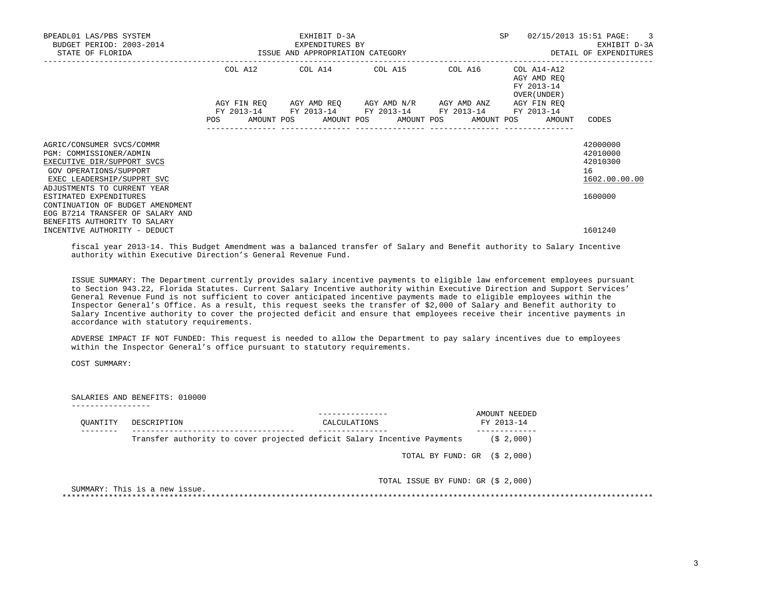| | COL A12 AGY FIN REQ FY 2013-14 POS AMOUNT | COL A14 AGY AMD REQ FY 2013-14 POS AMOUNT | COL A15 AGY AMD N/R FY 2013-14 POS AMOUNT | COL A16 AGY AMD ANZ FY 2013-14 POS AMOUNT | COL A14-A12 AGY AMD REQ FY 2013-14 OVER(UNDER) AGY FIN REQ FY 2013-14 POS AMOUNT | CODES |
|---|---|---|---|---|---|---|
| AGRIC/CONSUMER SVCS/COMMR | | | | | | 42000000 |
| PGM: COMMISSIONER/ADMIN | | | | | | 42010000 |
| EXECUTIVE DIR/SUPPORT SVCS | | | | | | 42010300 |
| GOV OPERATIONS/SUPPORT | | | | | | 16 |
| EXEC LEADERSHIP/SUPPRT SVC | | | | | | 1602.00.00.00 |
| ADJUSTMENTS TO CURRENT YEAR ESTIMATED EXPENDITURES | | | | | | 1600000 |
| CONTINUATION OF BUDGET AMENDMENT EOG B7214 TRANSFER OF SALARY AND BENEFITS AUTHORITY TO SALARY INCENTIVE AUTHORITY - DEDUCT | | | | | | 1601240 |

fiscal year 2013-14. This Budget Amendment was a balanced transfer of Salary and Benefit authority to Salary Incentive authority within Executive Direction's General Revenue Fund.

ISSUE SUMMARY: The Department currently provides salary incentive payments to eligible law enforcement employees pursuant to Section 943.22, Florida Statutes. Current Salary Incentive authority within Executive Direction and Support Services' General Revenue Fund is not sufficient to cover anticipated incentive payments made to eligible employees within the Inspector General's Office. As a result, this request seeks the transfer of $2,000 of Salary and Benefit authority to Salary Incentive authority to cover the projected deficit and ensure that employees receive their incentive payments in accordance with statutory requirements.

ADVERSE IMPACT IF NOT FUNDED: This request is needed to allow the Department to pay salary incentives due to employees within the Inspector General's office pursuant to statutory requirements.

COST SUMMARY:

SALARIES AND BENEFITS: 010000

| QUANTITY | DESCRIPTION | CALCULATIONS | AMOUNT NEEDED FY 2013-14 |
|---|---|---|---|
| | Transfer authority to cover projected deficit Salary Incentive Payments | | ($ 2,000) |
| | | TOTAL BY FUND: GR | ($ 2,000) |
| | | TOTAL ISSUE BY FUND: GR | ($ 2,000) |

SUMMARY: This is a new issue.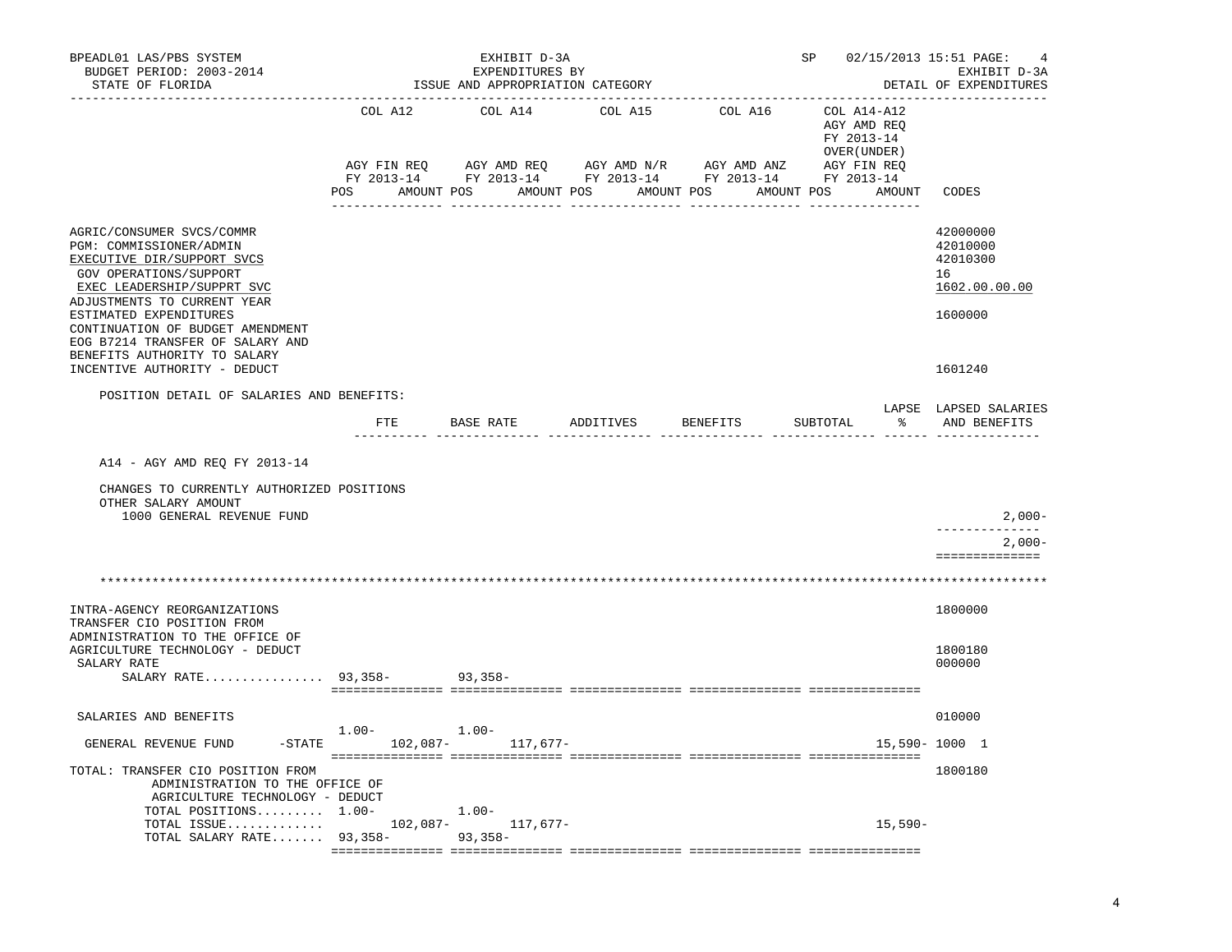BPEADL01 LAS/PBS SYSTEM — EXHIBIT D-3A — SP 02/15/2013 15:51 PAGE: 4
BUDGET PERIOD: 2003-2014 — EXPENDITURES BY — EXHIBIT D-3A
STATE OF FLORIDA — ISSUE AND APPROPRIATION CATEGORY — DETAIL OF EXPENDITURES

| | COL A12 AGY FIN REQ FY 2013-14 POS AMOUNT | COL A14 AGY AMD REQ FY 2013-14 POS AMOUNT | COL A15 AGY AMD N/R FY 2013-14 POS AMOUNT | COL A16 AGY AMD ANZ FY 2013-14 POS AMOUNT | COL A14-A12 AGY AMD REQ FY 2013-14 OVER(UNDER) AGY FIN REQ FY 2013-14 POS AMOUNT | CODES |
|---|---|---|---|---|---|---|
| AGRIC/CONSUMER SVCS/COMMR | | | | | | 42000000 |
| PGM: COMMISSIONER/ADMIN | | | | | | 42010000 |
| EXECUTIVE DIR/SUPPORT SVCS | | | | | | 42010300 |
| GOV OPERATIONS/SUPPORT | | | | | | 16 |
| EXEC LEADERSHIP/SUPPRT SVC | | | | | | 1602.00.00.00 |
| ADJUSTMENTS TO CURRENT YEAR ESTIMATED EXPENDITURES | | | | | | 1600000 |
| CONTINUATION OF BUDGET AMENDMENT EOG B7214 TRANSFER OF SALARY AND BENEFITS AUTHORITY TO SALARY INCENTIVE AUTHORITY - DEDUCT | | | | | | 1601240 |

POSITION DETAIL OF SALARIES AND BENEFITS:

| | FTE | BASE RATE | ADDITIVES | BENEFITS | SUBTOTAL | LAPSE % | LAPSED SALARIES AND BENEFITS |
|---|---|---|---|---|---|---|---|
| A14 - AGY AMD REQ FY 2013-14 | | | | | | | |
| CHANGES TO CURRENTLY AUTHORIZED POSITIONS | | | | | | | |
| OTHER SALARY AMOUNT | | | | | | | |
| 1000 GENERAL REVENUE FUND | | | | | | | 2,000- |
| | | | | | | | 2,000- |

\*\*\*\*\*\*\*\*\*\*\*\*\*\*\*\*\*\*\*\*\*\*\*\*\*\*\*\*\*\*\*\*\*\*\*\*\*\*\*\*\*\*\*\*\*\*\*\*\*\*\*\*\*\*\*\*\*\*\*\*\*\*\*\*\*\*\*\*\*\*\*\*\*\*\*\*\*\*\*\*

| | COL A12 POS | COL A12 AMOUNT | COL A14 POS | COL A14 AMOUNT | COL A15 | COL A16 | COL A14-A12 AMOUNT | CODES |
|---|---|---|---|---|---|---|---|---|
| INTRA-AGENCY REORGANIZATIONS | | | | | | | | 1800000 |
| TRANSFER CIO POSITION FROM ADMINISTRATION TO THE OFFICE OF AGRICULTURE TECHNOLOGY - DEDUCT | | | | | | | | 1800180 |
| SALARY RATE | | | | | | | | 000000 |
| SALARY RATE................ | 93,358- | | 93,358- | | | | | |
| SALARIES AND BENEFITS | | | | | | | | 010000 |
| GENERAL REVENUE FUND -STATE | 1.00- | 102,087- | 1.00- | 117,677- | | | 15,590- | 1000 1 |
| TOTAL: TRANSFER CIO POSITION FROM ADMINISTRATION TO THE OFFICE OF AGRICULTURE TECHNOLOGY - DEDUCT | | | | | | | | 1800180 |
| TOTAL POSITIONS......... | 1.00- | | 1.00- | | | | | |
| TOTAL ISSUE............. | | 102,087- | | 117,677- | | | 15,590- | |
| TOTAL SALARY RATE....... | 93,358- | | 93,358- | | | | | |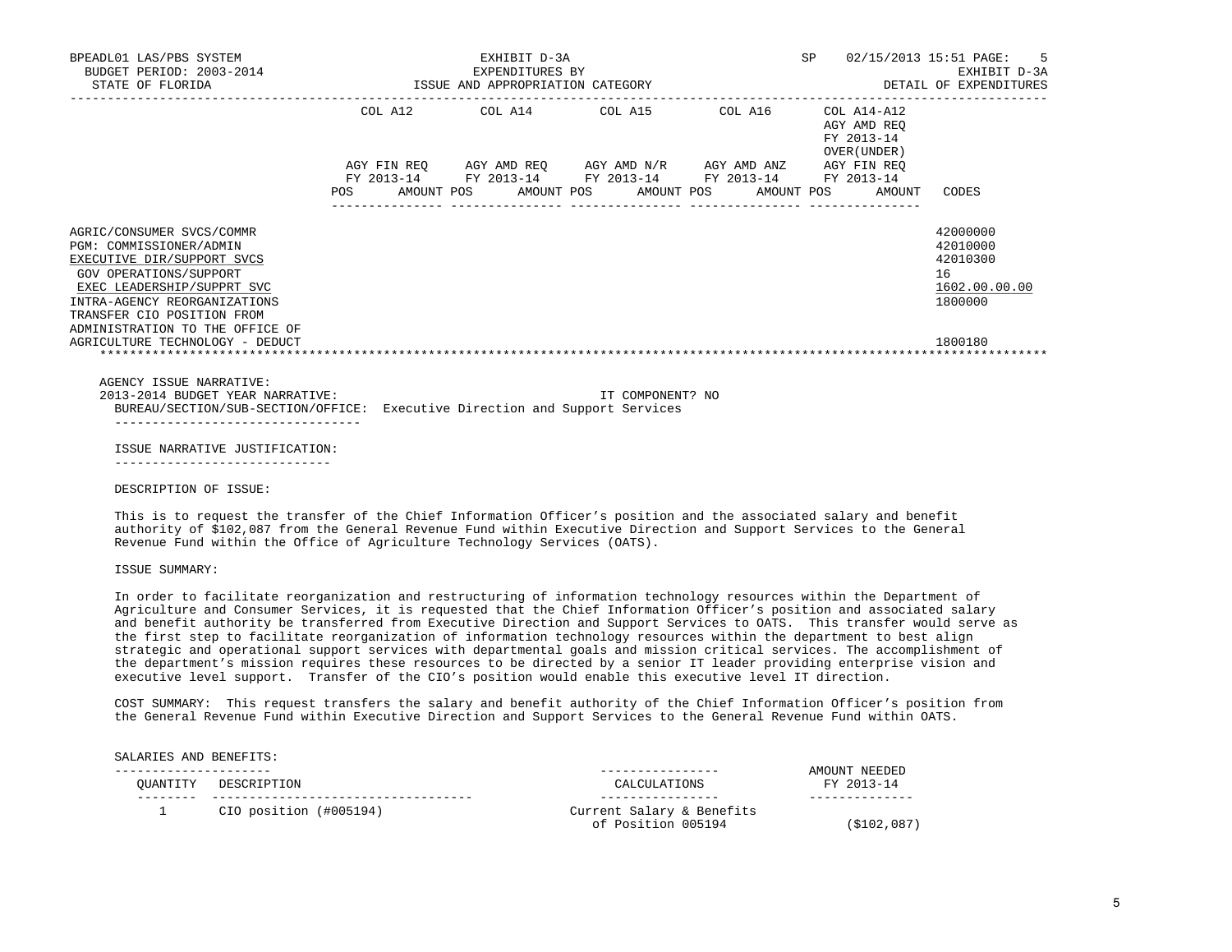BPEADL01 LAS/PBS SYSTEM
BUDGET PERIOD: 2003-2014
STATE OF FLORIDA

EXHIBIT D-3A
EXPENDITURES BY
ISSUE AND APPROPRIATION CATEGORY

SP 02/15/2013 15:51
EXHIBIT D-3A
DETAIL OF EXPENDITURES

| | COL A12 AGY FIN REQ FY 2013-14 POS AMOUNT | COL A14 AGY AMD REQ FY 2013-14 POS AMOUNT | COL A15 AGY AMD N/R FY 2013-14 POS AMOUNT | COL A16 AGY AMD ANZ FY 2013-14 POS AMOUNT | COL A14-A12 AGY AMD REQ FY 2013-14 OVER(UNDER) AGY FIN REQ FY 2013-14 POS AMOUNT | CODES |
|---|---|---|---|---|---|---|
| AGRIC/CONSUMER SVCS/COMMR | | | | | | 42000000 |
| PGM: COMMISSIONER/ADMIN | | | | | | 42010000 |
| EXECUTIVE DIR/SUPPORT SVCS | | | | | | 42010300 |
| GOV OPERATIONS/SUPPORT | | | | | | 16 |
| EXEC LEADERSHIP/SUPPRT SVC | | | | | | 1602.00.00.00 |
| INTRA-AGENCY REORGANIZATIONS | | | | | | 1800000 |
| TRANSFER CIO POSITION FROM ADMINISTRATION TO THE OFFICE OF AGRICULTURE TECHNOLOGY - DEDUCT | | | | | | 1800180 |

AGENCY ISSUE NARRATIVE:
2013-2014 BUDGET YEAR NARRATIVE: IT COMPONENT? NO
BUREAU/SECTION/SUB-SECTION/OFFICE: Executive Direction and Support Services

ISSUE NARRATIVE JUSTIFICATION:

DESCRIPTION OF ISSUE:

This is to request the transfer of the Chief Information Officer's position and the associated salary and benefit authority of $102,087 from the General Revenue Fund within Executive Direction and Support Services to the General Revenue Fund within the Office of Agriculture Technology Services (OATS).

ISSUE SUMMARY:

In order to facilitate reorganization and restructuring of information technology resources within the Department of Agriculture and Consumer Services, it is requested that the Chief Information Officer's position and associated salary and benefit authority be transferred from Executive Direction and Support Services to OATS. This transfer would serve as the first step to facilitate reorganization of information technology resources within the department to best align strategic and operational support services with departmental goals and mission critical services. The accomplishment of the department's mission requires these resources to be directed by a senior IT leader providing enterprise vision and executive level support. Transfer of the CIO's position would enable this executive level IT direction.

COST SUMMARY: This request transfers the salary and benefit authority of the Chief Information Officer's position from the General Revenue Fund within Executive Direction and Support Services to the General Revenue Fund within OATS.

SALARIES AND BENEFITS:

| QUANTITY | DESCRIPTION | CALCULATIONS | AMOUNT NEEDED FY 2013-14 |
|---|---|---|---|
| 1 | CIO position (#005194) | Current Salary & Benefits of Position 005194 | ($102,087) |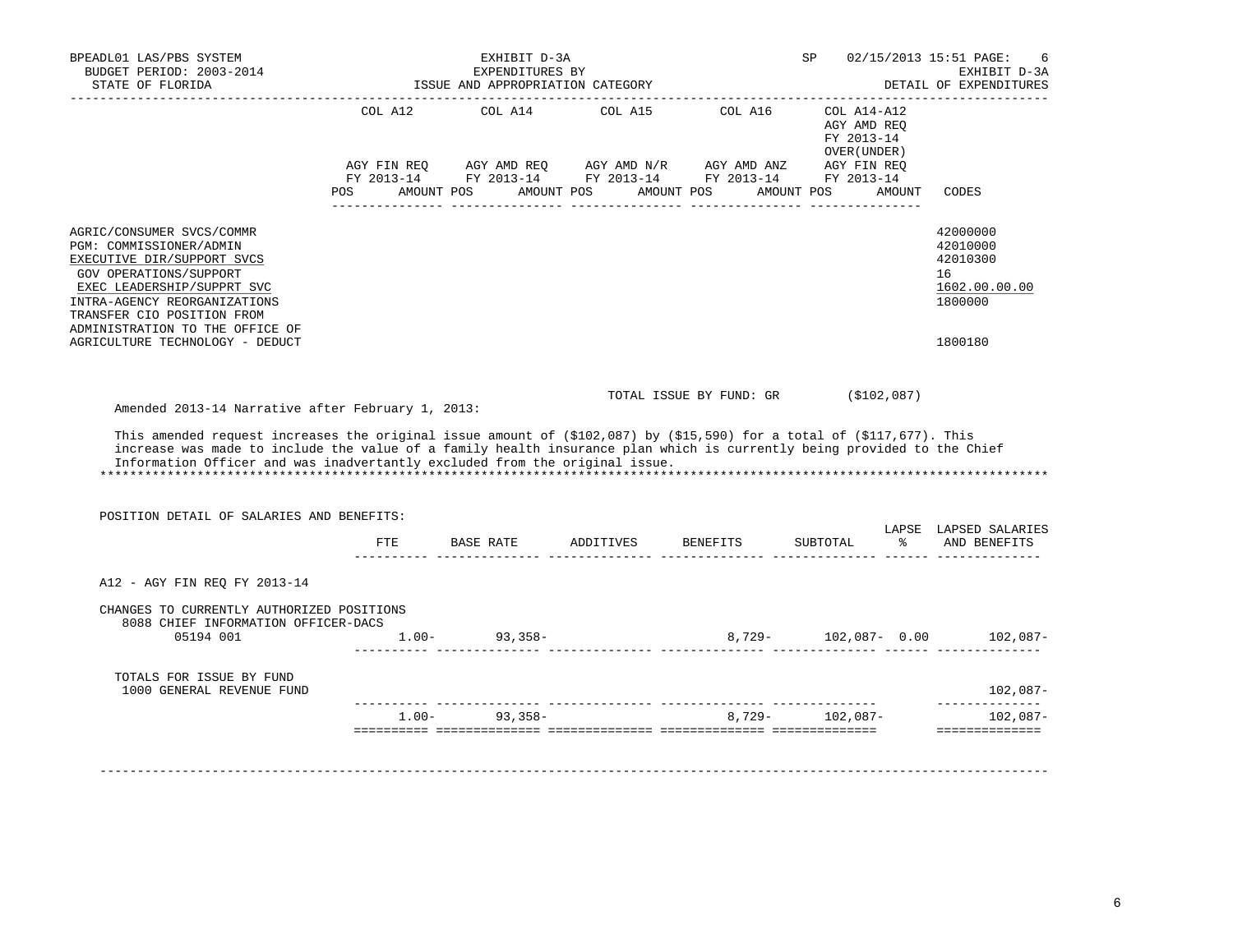BPEADL01 LAS/PBS SYSTEM — EXHIBIT D-3A — SP 02/15/2013 15:51 PAGE: 6
BUDGET PERIOD: 2003-2014 — EXPENDITURES BY — EXHIBIT D-3A
STATE OF FLORIDA — ISSUE AND APPROPRIATION CATEGORY — DETAIL OF EXPENDITURES

| | COL A12 AGY FIN REQ FY 2013-14 POS AMOUNT | COL A14 AGY AMD REQ FY 2013-14 POS AMOUNT | COL A15 AGY AMD N/R FY 2013-14 POS AMOUNT | COL A16 AGY AMD ANZ FY 2013-14 POS AMOUNT | COL A14-A12 AGY AMD REQ FY 2013-14 OVER(UNDER) AGY FIN REQ FY 2013-14 POS AMOUNT | CODES |
|---|---|---|---|---|---|---|
| AGRIC/CONSUMER SVCS/COMMR | | | | | | 42000000 |
| PGM: COMMISSIONER/ADMIN | | | | | | 42010000 |
| EXECUTIVE DIR/SUPPORT SVCS | | | | | | 42010300 |
| GOV OPERATIONS/SUPPORT | | | | | | 16 |
| EXEC LEADERSHIP/SUPPRT SVC | | | | | | 1602.00.00.00 |
| INTRA-AGENCY REORGANIZATIONS | | | | | | 1800000 |
| TRANSFER CIO POSITION FROM ADMINISTRATION TO THE OFFICE OF AGRICULTURE TECHNOLOGY - DEDUCT | | | | | | 1800180 |

TOTAL ISSUE BY FUND: GR ($102,087)

Amended 2013-14 Narrative after February 1, 2013:

This amended request increases the original issue amount of ($102,087) by ($15,590) for a total of ($117,677). This increase was made to include the value of a family health insurance plan which is currently being provided to the Chief Information Officer and was inadvertantly excluded from the original issue.

*******************************************************************************************************************

POSITION DETAIL OF SALARIES AND BENEFITS:

| | FTE | BASE RATE | ADDITIVES | BENEFITS | SUBTOTAL | LAPSE % | LAPSED SALARIES AND BENEFITS |
|---|---|---|---|---|---|---|---|
| A12 - AGY FIN REQ FY 2013-14 | | | | | | | |
| CHANGES TO CURRENTLY AUTHORIZED POSITIONS | | | | | | | |
| 8088 CHIEF INFORMATION OFFICER-DACS 05194 001 | 1.00- | 93,358- | | 8,729- | 102,087- | 0.00 | 102,087- |
| TOTALS FOR ISSUE BY FUND | | | | | | | |
| 1000 GENERAL REVENUE FUND | | | | | | | 102,087- |
| | 1.00- | 93,358- | | 8,729- | 102,087- | | 102,087- |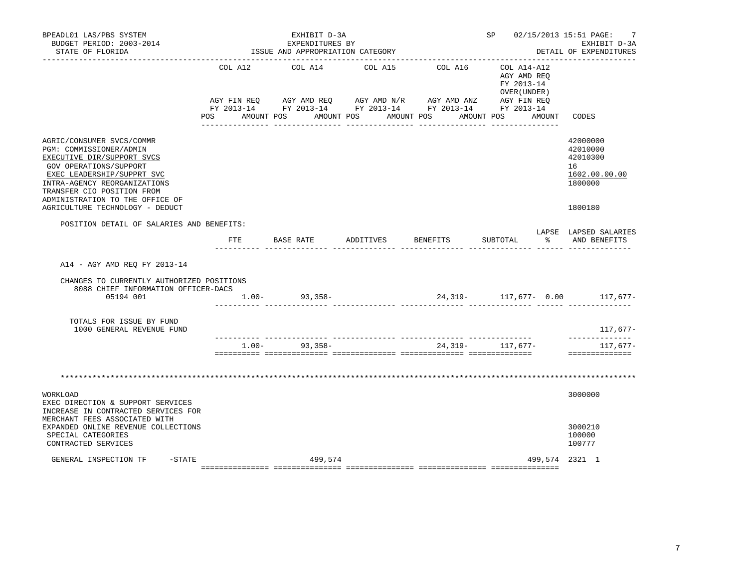BPEADL01 LAS/PBS SYSTEM
BUDGET PERIOD: 2003-2014
STATE OF FLORIDA

EXHIBIT D-3A
EXPENDITURES BY
ISSUE AND APPROPRIATION CATEGORY

SP 02/15/2013 15:51 PAGE: 7
EXHIBIT D-3A
DETAIL OF EXPENDITURES

| | COL A12 AGY FIN REQ FY 2013-14 POS AMOUNT | COL A14 AGY AMD REQ FY 2013-14 POS AMOUNT | COL A15 AGY AMD N/R FY 2013-14 POS AMOUNT | COL A16 AGY AMD ANZ FY 2013-14 POS AMOUNT | COL A14-A12 AGY AMD REQ FY 2013-14 OVER(UNDER) AGY FIN REQ FY 2013-14 POS AMOUNT | CODES |
|---|---|---|---|---|---|---|
| AGRIC/CONSUMER SVCS/COMMR | | | | | | 42000000 |
| PGM: COMMISSIONER/ADMIN | | | | | | 42010000 |
| EXECUTIVE DIR/SUPPORT SVCS | | | | | | 42010300 |
| GOV OPERATIONS/SUPPORT | | | | | | 16 |
| EXEC LEADERSHIP/SUPPRT SVC | | | | | | 1602.00.00.00 |
| INTRA-AGENCY REORGANIZATIONS | | | | | | 1800000 |
| TRANSFER CIO POSITION FROM ADMINISTRATION TO THE OFFICE OF AGRICULTURE TECHNOLOGY - DEDUCT | | | | | | 1800180 |

POSITION DETAIL OF SALARIES AND BENEFITS:

| | FTE | BASE RATE | ADDITIVES | BENEFITS | SUBTOTAL | LAPSE % | LAPSED SALARIES AND BENEFITS |
|---|---|---|---|---|---|---|---|
| A14 - AGY AMD REQ FY 2013-14 | | | | | | | |
| CHANGES TO CURRENTLY AUTHORIZED POSITIONS | | | | | | | |
| 8088 CHIEF INFORMATION OFFICER-DACS 05194 001 | 1.00- | 93,358- | | 24,319- | 117,677- | 0.00 | 117,677- |
| TOTALS FOR ISSUE BY FUND | | | | | | | |
| 1000 GENERAL REVENUE FUND | | | | | | | 117,677- |
| | 1.00- | 93,358- | | 24,319- | 117,677- | | 117,677- |

| | COL A12 | COL A14 | COL A15 | COL A16 | COL A14-A12 | CODES |
|---|---|---|---|---|---|---|
| WORKLOAD | | | | | | 3000000 |
| EXEC DIRECTION & SUPPORT SERVICES | | | | | | |
| INCREASE IN CONTRACTED SERVICES FOR MERCHANT FEES ASSOCIATED WITH EXPANDED ONLINE REVENUE COLLECTIONS | | | | | | 3000210 |
| SPECIAL CATEGORIES | | | | | | 100000 |
| CONTRACTED SERVICES | | | | | | 100777 |
| GENERAL INSPECTION TF -STATE | | 499,574 | | | 499,574 | 2321 1 |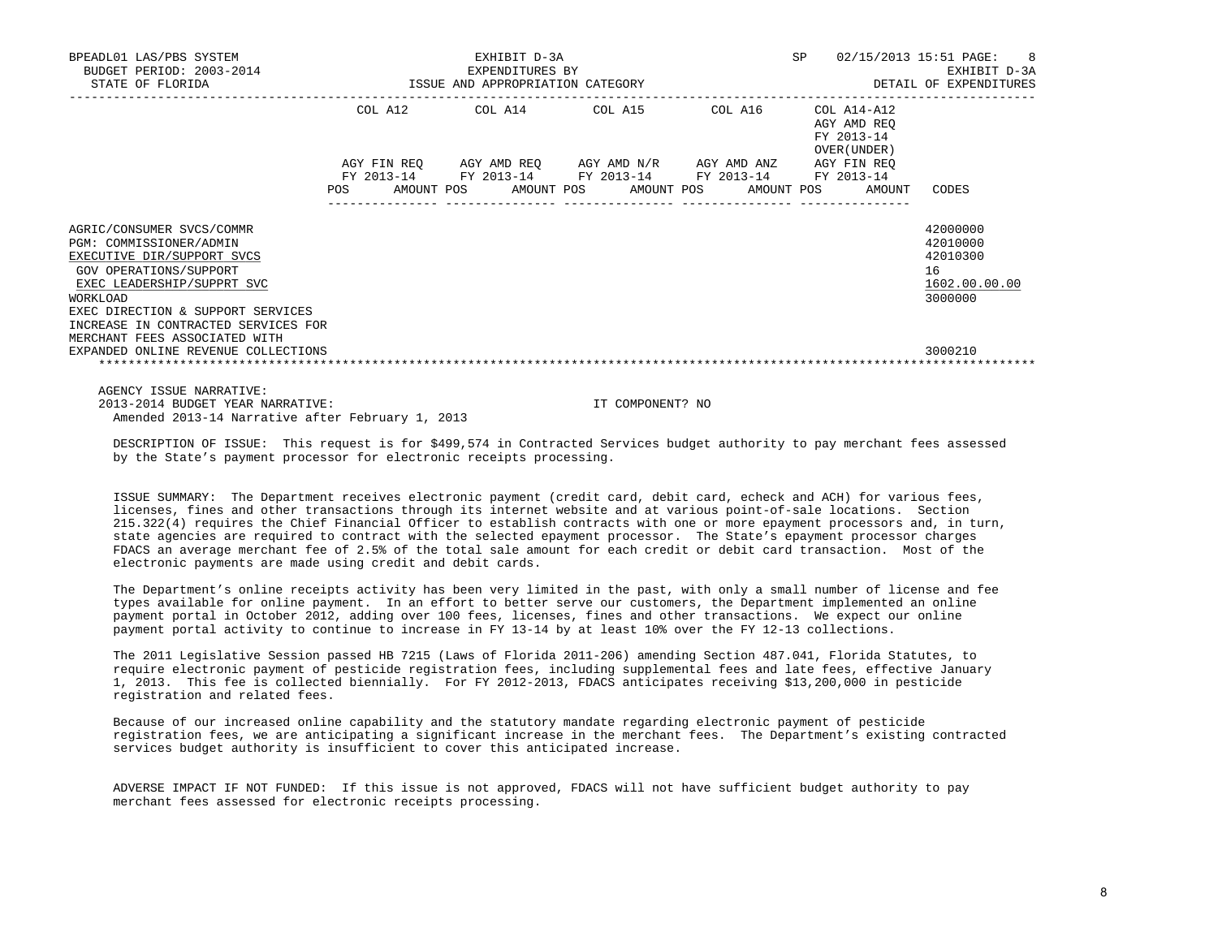BPEADL01 LAS/PBS SYSTEM — EXHIBIT D-3A — SP 02/15/2013 15:51

BUDGET PERIOD: 2003-2014 — EXPENDITURES BY — EXHIBIT D-3A

STATE OF FLORIDA — ISSUE AND APPROPRIATION CATEGORY — DETAIL OF EXPENDITURES

| | COL A12 AGY FIN REQ FY 2013-14 POS AMOUNT | COL A14 AGY AMD REQ FY 2013-14 POS AMOUNT | COL A15 AGY AMD N/R FY 2013-14 POS AMOUNT | COL A16 AGY AMD ANZ FY 2013-14 POS AMOUNT | COL A14-A12 AGY AMD REQ FY 2013-14 OVER(UNDER) AGY FIN REQ FY 2013-14 POS AMOUNT | CODES |
|---|---|---|---|---|---|---|
| AGRIC/CONSUMER SVCS/COMMR | | | | | | 42000000 |
| PGM: COMMISSIONER/ADMIN | | | | | | 42010000 |
| EXECUTIVE DIR/SUPPORT SVCS | | | | | | 42010300 |
| GOV OPERATIONS/SUPPORT | | | | | | 16 |
| EXEC LEADERSHIP/SUPPRT SVC | | | | | | 1602.00.00.00 |
| WORKLOAD | | | | | | 3000000 |
| EXEC DIRECTION & SUPPORT SERVICES | | | | | | |
| INCREASE IN CONTRACTED SERVICES FOR MERCHANT FEES ASSOCIATED WITH EXPANDED ONLINE REVENUE COLLECTIONS | | | | | | 3000210 |

AGENCY ISSUE NARRATIVE:

2013-2014 BUDGET YEAR NARRATIVE: IT COMPONENT? NO

Amended 2013-14 Narrative after February 1, 2013

DESCRIPTION OF ISSUE: This request is for $499,574 in Contracted Services budget authority to pay merchant fees assessed by the State's payment processor for electronic receipts processing.

ISSUE SUMMARY: The Department receives electronic payment (credit card, debit card, echeck and ACH) for various fees, licenses, fines and other transactions through its internet website and at various point-of-sale locations. Section 215.322(4) requires the Chief Financial Officer to establish contracts with one or more epayment processors and, in turn, state agencies are required to contract with the selected epayment processor. The State's epayment processor charges FDACS an average merchant fee of 2.5% of the total sale amount for each credit or debit card transaction. Most of the electronic payments are made using credit and debit cards.

The Department's online receipts activity has been very limited in the past, with only a small number of license and fee types available for online payment. In an effort to better serve our customers, the Department implemented an online payment portal in October 2012, adding over 100 fees, licenses, fines and other transactions. We expect our online payment portal activity to continue to increase in FY 13-14 by at least 10% over the FY 12-13 collections.

The 2011 Legislative Session passed HB 7215 (Laws of Florida 2011-206) amending Section 487.041, Florida Statutes, to require electronic payment of pesticide registration fees, including supplemental fees and late fees, effective January 1, 2013. This fee is collected biennially. For FY 2012-2013, FDACS anticipates receiving $13,200,000 in pesticide registration and related fees.

Because of our increased online capability and the statutory mandate regarding electronic payment of pesticide registration fees, we are anticipating a significant increase in the merchant fees. The Department's existing contracted services budget authority is insufficient to cover this anticipated increase.

ADVERSE IMPACT IF NOT FUNDED: If this issue is not approved, FDACS will not have sufficient budget authority to pay merchant fees assessed for electronic receipts processing.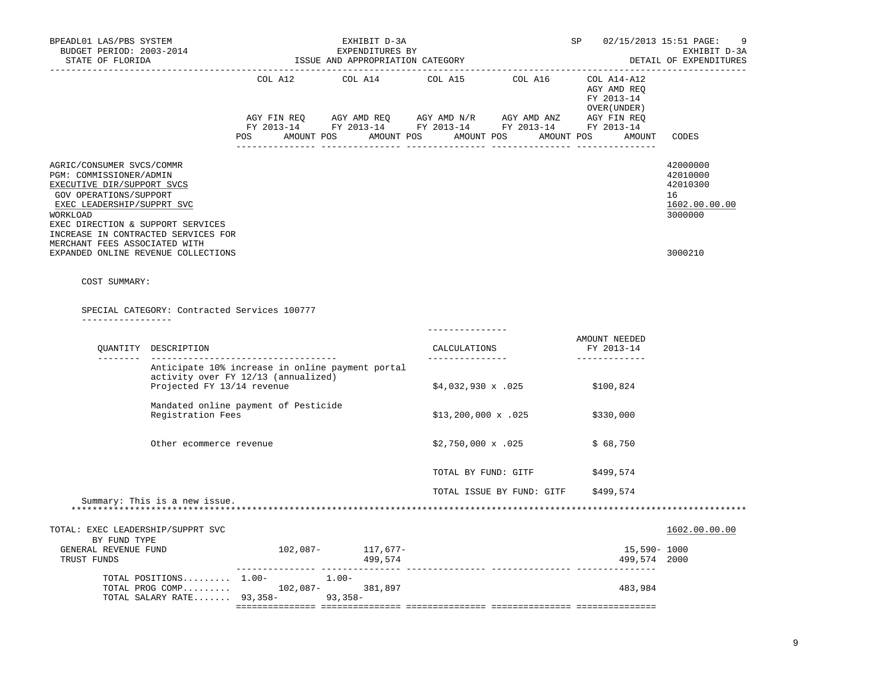BPEADL01 LAS/PBS SYSTEM — EXHIBIT D-3A — SP 02/15/2013 15:51 PAGE: 9
BUDGET PERIOD: 2003-2014 — EXPENDITURES BY — EXHIBIT D-3A
STATE OF FLORIDA — ISSUE AND APPROPRIATION CATEGORY — DETAIL OF EXPENDITURES

| | COL A12 AGY FIN REQ FY 2013-14 POS AMOUNT | COL A14 AGY AMD REQ FY 2013-14 POS AMOUNT | COL A15 AGY AMD N/R FY 2013-14 POS AMOUNT | COL A16 AGY AMD ANZ FY 2013-14 POS AMOUNT | COL A14-A12 AGY AMD REQ FY 2013-14 OVER(UNDER) AGY FIN REQ FY 2013-14 POS AMOUNT | CODES |
|---|---|---|---|---|---|---|

AGRIC/CONSUMER SVCS/COMMR — 42000000
PGM: COMMISSIONER/ADMIN — 42010000
EXECUTIVE DIR/SUPPORT SVCS — 42010300
GOV OPERATIONS/SUPPORT — 16
EXEC LEADERSHIP/SUPPRT SVC — 1602.00.00.00
WORKLOAD — 3000000
EXEC DIRECTION & SUPPORT SERVICES
INCREASE IN CONTRACTED SERVICES FOR MERCHANT FEES ASSOCIATED WITH EXPANDED ONLINE REVENUE COLLECTIONS — 3000210

COST SUMMARY:

SPECIAL CATEGORY: Contracted Services 100777

| QUANTITY | DESCRIPTION | CALCULATIONS | AMOUNT NEEDED FY 2013-14 |
|---|---|---|---|
| | Anticipate 10% increase in online payment portal activity over FY 12/13 (annualized) Projected FY 13/14 revenue | $4,032,930 x .025 | $100,824 |
| | Mandated online payment of Pesticide Registration Fees | $13,200,000 x .025 | $330,000 |
| | Other ecommerce revenue | $2,750,000 x .025 | $ 68,750 |
| | | TOTAL BY FUND: GITF | $499,574 |
| | | TOTAL ISSUE BY FUND: GITF | $499,574 |

Summary: This is a new issue.

TOTAL: EXEC LEADERSHIP/SUPPRT SVC — 1602.00.00.00

| BY FUND TYPE | COL A12 POS | COL A12 AMOUNT | COL A14 POS | COL A14 AMOUNT | COL A15 | COL A16 | COL A14-A12 AMOUNT | CODES |
|---|---|---|---|---|---|---|---|---|
| GENERAL REVENUE FUND | | 102,087- | | 117,677- | | | 15,590- | 1000 |
| TRUST FUNDS | | | | 499,574 | | | 499,574 | 2000 |
| TOTAL POSITIONS......... | 1.00- | | 1.00- | | | | | |
| TOTAL PROG COMP......... | | 102,087- | | 381,897 | | | 483,984 | |
| TOTAL SALARY RATE....... | 93,358- | | 93,358- | | | | | |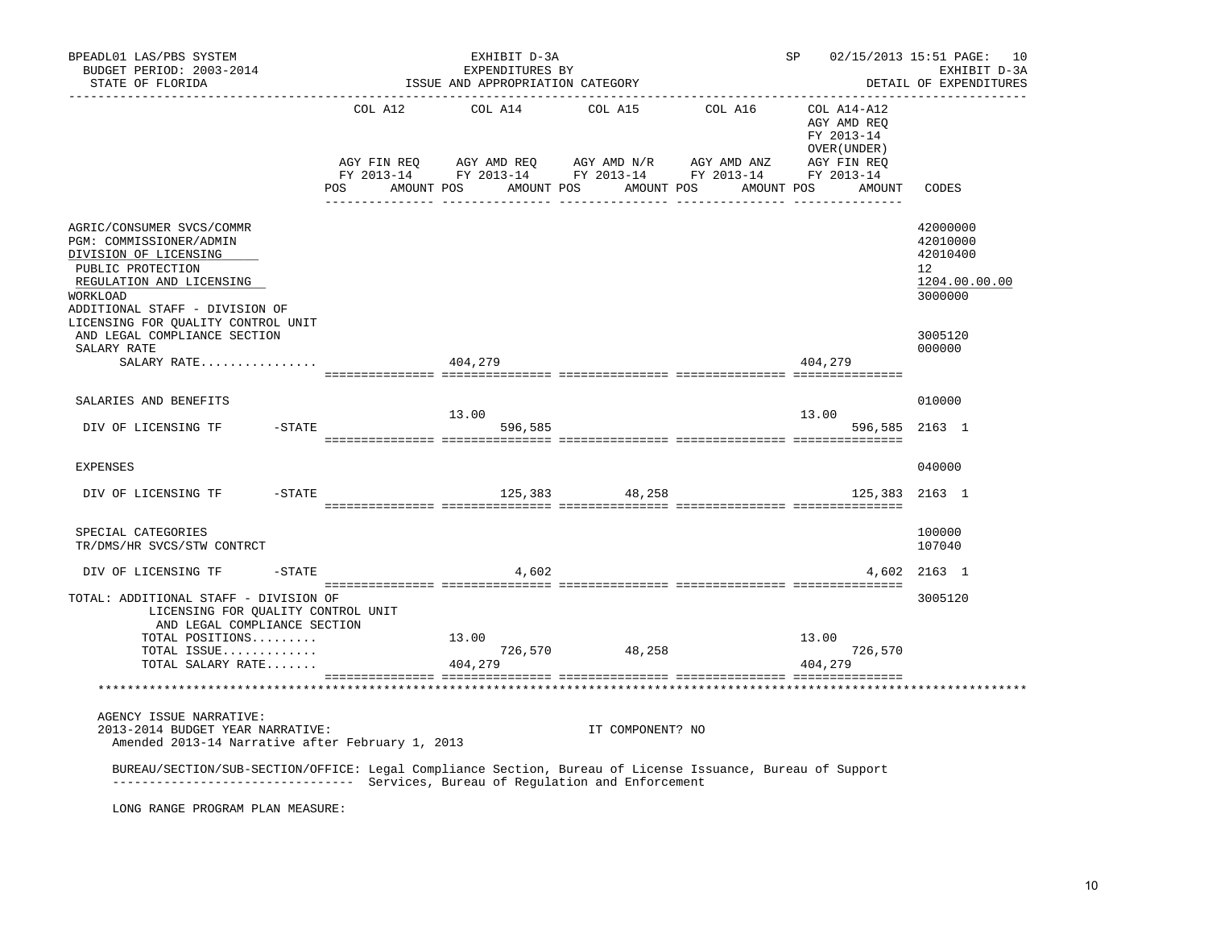BPEADL01 LAS/PBS SYSTEM — EXHIBIT D-3A — EXPENDITURES BY ISSUE AND APPROPRIATION CATEGORY — SP 02/15/2013 15:51 PAGE: 10
BUDGET PERIOD: 2003-2014 — EXHIBIT D-3A
STATE OF FLORIDA — DETAIL OF EXPENDITURES

| | COL A12 AGY FIN REQ FY 2013-14 POS AMOUNT | COL A14 AGY AMD REQ FY 2013-14 POS AMOUNT | COL A15 AGY AMD N/R FY 2013-14 POS AMOUNT | COL A16 AGY AMD ANZ FY 2013-14 POS AMOUNT | COL A14-A12 AGY AMD REQ FY 2013-14 OVER(UNDER) AGY FIN REQ FY 2013-14 POS AMOUNT | CODES |
|---|---|---|---|---|---|---|
| AGRIC/CONSUMER SVCS/COMMR | | | | | | 42000000 |
| PGM: COMMISSIONER/ADMIN | | | | | | 42010000 |
| DIVISION OF LICENSING | | | | | | 42010400 |
| PUBLIC PROTECTION | | | | | | 12 |
| REGULATION AND LICENSING | | | | | | 1204.00.00.00 |
| WORKLOAD | | | | | | 3000000 |
| ADDITIONAL STAFF - DIVISION OF LICENSING FOR QUALITY CONTROL UNIT AND LEGAL COMPLIANCE SECTION | | | | | | 3005120 |
| SALARY RATE | | | | | | 000000 |
| SALARY RATE................ | | 404,279 | | | 404,279 | |
| SALARIES AND BENEFITS | | | | | | 010000 |
| DIV OF LICENSING TF -STATE | | 13.00 596,585 | | | 13.00 596,585 | 2163 1 |
| EXPENSES | | | | | | 040000 |
| DIV OF LICENSING TF -STATE | | 125,383 | 48,258 | | 125,383 | 2163 1 |
| SPECIAL CATEGORIES | | | | | | 100000 |
| TR/DMS/HR SVCS/STW CONTRCT | | | | | | 107040 |
| DIV OF LICENSING TF -STATE | | 4,602 | | | 4,602 | 2163 1 |
| TOTAL: ADDITIONAL STAFF - DIVISION OF LICENSING FOR QUALITY CONTROL UNIT AND LEGAL COMPLIANCE SECTION | | | | | | 3005120 |
| TOTAL POSITIONS......... | | 13.00 | | | 13.00 | |
| TOTAL ISSUE............. | | 726,570 | 48,258 | | 726,570 | |
| TOTAL SALARY RATE....... | | 404,279 | | | 404,279 | |

AGENCY ISSUE NARRATIVE:
2013-2014 BUDGET YEAR NARRATIVE: IT COMPONENT? NO
Amended 2013-14 Narrative after February 1, 2013

BUREAU/SECTION/SUB-SECTION/OFFICE: Legal Compliance Section, Bureau of License Issuance, Bureau of Support Services, Bureau of Regulation and Enforcement

LONG RANGE PROGRAM PLAN MEASURE: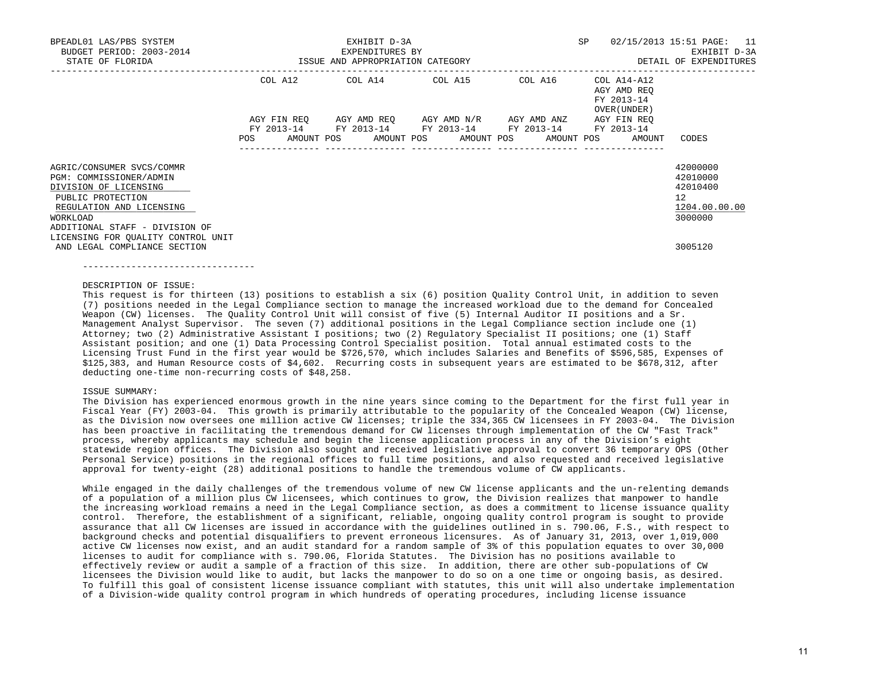| | COL A12 | COL A14 | COL A15 | COL A16 | COL A14-A12 AGY AMD REQ FY 2013-14 OVER(UNDER) | |
|---|---|---|---|---|---|---|
| | AGY FIN REQ FY 2013-14 | AGY AMD REQ FY 2013-14 | AGY AMD N/R FY 2013-14 | AGY AMD ANZ FY 2013-14 | AGY FIN REQ FY 2013-14 | |
| | POS AMOUNT | POS AMOUNT | POS AMOUNT | POS AMOUNT | POS AMOUNT | CODES |
| AGRIC/CONSUMER SVCS/COMMR | | | | | | 42000000 |
| PGM: COMMISSIONER/ADMIN | | | | | | 42010000 |
| DIVISION OF LICENSING | | | | | | 42010400 |
| PUBLIC PROTECTION | | | | | | 12 |
| REGULATION AND LICENSING | | | | | | 1204.00.00.00 |
| WORKLOAD | | | | | | 3000000 |
| ADDITIONAL STAFF - DIVISION OF LICENSING FOR QUALITY CONTROL UNIT AND LEGAL COMPLIANCE SECTION | | | | | | 3005120 |

DESCRIPTION OF ISSUE:

This request is for thirteen (13) positions to establish a six (6) position Quality Control Unit, in addition to seven (7) positions needed in the Legal Compliance section to manage the increased workload due to the demand for Concealed Weapon (CW) licenses. The Quality Control Unit will consist of five (5) Internal Auditor II positions and a Sr. Management Analyst Supervisor. The seven (7) additional positions in the Legal Compliance section include one (1) Attorney; two (2) Administrative Assistant I positions; two (2) Regulatory Specialist II positions; one (1) Staff Assistant position; and one (1) Data Processing Control Specialist position. Total annual estimated costs to the Licensing Trust Fund in the first year would be $726,570, which includes Salaries and Benefits of $596,585, Expenses of $125,383, and Human Resource costs of $4,602. Recurring costs in subsequent years are estimated to be $678,312, after deducting one-time non-recurring costs of $48,258.

ISSUE SUMMARY:

The Division has experienced enormous growth in the nine years since coming to the Department for the first full year in Fiscal Year (FY) 2003-04. This growth is primarily attributable to the popularity of the Concealed Weapon (CW) license, as the Division now oversees one million active CW licenses; triple the 334,365 CW licensees in FY 2003-04. The Division has been proactive in facilitating the tremendous demand for CW licenses through implementation of the CW "Fast Track" process, whereby applicants may schedule and begin the license application process in any of the Division's eight statewide region offices. The Division also sought and received legislative approval to convert 36 temporary OPS (Other Personal Service) positions in the regional offices to full time positions, and also requested and received legislative approval for twenty-eight (28) additional positions to handle the tremendous volume of CW applicants.

While engaged in the daily challenges of the tremendous volume of new CW license applicants and the un-relenting demands of a population of a million plus CW licensees, which continues to grow, the Division realizes that manpower to handle the increasing workload remains a need in the Legal Compliance section, as does a commitment to license issuance quality control. Therefore, the establishment of a significant, reliable, ongoing quality control program is sought to provide assurance that all CW licenses are issued in accordance with the guidelines outlined in s. 790.06, F.S., with respect to background checks and potential disqualifiers to prevent erroneous licensures. As of January 31, 2013, over 1,019,000 active CW licenses now exist, and an audit standard for a random sample of 3% of this population equates to over 30,000 licenses to audit for compliance with s. 790.06, Florida Statutes. The Division has no positions available to effectively review or audit a sample of a fraction of this size. In addition, there are other sub-populations of CW licensees the Division would like to audit, but lacks the manpower to do so on a one time or ongoing basis, as desired. To fulfill this goal of consistent license issuance compliant with statutes, this unit will also undertake implementation of a Division-wide quality control program in which hundreds of operating procedures, including license issuance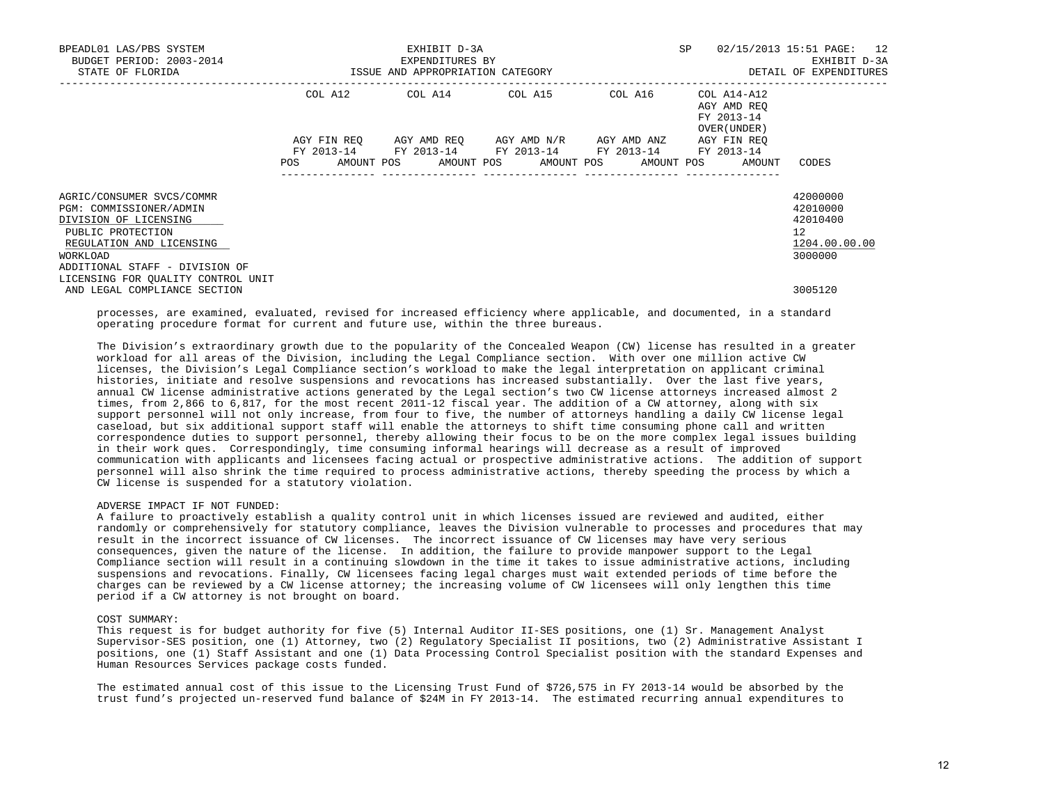BPEADL01 LAS/PBS SYSTEM EXHIBIT D-3A SP 02/15/2013 15:51 PAGE: 12
BUDGET PERIOD: 2003-2014 EXPENDITURES BY EXHIBIT D-3A
STATE OF FLORIDA ISSUE AND APPROPRIATION CATEGORY DETAIL OF EXPENDITURES

| | COL A12 | COL A14 | COL A15 | COL A16 | COL A14-A12 AGY AMD REQ FY 2013-14 OVER(UNDER) | |
|---|---|---|---|---|---|---|
| | AGY FIN REQ FY 2013-14 POS AMOUNT | AGY AMD REQ FY 2013-14 POS AMOUNT | AGY AMD N/R FY 2013-14 POS AMOUNT | AGY AMD ANZ FY 2013-14 POS AMOUNT | AGY FIN REQ FY 2013-14 POS AMOUNT | CODES |
| AGRIC/CONSUMER SVCS/COMMR | | | | | | 42000000 |
| PGM: COMMISSIONER/ADMIN | | | | | | 42010000 |
| DIVISION OF LICENSING | | | | | | 42010400 |
| PUBLIC PROTECTION | | | | | | 12 |
| REGULATION AND LICENSING | | | | | | 1204.00.00.00 |
| WORKLOAD | | | | | | 3000000 |
| ADDITIONAL STAFF - DIVISION OF LICENSING FOR QUALITY CONTROL UNIT AND LEGAL COMPLIANCE SECTION | | | | | | 3005120 |

processes, are examined, evaluated, revised for increased efficiency where applicable, and documented, in a standard operating procedure format for current and future use, within the three bureaus.

The Division's extraordinary growth due to the popularity of the Concealed Weapon (CW) license has resulted in a greater workload for all areas of the Division, including the Legal Compliance section. With over one million active CW licenses, the Division's Legal Compliance section's workload to make the legal interpretation on applicant criminal histories, initiate and resolve suspensions and revocations has increased substantially. Over the last five years, annual CW license administrative actions generated by the Legal section's two CW license attorneys increased almost 2 times, from 2,866 to 6,817, for the most recent 2011-12 fiscal year. The addition of a CW attorney, along with six support personnel will not only increase, from four to five, the number of attorneys handling a daily CW license legal caseload, but six additional support staff will enable the attorneys to shift time consuming phone call and written correspondence duties to support personnel, thereby allowing their focus to be on the more complex legal issues building in their work ques. Correspondingly, time consuming informal hearings will decrease as a result of improved communication with applicants and licensees facing actual or prospective administrative actions. The addition of support personnel will also shrink the time required to process administrative actions, thereby speeding the process by which a CW license is suspended for a statutory violation.

ADVERSE IMPACT IF NOT FUNDED:
A failure to proactively establish a quality control unit in which licenses issued are reviewed and audited, either randomly or comprehensively for statutory compliance, leaves the Division vulnerable to processes and procedures that may result in the incorrect issuance of CW licenses. The incorrect issuance of CW licenses may have very serious consequences, given the nature of the license. In addition, the failure to provide manpower support to the Legal Compliance section will result in a continuing slowdown in the time it takes to issue administrative actions, including suspensions and revocations. Finally, CW licensees facing legal charges must wait extended periods of time before the charges can be reviewed by a CW license attorney; the increasing volume of CW licensees will only lengthen this time period if a CW attorney is not brought on board.

COST SUMMARY:
This request is for budget authority for five (5) Internal Auditor II-SES positions, one (1) Sr. Management Analyst Supervisor-SES position, one (1) Attorney, two (2) Regulatory Specialist II positions, two (2) Administrative Assistant I positions, one (1) Staff Assistant and one (1) Data Processing Control Specialist position with the standard Expenses and Human Resources Services package costs funded.

The estimated annual cost of this issue to the Licensing Trust Fund of $726,575 in FY 2013-14 would be absorbed by the trust fund's projected un-reserved fund balance of $24M in FY 2013-14. The estimated recurring annual expenditures to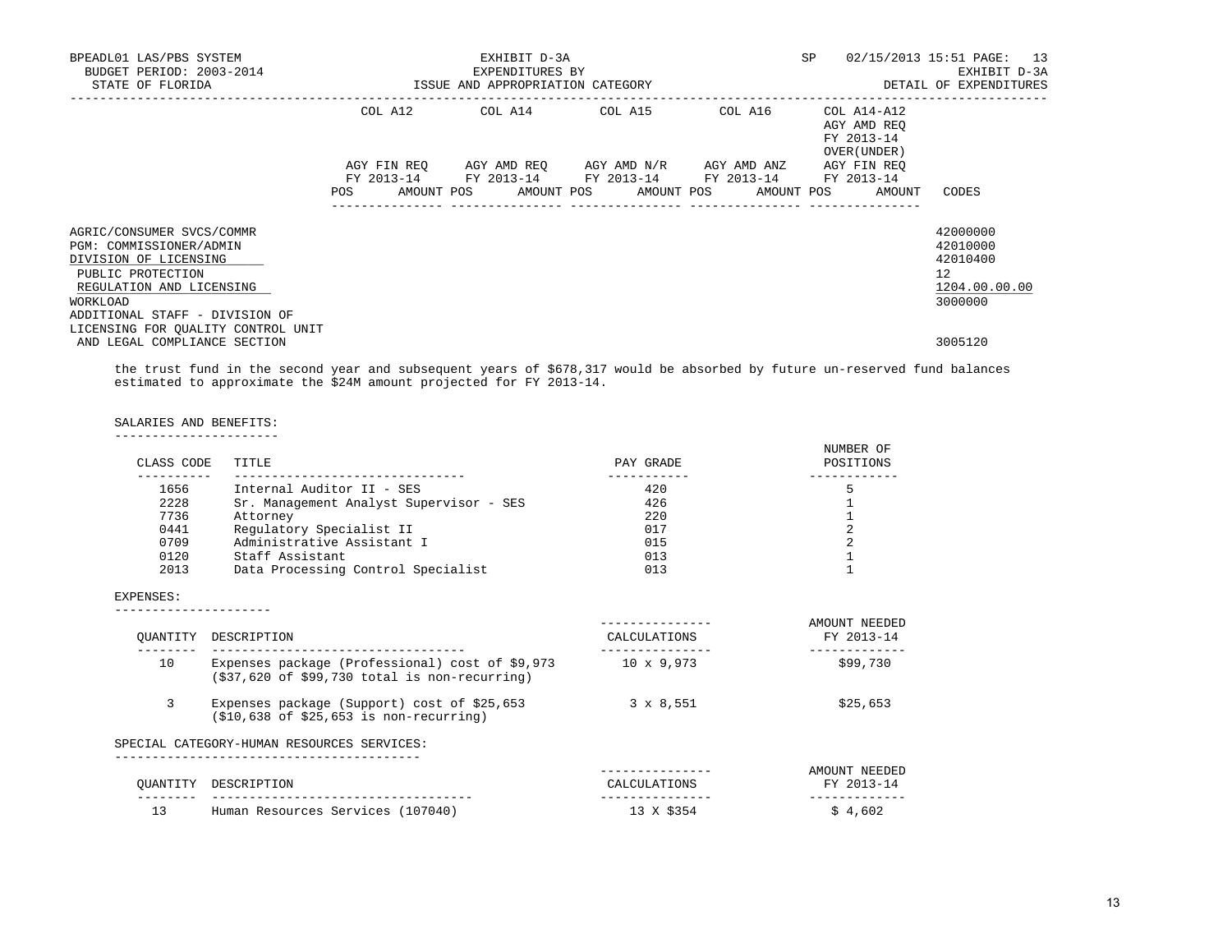BPEADL01 LAS/PBS SYSTEM | EXHIBIT D-3A | SP 02/15/2013 15:51

BUDGET PERIOD: 2003-2014 | EXPENDITURES BY | EXHIBIT D-3A

STATE OF FLORIDA | ISSUE AND APPROPRIATION CATEGORY | DETAIL OF EXPENDITURES

| | COL A12 AGY FIN REQ FY 2013-14 POS AMOUNT | COL A14 AGY AMD REQ FY 2013-14 POS AMOUNT | COL A15 AGY AMD N/R FY 2013-14 POS AMOUNT | COL A16 AGY AMD ANZ FY 2013-14 POS AMOUNT | COL A14-A12 AGY AMD REQ FY 2013-14 OVER(UNDER) AGY FIN REQ FY 2013-14 POS AMOUNT | CODES |
|---|---|---|---|---|---|---|
| AGRIC/CONSUMER SVCS/COMMR | | | | | | 42000000 |
| PGM: COMMISSIONER/ADMIN | | | | | | 42010000 |
| DIVISION OF LICENSING | | | | | | 42010400 |
| PUBLIC PROTECTION | | | | | | 12 |
| REGULATION AND LICENSING | | | | | | 1204.00.00.00 |
| WORKLOAD | | | | | | 3000000 |
| ADDITIONAL STAFF - DIVISION OF LICENSING FOR QUALITY CONTROL UNIT AND LEGAL COMPLIANCE SECTION | | | | | | 3005120 |

the trust fund in the second year and subsequent years of $678,317 would be absorbed by future un-reserved fund balances estimated to approximate the $24M amount projected for FY 2013-14.

SALARIES AND BENEFITS:

| CLASS CODE | TITLE | PAY GRADE | NUMBER OF POSITIONS |
|---|---|---|---|
| 1656 | Internal Auditor II - SES | 420 | 5 |
| 2228 | Sr. Management Analyst Supervisor - SES | 426 | 1 |
| 7736 | Attorney | 220 | 1 |
| 0441 | Regulatory Specialist II | 017 | 2 |
| 0709 | Administrative Assistant I | 015 | 2 |
| 0120 | Staff Assistant | 013 | 1 |
| 2013 | Data Processing Control Specialist | 013 | 1 |

EXPENSES:

| QUANTITY | DESCRIPTION | CALCULATIONS | AMOUNT NEEDED FY 2013-14 |
|---|---|---|---|
| 10 | Expenses package (Professional) cost of $9,973 ($37,620 of $99,730 total is non-recurring) | 10 x 9,973 | $99,730 |
| 3 | Expenses package (Support) cost of $25,653 ($10,638 of $25,653 is non-recurring) | 3 x 8,551 | $25,653 |

SPECIAL CATEGORY-HUMAN RESOURCES SERVICES:

| QUANTITY | DESCRIPTION | CALCULATIONS | AMOUNT NEEDED FY 2013-14 |
|---|---|---|---|
| 13 | Human Resources Services (107040) | 13 X $354 | $ 4,602 |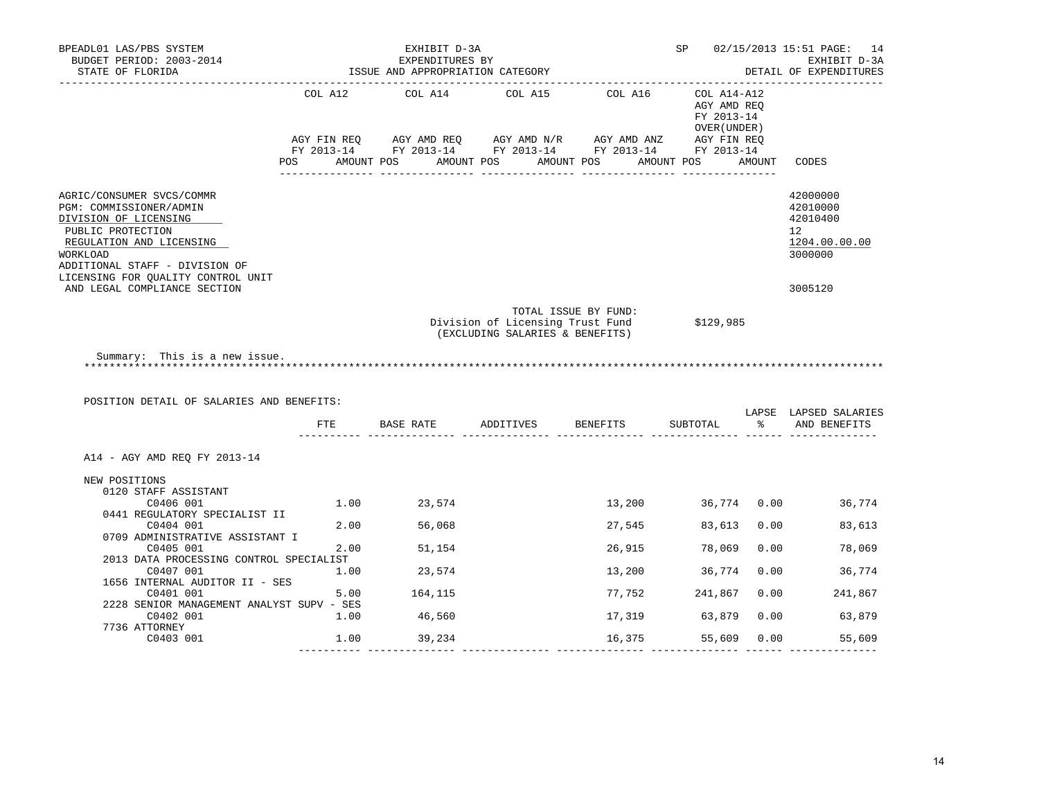BPEADL01 LAS/PBS SYSTEM — EXHIBIT D-3A — SP 02/15/2013 15:51

BUDGET PERIOD: 2003-2014 — EXPENDITURES BY — EXHIBIT D-3A

STATE OF FLORIDA — ISSUE AND APPROPRIATION CATEGORY — DETAIL OF EXPENDITURES

| | COL A12 | COL A14 | COL A15 | COL A16 | COL A14-A12 AGY AMD REQ FY 2013-14 OVER(UNDER) | |
|---|---|---|---|---|---|---|
| | AGY FIN REQ FY 2013-14 | AGY AMD REQ FY 2013-14 | AGY AMD N/R FY 2013-14 | AGY AMD ANZ FY 2013-14 | AGY FIN REQ FY 2013-14 | |
| | POS AMOUNT | POS AMOUNT | POS AMOUNT | POS AMOUNT | POS AMOUNT | CODES |

| | CODES |
|---|---|
| AGRIC/CONSUMER SVCS/COMMR | 42000000 |
| PGM: COMMISSIONER/ADMIN | 42010000 |
| DIVISION OF LICENSING | 42010400 |
| PUBLIC PROTECTION | 12 |
| REGULATION AND LICENSING | 1204.00.00.00 |
| WORKLOAD | 3000000 |
| ADDITIONAL STAFF - DIVISION OF LICENSING FOR QUALITY CONTROL UNIT AND LEGAL COMPLIANCE SECTION | 3005120 |

TOTAL ISSUE BY FUND:
Division of Licensing Trust Fund $129,985
(EXCLUDING SALARIES & BENEFITS)

Summary: This is a new issue.

POSITION DETAIL OF SALARIES AND BENEFITS:

| | FTE | BASE RATE | ADDITIVES | BENEFITS | SUBTOTAL | LAPSE % | LAPSED SALARIES AND BENEFITS |
|---|---|---|---|---|---|---|---|
| A14 - AGY AMD REQ FY 2013-14 | | | | | | | |
| NEW POSITIONS | | | | | | | |
| 0120 STAFF ASSISTANT | | | | | | | |
| C0406 001 | 1.00 | 23,574 | | 13,200 | 36,774 | 0.00 | 36,774 |
| 0441 REGULATORY SPECIALIST II | | | | | | | |
| C0404 001 | 2.00 | 56,068 | | 27,545 | 83,613 | 0.00 | 83,613 |
| 0709 ADMINISTRATIVE ASSISTANT I | | | | | | | |
| C0405 001 | 2.00 | 51,154 | | 26,915 | 78,069 | 0.00 | 78,069 |
| 2013 DATA PROCESSING CONTROL SPECIALIST | | | | | | | |
| C0407 001 | 1.00 | 23,574 | | 13,200 | 36,774 | 0.00 | 36,774 |
| 1656 INTERNAL AUDITOR II - SES | | | | | | | |
| C0401 001 | 5.00 | 164,115 | | 77,752 | 241,867 | 0.00 | 241,867 |
| 2228 SENIOR MANAGEMENT ANALYST SUPV - SES | | | | | | | |
| C0402 001 | 1.00 | 46,560 | | 17,319 | 63,879 | 0.00 | 63,879 |
| 7736 ATTORNEY | | | | | | | |
| C0403 001 | 1.00 | 39,234 | | 16,375 | 55,609 | 0.00 | 55,609 |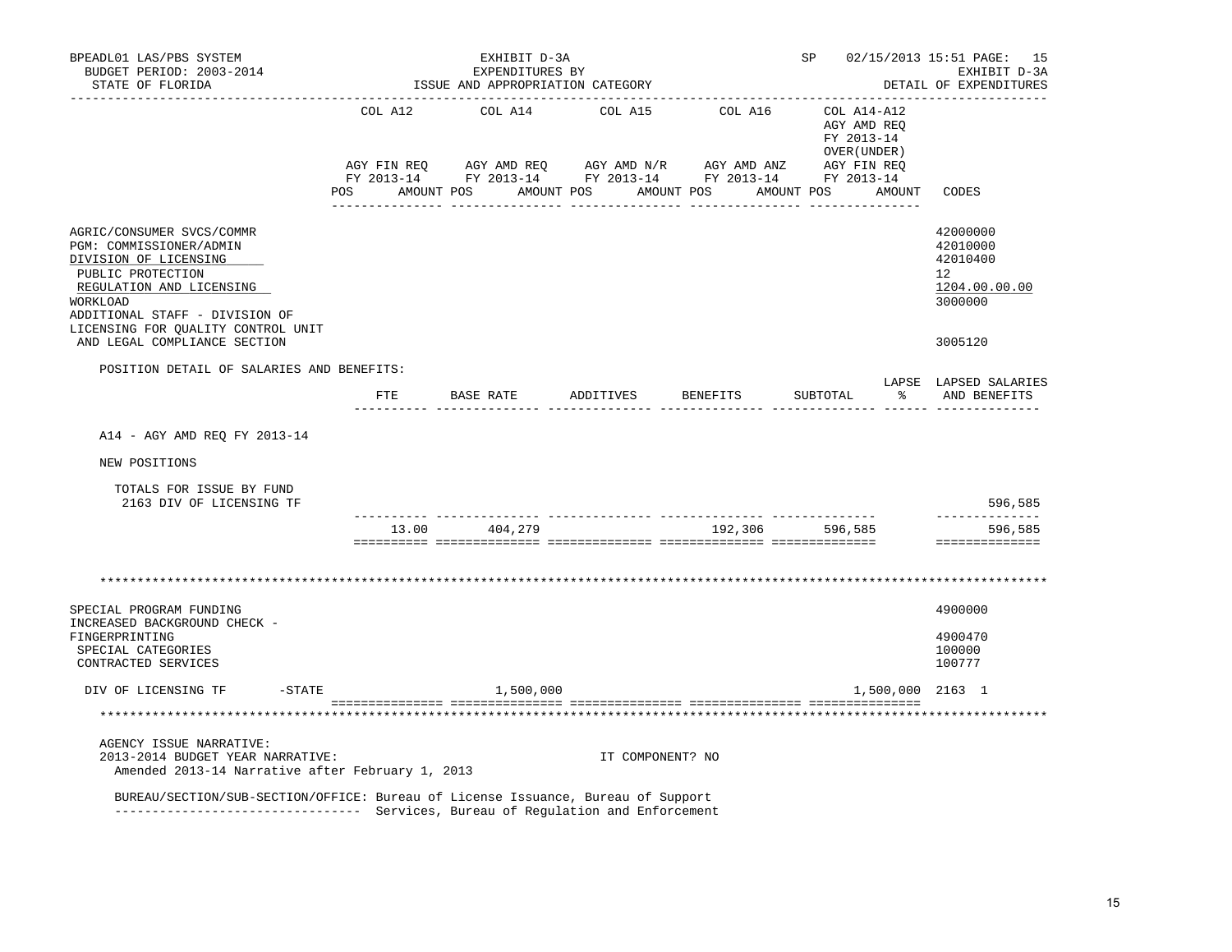BPEADL01 LAS/PBS SYSTEM — EXHIBIT D-3A — EXPENDITURES BY ISSUE AND APPROPRIATION CATEGORY
BUDGET PERIOD: 2003-2014 — STATE OF FLORIDA — SP 02/15/2013 15:51 — EXHIBIT D-3A DETAIL OF EXPENDITURES

| | COL A12 AGY FIN REQ FY 2013-14 POS AMOUNT | COL A14 AGY AMD REQ FY 2013-14 POS AMOUNT | COL A15 AGY AMD N/R FY 2013-14 POS AMOUNT | COL A16 AGY AMD ANZ FY 2013-14 POS AMOUNT | COL A14-A12 AGY AMD REQ FY 2013-14 OVER(UNDER) AGY FIN REQ FY 2013-14 POS AMOUNT | CODES |
|---|---|---|---|---|---|---|
| AGRIC/CONSUMER SVCS/COMMR | | | | | | 42000000 |
| PGM: COMMISSIONER/ADMIN | | | | | | 42010000 |
| DIVISION OF LICENSING | | | | | | 42010400 |
| PUBLIC PROTECTION | | | | | | 12 |
| REGULATION AND LICENSING | | | | | | 1204.00.00.00 |
| WORKLOAD | | | | | | 3000000 |
| ADDITIONAL STAFF - DIVISION OF LICENSING FOR QUALITY CONTROL UNIT AND LEGAL COMPLIANCE SECTION | | | | | | 3005120 |

POSITION DETAIL OF SALARIES AND BENEFITS:

| | FTE | BASE RATE | ADDITIVES | BENEFITS | SUBTOTAL | LAPSE % | LAPSED SALARIES AND BENEFITS |
|---|---|---|---|---|---|---|---|
| A14 - AGY AMD REQ FY 2013-14 | | | | | | | |
| NEW POSITIONS | | | | | | | |
| TOTALS FOR ISSUE BY FUND | | | | | | | |
| 2163 DIV OF LICENSING TF | | | | | | | 596,585 |
| | 13.00 | 404,279 | | 192,306 | 596,585 | | 596,585 |

********************************************************************************

| | COL A12 | COL A14 | COL A15 | COL A16 | COL A14-A12 | CODES |
|---|---|---|---|---|---|---|
| SPECIAL PROGRAM FUNDING | | | | | | 4900000 |
| INCREASED BACKGROUND CHECK - FINGERPRINTING | | | | | | 4900470 |
| SPECIAL CATEGORIES | | | | | | 100000 |
| CONTRACTED SERVICES | | | | | | 100777 |
| DIV OF LICENSING TF -STATE | | 1,500,000 | | | 1,500,000 | 2163 1 |

********************************************************************************

AGENCY ISSUE NARRATIVE:
2013-2014 BUDGET YEAR NARRATIVE: IT COMPONENT? NO
Amended 2013-14 Narrative after February 1, 2013

BUREAU/SECTION/SUB-SECTION/OFFICE: Bureau of License Issuance, Bureau of Support Services, Bureau of Regulation and Enforcement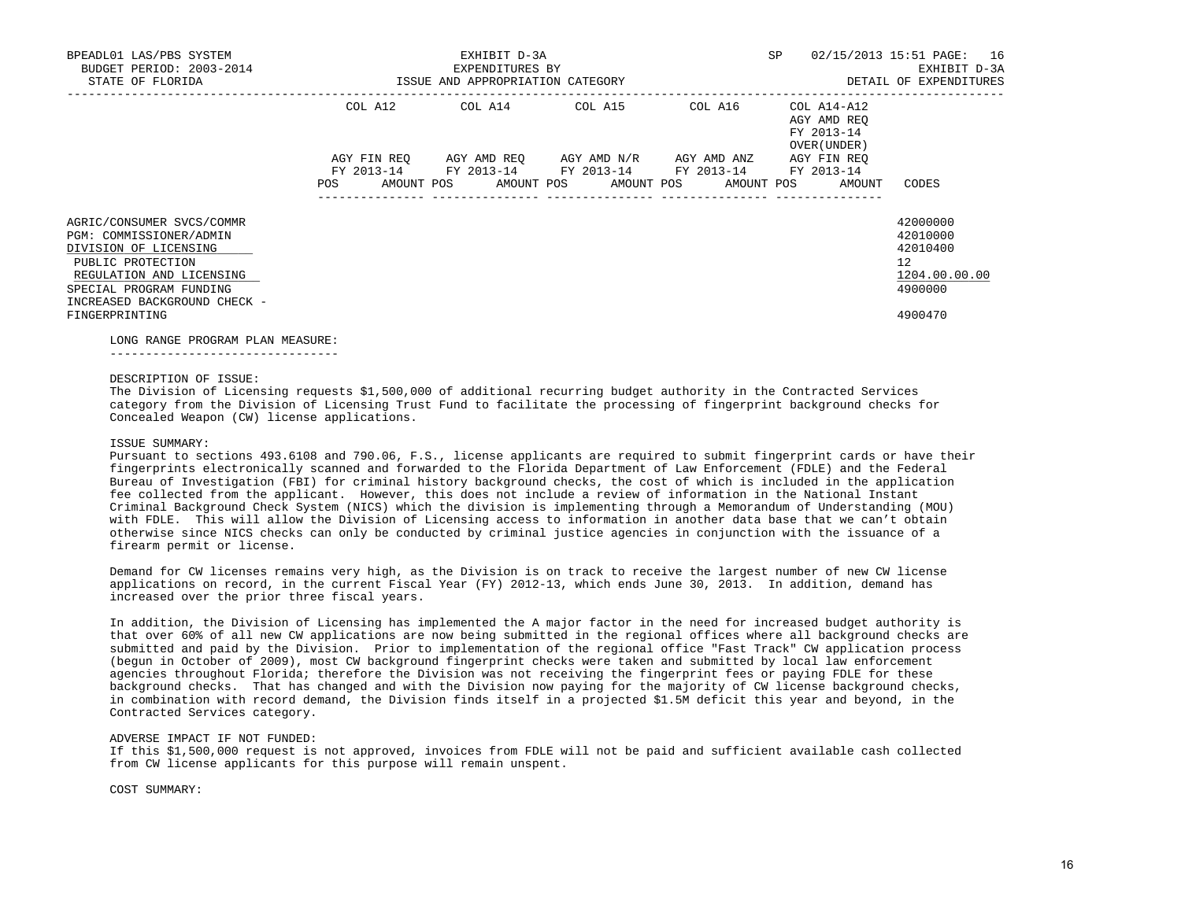| | COL A12 | COL A14 | COL A15 | COL A16 | COL A14-A12 AGY AMD REQ FY 2013-14 OVER(UNDER) | |
|---|---|---|---|---|---|---|
| | AGY FIN REQ FY 2013-14 | AGY AMD REQ FY 2013-14 | AGY AMD N/R FY 2013-14 | AGY AMD ANZ FY 2013-14 | AGY FIN REQ FY 2013-14 | |
| | POS AMOUNT | POS AMOUNT | POS AMOUNT | POS AMOUNT | POS AMOUNT | CODES |
| AGRIC/CONSUMER SVCS/COMMR | | | | | | 42000000 |
| PGM: COMMISSIONER/ADMIN | | | | | | 42010000 |
| DIVISION OF LICENSING | | | | | | 42010400 |
| PUBLIC PROTECTION | | | | | | 12 |
| REGULATION AND LICENSING | | | | | | 1204.00.00.00 |
| SPECIAL PROGRAM FUNDING | | | | | | 4900000 |
| INCREASED BACKGROUND CHECK - FINGERPRINTING | | | | | | 4900470 |

LONG RANGE PROGRAM PLAN MEASURE:

DESCRIPTION OF ISSUE:
The Division of Licensing requests $1,500,000 of additional recurring budget authority in the Contracted Services category from the Division of Licensing Trust Fund to facilitate the processing of fingerprint background checks for Concealed Weapon (CW) license applications.

ISSUE SUMMARY:
Pursuant to sections 493.6108 and 790.06, F.S., license applicants are required to submit fingerprint cards or have their fingerprints electronically scanned and forwarded to the Florida Department of Law Enforcement (FDLE) and the Federal Bureau of Investigation (FBI) for criminal history background checks, the cost of which is included in the application fee collected from the applicant. However, this does not include a review of information in the National Instant Criminal Background Check System (NICS) which the division is implementing through a Memorandum of Understanding (MOU) with FDLE. This will allow the Division of Licensing access to information in another data base that we can't obtain otherwise since NICS checks can only be conducted by criminal justice agencies in conjunction with the issuance of a firearm permit or license.

Demand for CW licenses remains very high, as the Division is on track to receive the largest number of new CW license applications on record, in the current Fiscal Year (FY) 2012-13, which ends June 30, 2013. In addition, demand has increased over the prior three fiscal years.

In addition, the Division of Licensing has implemented the A major factor in the need for increased budget authority is that over 60% of all new CW applications are now being submitted in the regional offices where all background checks are submitted and paid by the Division. Prior to implementation of the regional office "Fast Track" CW application process (begun in October of 2009), most CW background fingerprint checks were taken and submitted by local law enforcement agencies throughout Florida; therefore the Division was not receiving the fingerprint fees or paying FDLE for these background checks. That has changed and with the Division now paying for the majority of CW license background checks, in combination with record demand, the Division finds itself in a projected $1.5M deficit this year and beyond, in the Contracted Services category.

ADVERSE IMPACT IF NOT FUNDED:
If this $1,500,000 request is not approved, invoices from FDLE will not be paid and sufficient available cash collected from CW license applicants for this purpose will remain unspent.

COST SUMMARY: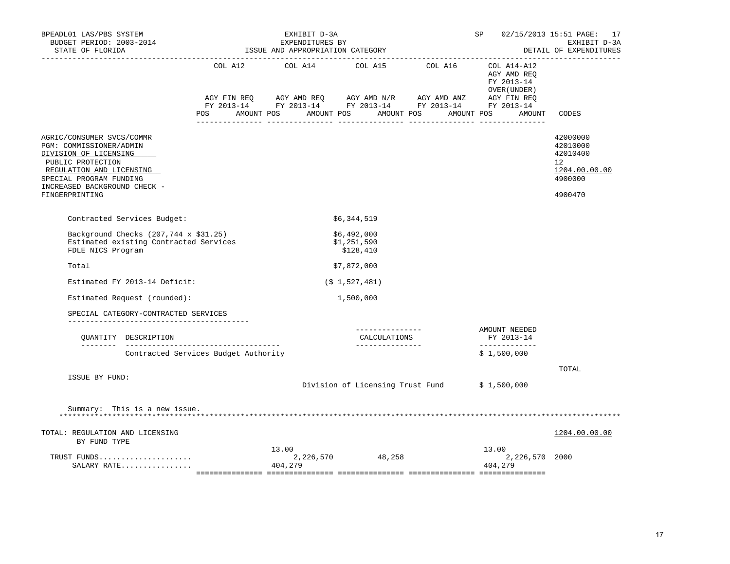BPEADL01 LAS/PBS SYSTEM | EXHIBIT D-3A | SP 02/15/2013 15:51

BUDGET PERIOD: 2003-2014 | EXPENDITURES BY | EXHIBIT D-3A

STATE OF FLORIDA | ISSUE AND APPROPRIATION CATEGORY | DETAIL OF EXPENDITURES

| | COL A12 AGY FIN REQ FY 2013-14 POS AMOUNT | COL A14 AGY AMD REQ FY 2013-14 POS AMOUNT | COL A15 AGY AMD N/R FY 2013-14 POS AMOUNT | COL A16 AGY AMD ANZ FY 2013-14 POS AMOUNT | COL A14-A12 AGY AMD REQ FY 2013-14 OVER(UNDER) AGY FIN REQ FY 2013-14 POS AMOUNT | CODES |
|---|---|---|---|---|---|---|

AGRIC/CONSUMER SVCS/COMMR — 42000000
PGM: COMMISSIONER/ADMIN — 42010000
DIVISION OF LICENSING — 42010400
PUBLIC PROTECTION — 12
REGULATION AND LICENSING — 1204.00.00.00
SPECIAL PROGRAM FUNDING — 4900000
INCREASED BACKGROUND CHECK - FINGERPRINTING — 4900470

| | |
|---|---|
| Contracted Services Budget: | $6,344,519 |
| Background Checks (207,744 x $31.25) | $6,492,000 |
| Estimated existing Contracted Services | $1,251,590 |
| FDLE NICS Program | $128,410 |
| Total | $7,872,000 |
| Estimated FY 2013-14 Deficit: | ($ 1,527,481) |
| Estimated Request (rounded): | 1,500,000 |

SPECIAL CATEGORY-CONTRACTED SERVICES

| QUANTITY | DESCRIPTION | CALCULATIONS | AMOUNT NEEDED FY 2013-14 |
|---|---|---|---|
| | Contracted Services Budget Authority | | $ 1,500,000 |

ISSUE BY FUND:

| | TOTAL |
|---|---|
| Division of Licensing Trust Fund | $ 1,500,000 |

Summary: This is a new issue.

TOTAL: REGULATION AND LICENSING — 1204.00.00.00
BY FUND TYPE

| | COL A12 | COL A14 | COL A15 | COL A16 | COL A14-A12 | CODES |
|---|---|---|---|---|---|---|
| TRUST FUNDS..................... | | 13.00 / 2,226,570 | 48,258 | | 13.00 / 2,226,570 | 2000 |
| SALARY RATE................ | | 404,279 | | | 404,279 | |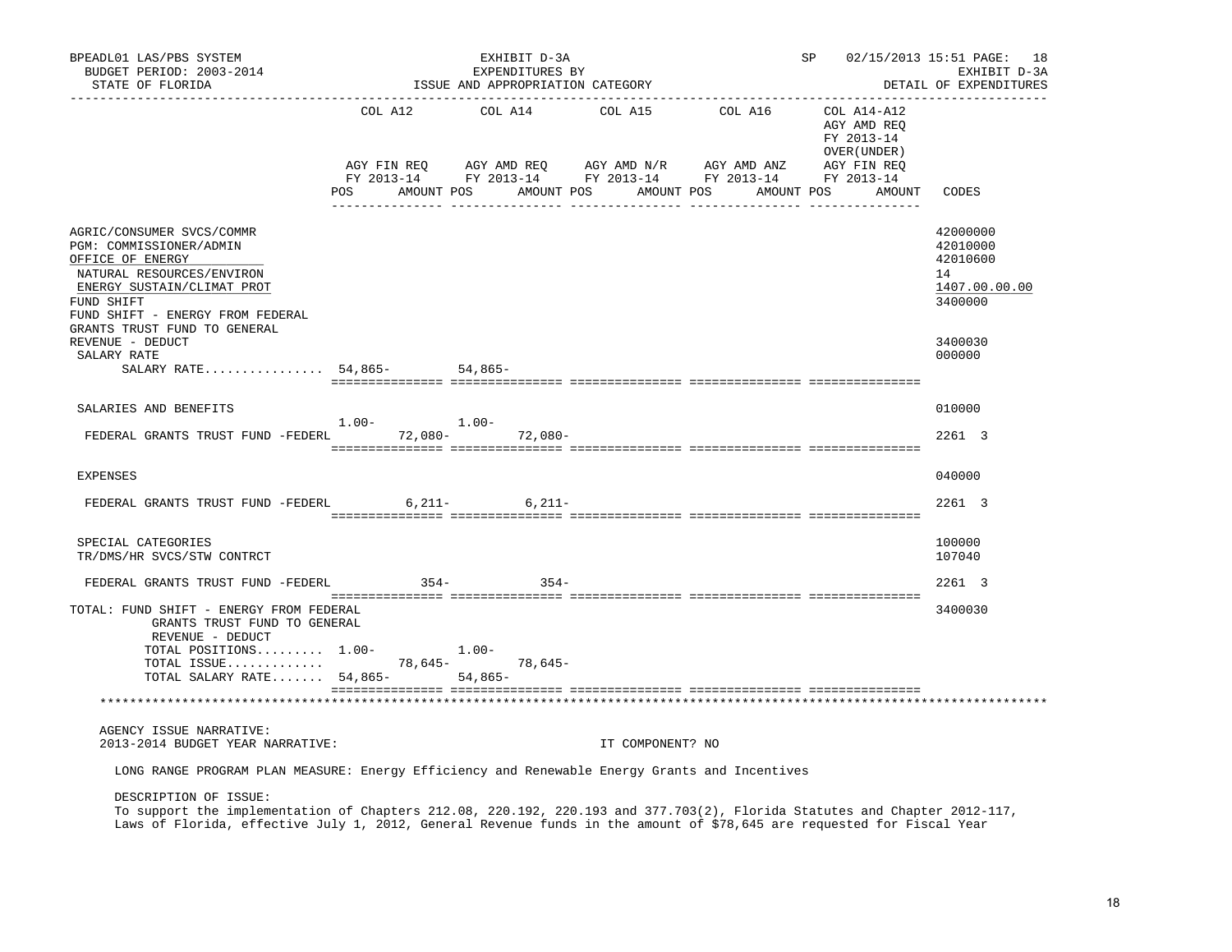| | COL A12 AGY FIN REQ FY 2013-14 | | COL A14 AGY AMD REQ FY 2013-14 | | COL A15 AGY AMD N/R FY 2013-14 | | COL A16 AGY AMD ANZ FY 2013-14 | | COL A14-A12 AGY AMD REQ FY 2013-14 OVER(UNDER) AGY FIN REQ FY 2013-14 | | CODES |
|---|---|---|---|---|---|---|---|---|---|---|---|
| | POS | AMOUNT | POS | AMOUNT | POS | AMOUNT | POS | AMOUNT | POS | AMOUNT | |
| AGRIC/CONSUMER SVCS/COMMR | | | | | | | | | | | 42000000 |
| PGM: COMMISSIONER/ADMIN | | | | | | | | | | | 42010000 |
| OFFICE OF ENERGY | | | | | | | | | | | 42010600 |
| NATURAL RESOURCES/ENVIRON | | | | | | | | | | | 14 |
| ENERGY SUSTAIN/CLIMAT PROT | | | | | | | | | | | 1407.00.00.00 |
| FUND SHIFT | | | | | | | | | | | 3400000 |
| FUND SHIFT - ENERGY FROM FEDERAL GRANTS TRUST FUND TO GENERAL REVENUE - DEDUCT | | | | | | | | | | | 3400030 |
| SALARY RATE | | | | | | | | | | | 000000 |
| SALARY RATE................ | 54,865- | | 54,865- | | | | | | | | |
| SALARIES AND BENEFITS | | | | | | | | | | | 010000 |
| FEDERAL GRANTS TRUST FUND -FEDERL | 1.00- | 72,080- | 1.00- | 72,080- | | | | | | | 2261 3 |
| EXPENSES | | | | | | | | | | | 040000 |
| FEDERAL GRANTS TRUST FUND -FEDERL | | 6,211- | | 6,211- | | | | | | | 2261 3 |
| SPECIAL CATEGORIES | | | | | | | | | | | 100000 |
| TR/DMS/HR SVCS/STW CONTRCT | | | | | | | | | | | 107040 |
| FEDERAL GRANTS TRUST FUND -FEDERL | | 354- | | 354- | | | | | | | 2261 3 |
| TOTAL: FUND SHIFT - ENERGY FROM FEDERAL GRANTS TRUST FUND TO GENERAL REVENUE - DEDUCT | | | | | | | | | | | 3400030 |
| TOTAL POSITIONS......... | 1.00- | | 1.00- | | | | | | | | |
| TOTAL ISSUE............. | | 78,645- | | 78,645- | | | | | | | |
| TOTAL SALARY RATE....... | 54,865- | | 54,865- | | | | | | | | |

AGENCY ISSUE NARRATIVE:
2013-2014 BUDGET YEAR NARRATIVE: IT COMPONENT? NO

LONG RANGE PROGRAM PLAN MEASURE: Energy Efficiency and Renewable Energy Grants and Incentives

DESCRIPTION OF ISSUE:
To support the implementation of Chapters 212.08, 220.192, 220.193 and 377.703(2), Florida Statutes and Chapter 2012-117, Laws of Florida, effective July 1, 2012, General Revenue funds in the amount of $78,645 are requested for Fiscal Year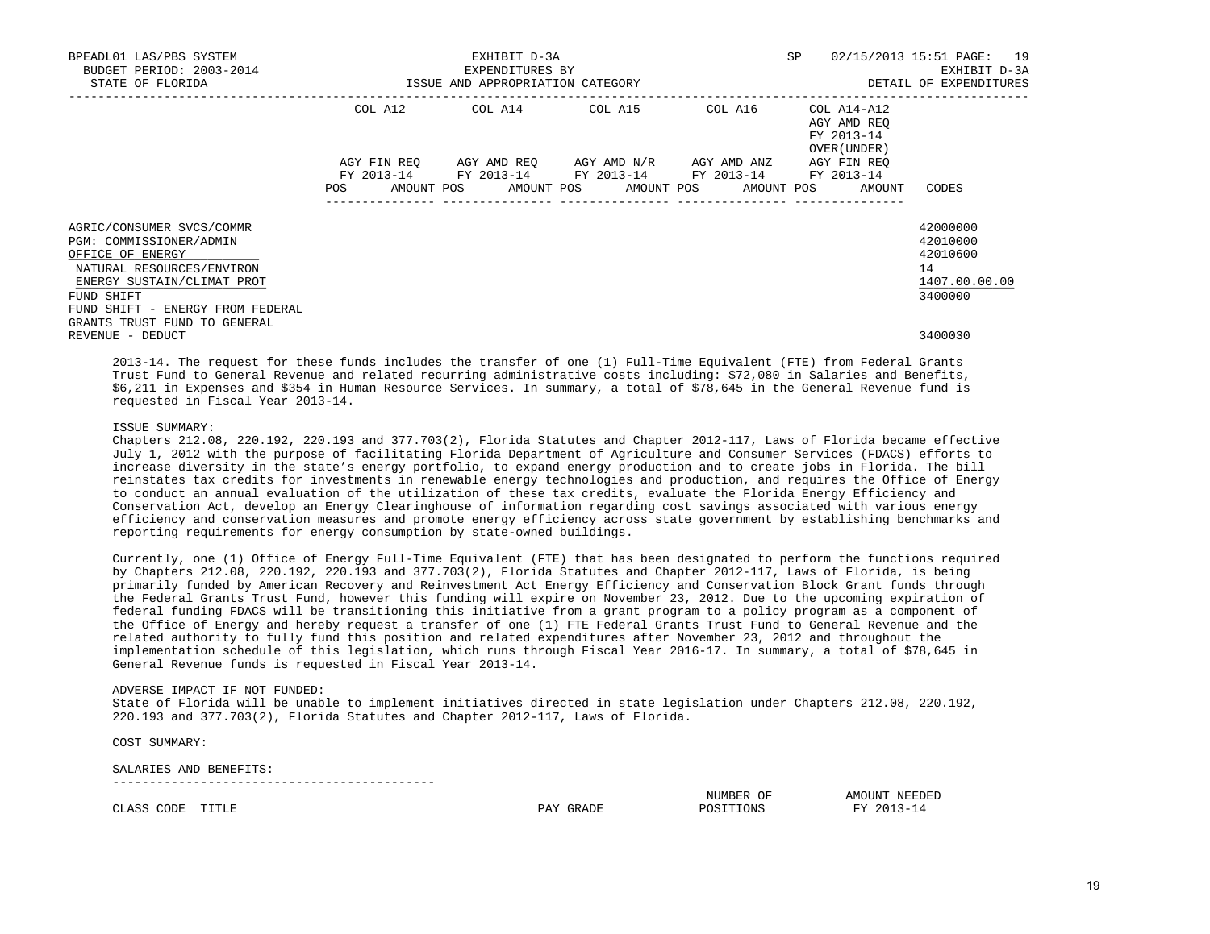| | COL A12 | | COL A14 | | COL A15 | | COL A16 | | COL A14-A12 AGY AMD REQ FY 2013-14 OVER(UNDER) | | |
|---|---|---|---|---|---|---|---|---|---|---|---|
| | AGY FIN REQ FY 2013-14 | | AGY AMD REQ FY 2013-14 | | AGY AMD N/R FY 2013-14 | | AGY AMD ANZ FY 2013-14 | | AGY FIN REQ FY 2013-14 | | |
| | POS | AMOUNT | POS | AMOUNT | POS | AMOUNT | POS | AMOUNT | POS | AMOUNT | CODES |
| AGRIC/CONSUMER SVCS/COMMR | | | | | | | | | | | 42000000 |
| PGM: COMMISSIONER/ADMIN | | | | | | | | | | | 42010000 |
| OFFICE OF ENERGY | | | | | | | | | | | 42010600 |
| NATURAL RESOURCES/ENVIRON | | | | | | | | | | | 14 |
| ENERGY SUSTAIN/CLIMAT PROT | | | | | | | | | | | 1407.00.00.00 |
| FUND SHIFT | | | | | | | | | | | 3400000 |
| FUND SHIFT - ENERGY FROM FEDERAL GRANTS TRUST FUND TO GENERAL REVENUE - DEDUCT | | | | | | | | | | | 3400030 |

2013-14. The request for these funds includes the transfer of one (1) Full-Time Equivalent (FTE) from Federal Grants Trust Fund to General Revenue and related recurring administrative costs including: $72,080 in Salaries and Benefits, $6,211 in Expenses and $354 in Human Resource Services. In summary, a total of $78,645 in the General Revenue fund is requested in Fiscal Year 2013-14.

ISSUE SUMMARY:
Chapters 212.08, 220.192, 220.193 and 377.703(2), Florida Statutes and Chapter 2012-117, Laws of Florida became effective July 1, 2012 with the purpose of facilitating Florida Department of Agriculture and Consumer Services (FDACS) efforts to increase diversity in the state's energy portfolio, to expand energy production and to create jobs in Florida. The bill reinstates tax credits for investments in renewable energy technologies and production, and requires the Office of Energy to conduct an annual evaluation of the utilization of these tax credits, evaluate the Florida Energy Efficiency and Conservation Act, develop an Energy Clearinghouse of information regarding cost savings associated with various energy efficiency and conservation measures and promote energy efficiency across state government by establishing benchmarks and reporting requirements for energy consumption by state-owned buildings.

Currently, one (1) Office of Energy Full-Time Equivalent (FTE) that has been designated to perform the functions required by Chapters 212.08, 220.192, 220.193 and 377.703(2), Florida Statutes and Chapter 2012-117, Laws of Florida, is being primarily funded by American Recovery and Reinvestment Act Energy Efficiency and Conservation Block Grant funds through the Federal Grants Trust Fund, however this funding will expire on November 23, 2012. Due to the upcoming expiration of federal funding FDACS will be transitioning this initiative from a grant program to a policy program as a component of the Office of Energy and hereby request a transfer of one (1) FTE Federal Grants Trust Fund to General Revenue and the related authority to fully fund this position and related expenditures after November 23, 2012 and throughout the implementation schedule of this legislation, which runs through Fiscal Year 2016-17. In summary, a total of $78,645 in General Revenue funds is requested in Fiscal Year 2013-14.

ADVERSE IMPACT IF NOT FUNDED:
State of Florida will be unable to implement initiatives directed in state legislation under Chapters 212.08, 220.192, 220.193 and 377.703(2), Florida Statutes and Chapter 2012-117, Laws of Florida.

COST SUMMARY:

SALARIES AND BENEFITS:

| CLASS CODE | TITLE | PAY GRADE | NUMBER OF POSITIONS | AMOUNT NEEDED FY 2013-14 |
|---|---|---|---|---|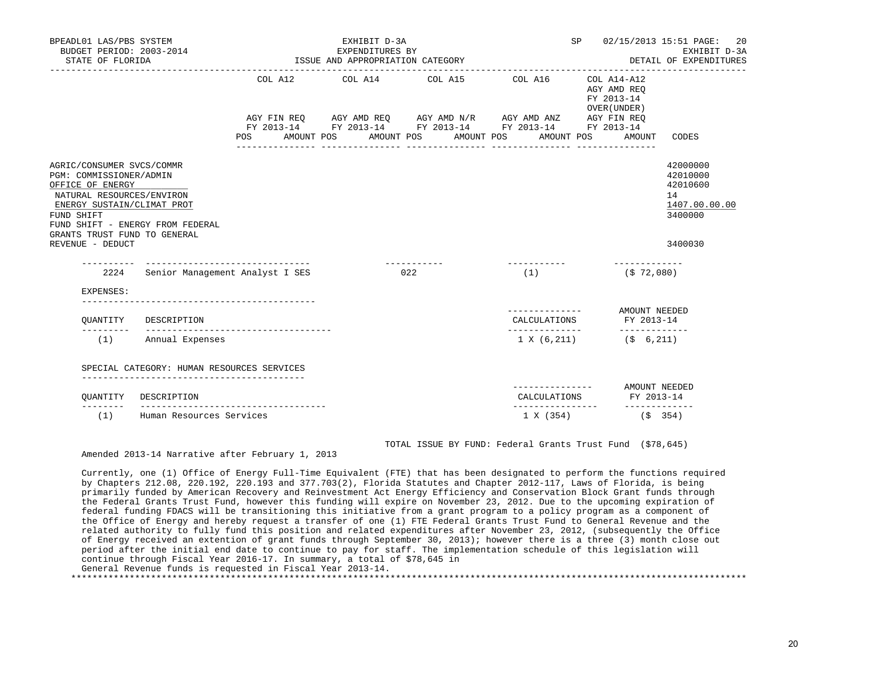BPEADL01 LAS/PBS SYSTEM — EXHIBIT D-3A — SP 02/15/2013 15:51

BUDGET PERIOD: 2003-2014 — EXPENDITURES BY — EXHIBIT D-3A

STATE OF FLORIDA — ISSUE AND APPROPRIATION CATEGORY — DETAIL OF EXPENDITURES

| | COL A12 AGY FIN REQ FY 2013-14 POS AMOUNT | COL A14 AGY AMD REQ FY 2013-14 POS AMOUNT | COL A15 AGY AMD N/R FY 2013-14 POS AMOUNT | COL A16 AGY AMD ANZ FY 2013-14 POS AMOUNT | COL A14-A12 AGY AMD REQ FY 2013-14 OVER(UNDER) AGY FIN REQ FY 2013-14 POS AMOUNT | CODES |
|---|---|---|---|---|---|---|
| AGRIC/CONSUMER SVCS/COMMR | | | | | | 42000000 |
| PGM: COMMISSIONER/ADMIN | | | | | | 42010000 |
| OFFICE OF ENERGY | | | | | | 42010600 |
| NATURAL RESOURCES/ENVIRON | | | | | | 14 |
| ENERGY SUSTAIN/CLIMAT PROT | | | | | | 1407.00.00.00 |
| FUND SHIFT | | | | | | 3400000 |
| FUND SHIFT - ENERGY FROM FEDERAL GRANTS TRUST FUND TO GENERAL REVENUE - DEDUCT | | | | | | 3400030 |

| | | | | |
|---|---|---|---|---|
| 2224 | Senior Management Analyst I SES | 022 | (1) | ($ 72,080) |

EXPENSES:

| QUANTITY | DESCRIPTION | CALCULATIONS | AMOUNT NEEDED FY 2013-14 |
|---|---|---|---|
| (1) | Annual Expenses | 1 X (6,211) | ($ 6,211) |

SPECIAL CATEGORY: HUMAN RESOURCES SERVICES

| QUANTITY | DESCRIPTION | CALCULATIONS | AMOUNT NEEDED FY 2013-14 |
|---|---|---|---|
| (1) | Human Resources Services | 1 X (354) | ($ 354) |

TOTAL ISSUE BY FUND: Federal Grants Trust Fund ($78,645)

Amended 2013-14 Narrative after February 1, 2013

Currently, one (1) Office of Energy Full-Time Equivalent (FTE) that has been designated to perform the functions required by Chapters 212.08, 220.192, 220.193 and 377.703(2), Florida Statutes and Chapter 2012-117, Laws of Florida, is being primarily funded by American Recovery and Reinvestment Act Energy Efficiency and Conservation Block Grant funds through the Federal Grants Trust Fund, however this funding will expire on November 23, 2012. Due to the upcoming expiration of federal funding FDACS will be transitioning this initiative from a grant program to a policy program as a component of the Office of Energy and hereby request a transfer of one (1) FTE Federal Grants Trust Fund to General Revenue and the related authority to fully fund this position and related expenditures after November 23, 2012, (subsequently the Office of Energy received an extention of grant funds through September 30, 2013); however there is a three (3) month close out period after the initial end date to continue to pay for staff. The implementation schedule of this legislation will continue through Fiscal Year 2016-17. In summary, a total of $78,645 in General Revenue funds is requested in Fiscal Year 2013-14.

*******************************************************************************************************************************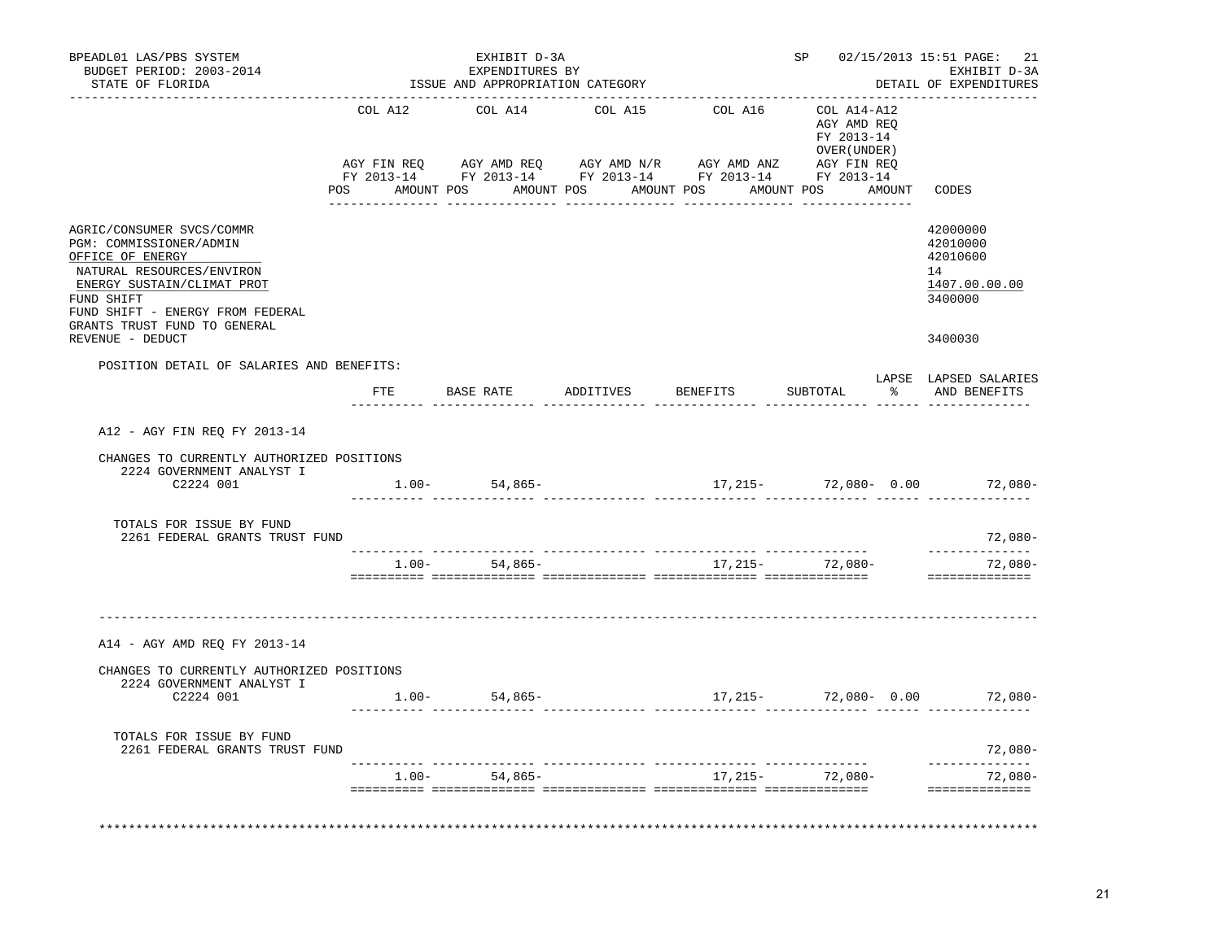BPEADL01 LAS/PBS SYSTEM — EXHIBIT D-3A — SP 02/15/2013 15:51

BUDGET PERIOD: 2003-2014 — EXPENDITURES BY — EXHIBIT D-3A

STATE OF FLORIDA — ISSUE AND APPROPRIATION CATEGORY — DETAIL OF EXPENDITURES

| | COL A12 AGY FIN REQ FY 2013-14 POS AMOUNT | COL A14 AGY AMD REQ FY 2013-14 POS AMOUNT | COL A15 AGY AMD N/R FY 2013-14 POS AMOUNT | COL A16 AGY AMD ANZ FY 2013-14 POS AMOUNT | COL A14-A12 AGY AMD REQ FY 2013-14 OVER(UNDER) AGY FIN REQ FY 2013-14 POS AMOUNT | CODES |
|---|---|---|---|---|---|---|
| AGRIC/CONSUMER SVCS/COMMR | | | | | | 42000000 |
| PGM: COMMISSIONER/ADMIN | | | | | | 42010000 |
| OFFICE OF ENERGY | | | | | | 42010600 |
| NATURAL RESOURCES/ENVIRON | | | | | | 14 |
| ENERGY SUSTAIN/CLIMAT PROT | | | | | | 1407.00.00.00 |
| FUND SHIFT | | | | | | 3400000 |
| FUND SHIFT - ENERGY FROM FEDERAL GRANTS TRUST FUND TO GENERAL REVENUE - DEDUCT | | | | | | 3400030 |

POSITION DETAIL OF SALARIES AND BENEFITS:

| | FTE | BASE RATE | ADDITIVES | BENEFITS | SUBTOTAL | LAPSE % | LAPSED SALARIES AND BENEFITS |
|---|---|---|---|---|---|---|---|
| **A12 - AGY FIN REQ FY 2013-14** | | | | | | | |
| CHANGES TO CURRENTLY AUTHORIZED POSITIONS | | | | | | | |
| 2224 GOVERNMENT ANALYST I C2224 001 | 1.00- | 54,865- | | 17,215- | 72,080- | 0.00 | 72,080- |
| TOTALS FOR ISSUE BY FUND | | | | | | | |
| 2261 FEDERAL GRANTS TRUST FUND | | | | | | | 72,080- |
| | 1.00- | 54,865- | | 17,215- | 72,080- | | 72,080- |
| **A14 - AGY AMD REQ FY 2013-14** | | | | | | | |
| CHANGES TO CURRENTLY AUTHORIZED POSITIONS | | | | | | | |
| 2224 GOVERNMENT ANALYST I C2224 001 | 1.00- | 54,865- | | 17,215- | 72,080- | 0.00 | 72,080- |
| TOTALS FOR ISSUE BY FUND | | | | | | | |
| 2261 FEDERAL GRANTS TRUST FUND | | | | | | | 72,080- |
| | 1.00- | 54,865- | | 17,215- | 72,080- | | 72,080- |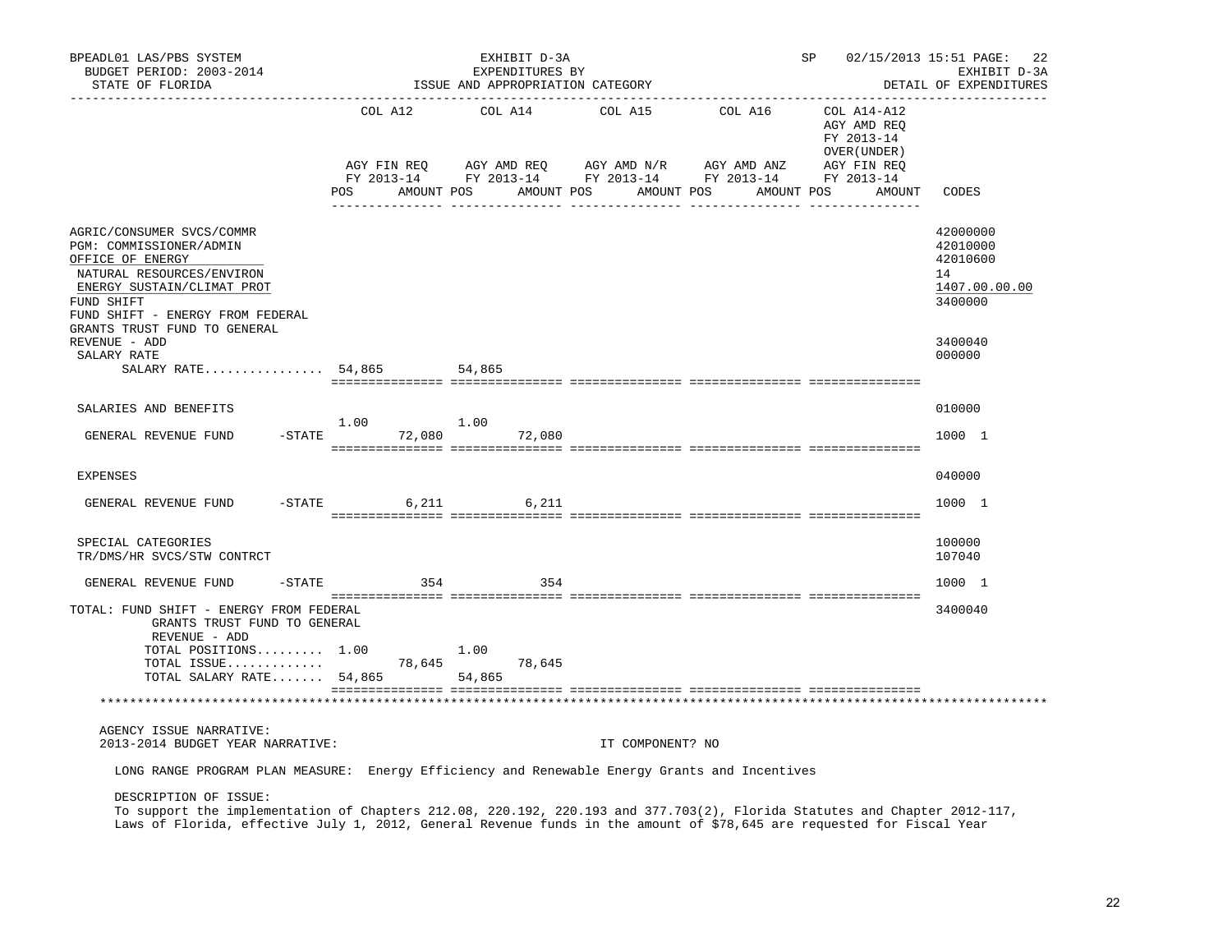BPEADL01 LAS/PBS SYSTEM | EXHIBIT D-3A | SP 02/15/2013 15:51

BUDGET PERIOD: 2003-2014 | EXPENDITURES BY | EXHIBIT D-3A

STATE OF FLORIDA | ISSUE AND APPROPRIATION CATEGORY | DETAIL OF EXPENDITURES

| | COL A12 AGY FIN REQ FY 2013-14 POS | AMOUNT | COL A14 AGY AMD REQ FY 2013-14 POS | AMOUNT | COL A15 AGY AMD N/R FY 2013-14 POS | AMOUNT | COL A16 AGY AMD ANZ FY 2013-14 POS | AMOUNT | COL A14-A12 AGY AMD REQ FY 2013-14 OVER(UNDER) AGY FIN REQ FY 2013-14 POS | AMOUNT | CODES |
|---|---|---|---|---|---|---|---|---|---|---|---|
| AGRIC/CONSUMER SVCS/COMMR | | | | | | | | | | | 42000000 |
| PGM: COMMISSIONER/ADMIN | | | | | | | | | | | 42010000 |
| OFFICE OF ENERGY | | | | | | | | | | | 42010600 |
| NATURAL RESOURCES/ENVIRON | | | | | | | | | | | 14 |
| ENERGY SUSTAIN/CLIMAT PROT | | | | | | | | | | | 1407.00.00.00 |
| FUND SHIFT | | | | | | | | | | | 3400000 |
| FUND SHIFT - ENERGY FROM FEDERAL GRANTS TRUST FUND TO GENERAL REVENUE - ADD | | | | | | | | | | | 3400040 |
| SALARY RATE | | | | | | | | | | | 000000 |
| SALARY RATE................ | 54,865 | | 54,865 | | | | | | | | |
| SALARIES AND BENEFITS | | | | | | | | | | | 010000 |
| GENERAL REVENUE FUND -STATE | 1.00 | 72,080 | 1.00 | 72,080 | | | | | | | 1000 1 |
| EXPENSES | | | | | | | | | | | 040000 |
| GENERAL REVENUE FUND -STATE | | 6,211 | | 6,211 | | | | | | | 1000 1 |
| SPECIAL CATEGORIES | | | | | | | | | | | 100000 |
| TR/DMS/HR SVCS/STW CONTRCT | | | | | | | | | | | 107040 |
| GENERAL REVENUE FUND -STATE | | 354 | | 354 | | | | | | | 1000 1 |
| TOTAL: FUND SHIFT - ENERGY FROM FEDERAL GRANTS TRUST FUND TO GENERAL REVENUE - ADD | | | | | | | | | | | 3400040 |
| TOTAL POSITIONS......... | 1.00 | | 1.00 | | | | | | | | |
| TOTAL ISSUE............. | | 78,645 | | 78,645 | | | | | | | |
| TOTAL SALARY RATE....... | 54,865 | | 54,865 | | | | | | | | |

AGENCY ISSUE NARRATIVE:

2013-2014 BUDGET YEAR NARRATIVE: IT COMPONENT? NO

LONG RANGE PROGRAM PLAN MEASURE: Energy Efficiency and Renewable Energy Grants and Incentives

DESCRIPTION OF ISSUE:

To support the implementation of Chapters 212.08, 220.192, 220.193 and 377.703(2), Florida Statutes and Chapter 2012-117, Laws of Florida, effective July 1, 2012, General Revenue funds in the amount of $78,645 are requested for Fiscal Year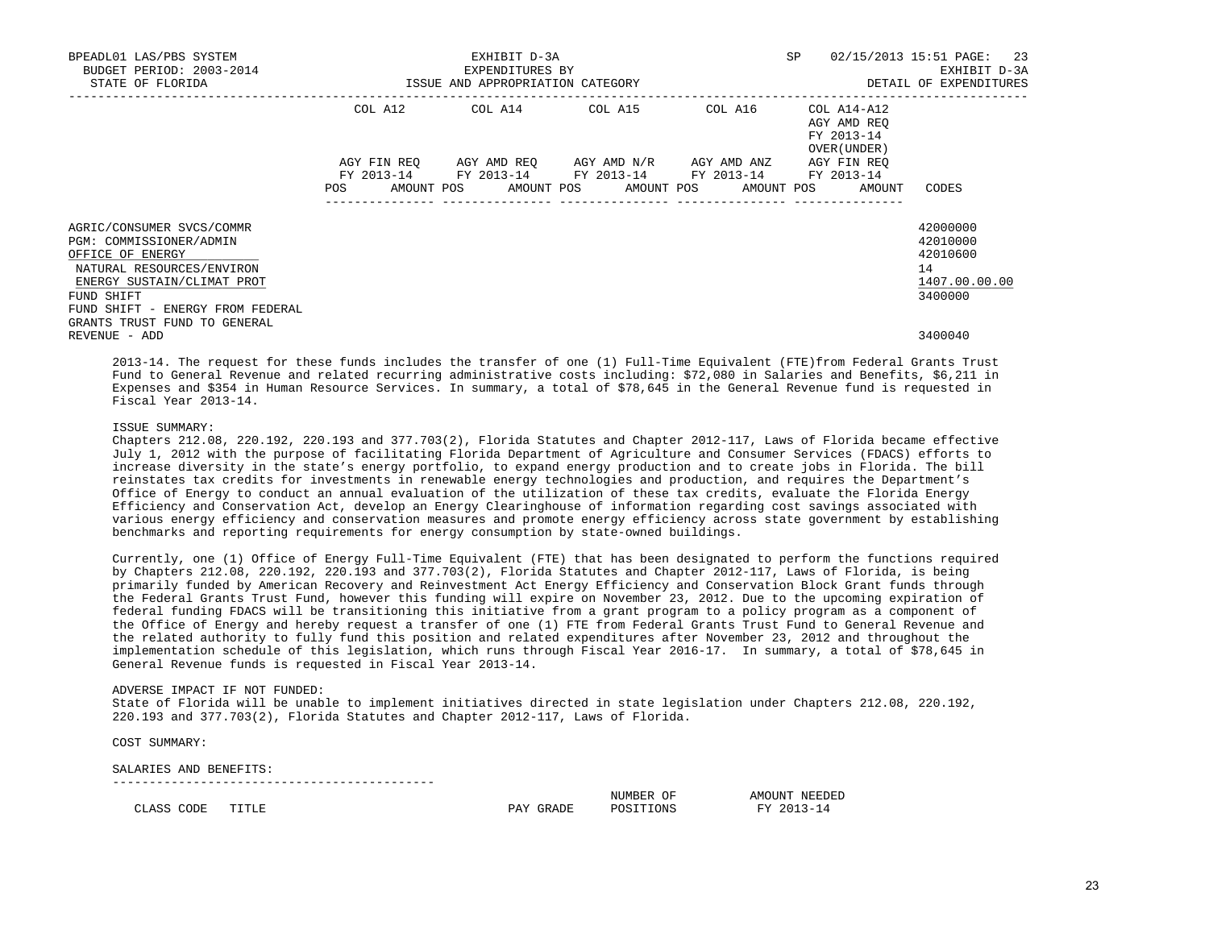BPEADL01 LAS/PBS SYSTEM — EXHIBIT D-3A — SP 02/15/2013 15:51

BUDGET PERIOD: 2003-2014 — EXPENDITURES BY — EXHIBIT D-3A

STATE OF FLORIDA — ISSUE AND APPROPRIATION CATEGORY — DETAIL OF EXPENDITURES

| | COL A12 AGY FIN REQ FY 2013-14 POS AMOUNT | COL A14 AGY AMD REQ FY 2013-14 POS AMOUNT | COL A15 AGY AMD N/R FY 2013-14 POS AMOUNT | COL A16 AGY AMD ANZ FY 2013-14 POS AMOUNT | COL A14-A12 AGY AMD REQ FY 2013-14 OVER(UNDER) AGY FIN REQ FY 2013-14 POS AMOUNT | CODES |
|---|---|---|---|---|---|---|
| AGRIC/CONSUMER SVCS/COMMR | | | | | | 42000000 |
| PGM: COMMISSIONER/ADMIN | | | | | | 42010000 |
| OFFICE OF ENERGY | | | | | | 42010600 |
| NATURAL RESOURCES/ENVIRON | | | | | | 14 |
| ENERGY SUSTAIN/CLIMAT PROT | | | | | | 1407.00.00.00 |
| FUND SHIFT | | | | | | 3400000 |
| FUND SHIFT - ENERGY FROM FEDERAL GRANTS TRUST FUND TO GENERAL REVENUE - ADD | | | | | | 3400040 |

2013-14. The request for these funds includes the transfer of one (1) Full-Time Equivalent (FTE)from Federal Grants Trust Fund to General Revenue and related recurring administrative costs including: $72,080 in Salaries and Benefits, $6,211 in Expenses and $354 in Human Resource Services. In summary, a total of $78,645 in the General Revenue fund is requested in Fiscal Year 2013-14.

ISSUE SUMMARY:
Chapters 212.08, 220.192, 220.193 and 377.703(2), Florida Statutes and Chapter 2012-117, Laws of Florida became effective July 1, 2012 with the purpose of facilitating Florida Department of Agriculture and Consumer Services (FDACS) efforts to increase diversity in the state's energy portfolio, to expand energy production and to create jobs in Florida. The bill reinstates tax credits for investments in renewable energy technologies and production, and requires the Department's Office of Energy to conduct an annual evaluation of the utilization of these tax credits, evaluate the Florida Energy Efficiency and Conservation Act, develop an Energy Clearinghouse of information regarding cost savings associated with various energy efficiency and conservation measures and promote energy efficiency across state government by establishing benchmarks and reporting requirements for energy consumption by state-owned buildings.

Currently, one (1) Office of Energy Full-Time Equivalent (FTE) that has been designated to perform the functions required by Chapters 212.08, 220.192, 220.193 and 377.703(2), Florida Statutes and Chapter 2012-117, Laws of Florida, is being primarily funded by American Recovery and Reinvestment Act Energy Efficiency and Conservation Block Grant funds through the Federal Grants Trust Fund, however this funding will expire on November 23, 2012. Due to the upcoming expiration of federal funding FDACS will be transitioning this initiative from a grant program to a policy program as a component of the Office of Energy and hereby request a transfer of one (1) FTE from Federal Grants Trust Fund to General Revenue and the related authority to fully fund this position and related expenditures after November 23, 2012 and throughout the implementation schedule of this legislation, which runs through Fiscal Year 2016-17. In summary, a total of $78,645 in General Revenue funds is requested in Fiscal Year 2013-14.

ADVERSE IMPACT IF NOT FUNDED:
State of Florida will be unable to implement initiatives directed in state legislation under Chapters 212.08, 220.192, 220.193 and 377.703(2), Florida Statutes and Chapter 2012-117, Laws of Florida.

COST SUMMARY:

SALARIES AND BENEFITS:

| CLASS CODE | TITLE | PAY GRADE | NUMBER OF POSITIONS | AMOUNT NEEDED FY 2013-14 |
|---|---|---|---|---|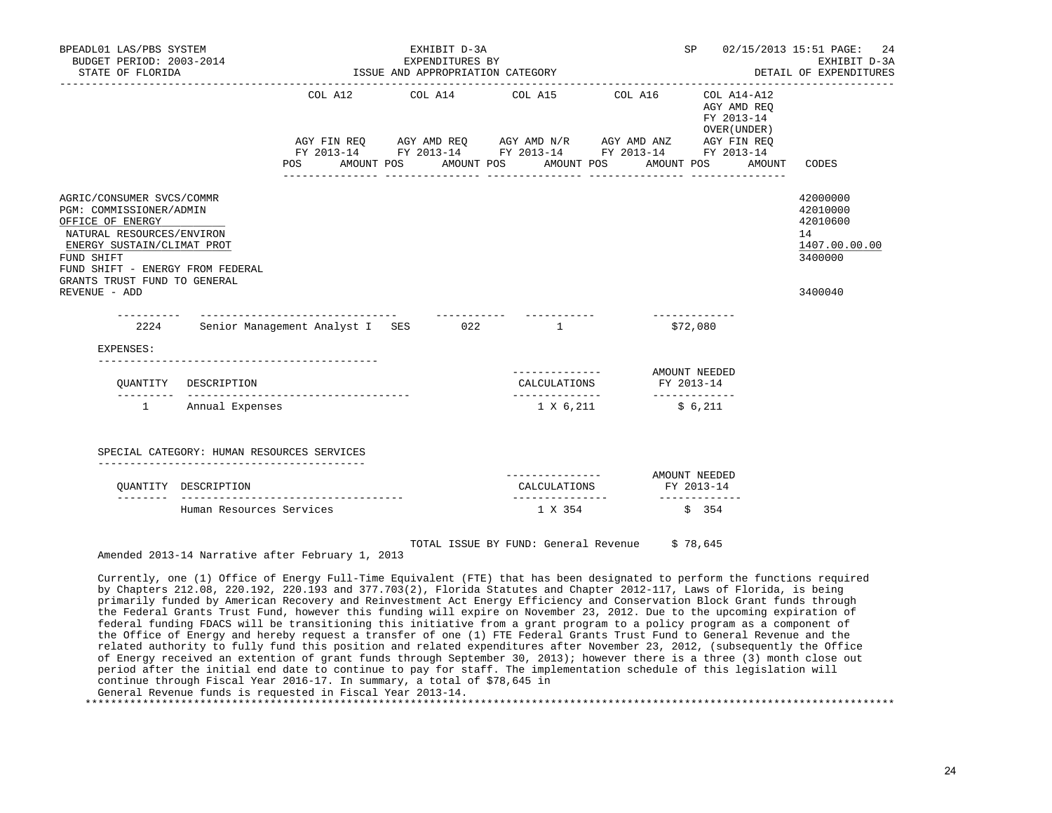BPEADL01 LAS/PBS SYSTEM — EXHIBIT D-3A — SP 02/15/2013 15:51

BUDGET PERIOD: 2003-2014 — EXPENDITURES BY — EXHIBIT D-3A

STATE OF FLORIDA — ISSUE AND APPROPRIATION CATEGORY — DETAIL OF EXPENDITURES

| | COL A12 AGY FIN REQ FY 2013-14 POS AMOUNT | COL A14 AGY AMD REQ FY 2013-14 POS AMOUNT | COL A15 AGY AMD N/R FY 2013-14 POS AMOUNT | COL A16 AGY AMD ANZ FY 2013-14 POS AMOUNT | COL A14-A12 AGY AMD REQ FY 2013-14 OVER(UNDER) AGY FIN REQ FY 2013-14 POS AMOUNT | CODES |
|---|---|---|---|---|---|---|
| AGRIC/CONSUMER SVCS/COMMR | | | | | | 42000000 |
| PGM: COMMISSIONER/ADMIN | | | | | | 42010000 |
| OFFICE OF ENERGY | | | | | | 42010600 |
| NATURAL RESOURCES/ENVIRON | | | | | | 14 |
| ENERGY SUSTAIN/CLIMAT PROT | | | | | | 1407.00.00.00 |
| FUND SHIFT | | | | | | 3400000 |
| FUND SHIFT - ENERGY FROM FEDERAL GRANTS TRUST FUND TO GENERAL REVENUE - ADD | | | | | | 3400040 |

| | | | | | |
|---|---|---|---|---|---|
| 2224 | Senior Management Analyst I | SES | 022 | 1 | $72,080 |

EXPENSES:

| QUANTITY | DESCRIPTION | CALCULATIONS | AMOUNT NEEDED FY 2013-14 |
|---|---|---|---|
| 1 | Annual Expenses | 1 X 6,211 | $ 6,211 |

SPECIAL CATEGORY: HUMAN RESOURCES SERVICES

| QUANTITY | DESCRIPTION | CALCULATIONS | AMOUNT NEEDED FY 2013-14 |
|---|---|---|---|
| | Human Resources Services | 1 X 354 | $ 354 |

TOTAL ISSUE BY FUND: General Revenue $ 78,645

Amended 2013-14 Narrative after February 1, 2013

Currently, one (1) Office of Energy Full-Time Equivalent (FTE) that has been designated to perform the functions required by Chapters 212.08, 220.192, 220.193 and 377.703(2), Florida Statutes and Chapter 2012-117, Laws of Florida, is being primarily funded by American Recovery and Reinvestment Act Energy Efficiency and Conservation Block Grant funds through the Federal Grants Trust Fund, however this funding will expire on November 23, 2012. Due to the upcoming expiration of federal funding FDACS will be transitioning this initiative from a grant program to a policy program as a component of the Office of Energy and hereby request a transfer of one (1) FTE Federal Grants Trust Fund to General Revenue and the related authority to fully fund this position and related expenditures after November 23, 2012, (subsequently the Office of Energy received an extention of grant funds through September 30, 2013); however there is a three (3) month close out period after the initial end date to continue to pay for staff. The implementation schedule of this legislation will continue through Fiscal Year 2016-17. In summary, a total of $78,645 in General Revenue funds is requested in Fiscal Year 2013-14.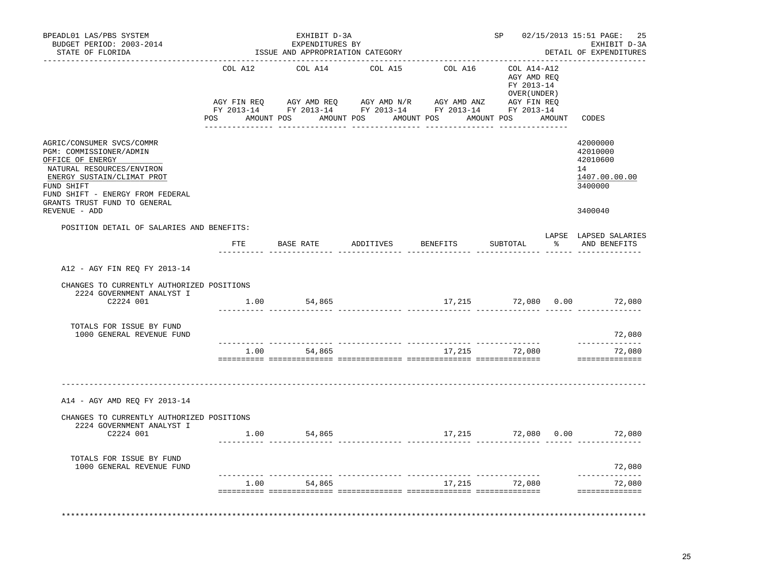BPEADL01 LAS/PBS SYSTEM
BUDGET PERIOD: 2003-2014
STATE OF FLORIDA

EXHIBIT D-3A
EXPENDITURES BY
ISSUE AND APPROPRIATION CATEGORY

SP 02/15/2013 15:51 PAGE: 25
EXHIBIT D-3A
DETAIL OF EXPENDITURES

| | COL A12 AGY FIN REQ FY 2013-14 POS AMOUNT | COL A14 AGY AMD REQ FY 2013-14 POS AMOUNT | COL A15 AGY AMD N/R FY 2013-14 POS AMOUNT | COL A16 AGY AMD ANZ FY 2013-14 POS AMOUNT | COL A14-A12 AGY AMD REQ FY 2013-14 OVER(UNDER) AGY FIN REQ FY 2013-14 POS AMOUNT | CODES |
|---|---|---|---|---|---|---|
| AGRIC/CONSUMER SVCS/COMMR | | | | | | 42000000 |
| PGM: COMMISSIONER/ADMIN | | | | | | 42010000 |
| OFFICE OF ENERGY | | | | | | 42010600 |
| NATURAL RESOURCES/ENVIRON | | | | | | 14 |
| ENERGY SUSTAIN/CLIMAT PROT | | | | | | 1407.00.00.00 |
| FUND SHIFT | | | | | | 3400000 |
| FUND SHIFT - ENERGY FROM FEDERAL GRANTS TRUST FUND TO GENERAL REVENUE - ADD | | | | | | 3400040 |

POSITION DETAIL OF SALARIES AND BENEFITS:

| | FTE | BASE RATE | ADDITIVES | BENEFITS | SUBTOTAL | LAPSE % | LAPSED SALARIES AND BENEFITS |
|---|---|---|---|---|---|---|---|
| **A12 - AGY FIN REQ FY 2013-14** | | | | | | | |
| CHANGES TO CURRENTLY AUTHORIZED POSITIONS | | | | | | | |
| 2224 GOVERNMENT ANALYST I C2224 001 | 1.00 | 54,865 | | 17,215 | 72,080 | 0.00 | 72,080 |
| TOTALS FOR ISSUE BY FUND | | | | | | | |
| 1000 GENERAL REVENUE FUND | | | | | | | 72,080 |
| | 1.00 | 54,865 | | 17,215 | 72,080 | | 72,080 |
| **A14 - AGY AMD REQ FY 2013-14** | | | | | | | |
| CHANGES TO CURRENTLY AUTHORIZED POSITIONS | | | | | | | |
| 2224 GOVERNMENT ANALYST I C2224 001 | 1.00 | 54,865 | | 17,215 | 72,080 | 0.00 | 72,080 |
| TOTALS FOR ISSUE BY FUND | | | | | | | |
| 1000 GENERAL REVENUE FUND | | | | | | | 72,080 |
| | 1.00 | 54,865 | | 17,215 | 72,080 | | 72,080 |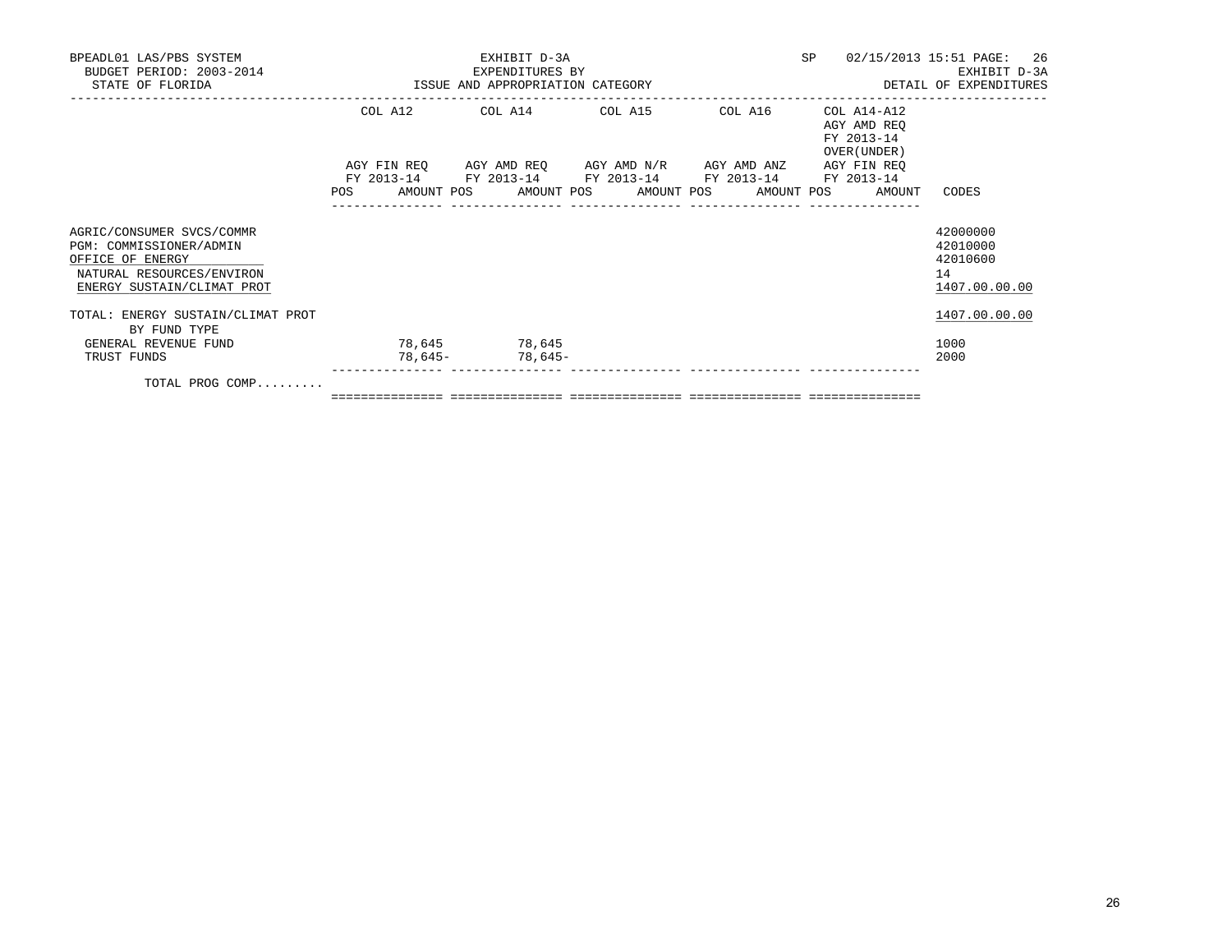BPEADL01 LAS/PBS SYSTEM
BUDGET PERIOD: 2003-2014
STATE OF FLORIDA

EXHIBIT D-3A
EXPENDITURES BY
ISSUE AND APPROPRIATION CATEGORY

SP 02/15/2013 15:51

EXHIBIT D-3A
DETAIL OF EXPENDITURES

| | COL A12 AGY FIN REQ FY 2013-14 POS AMOUNT | COL A14 AGY AMD REQ FY 2013-14 POS AMOUNT | COL A15 AGY AMD N/R FY 2013-14 POS AMOUNT | COL A16 AGY AMD ANZ FY 2013-14 POS AMOUNT | COL A14-A12 AGY AMD REQ FY 2013-14 OVER(UNDER) AGY FIN REQ FY 2013-14 POS AMOUNT | CODES |
|---|---|---|---|---|---|---|
| AGRIC/CONSUMER SVCS/COMMR | | | | | | 42000000 |
| PGM: COMMISSIONER/ADMIN | | | | | | 42010000 |
| OFFICE OF ENERGY | | | | | | 42010600 |
| NATURAL RESOURCES/ENVIRON | | | | | | 14 |
| ENERGY SUSTAIN/CLIMAT PROT | | | | | | 1407.00.00.00 |
| TOTAL: ENERGY SUSTAIN/CLIMAT PROT | | | | | | 1407.00.00.00 |
| BY FUND TYPE | | | | | | |
| GENERAL REVENUE FUND | 78,645 | 78,645 | | | | 1000 |
| TRUST FUNDS | 78,645- | 78,645- | | | | 2000 |
| TOTAL PROG COMP......... | | | | | | |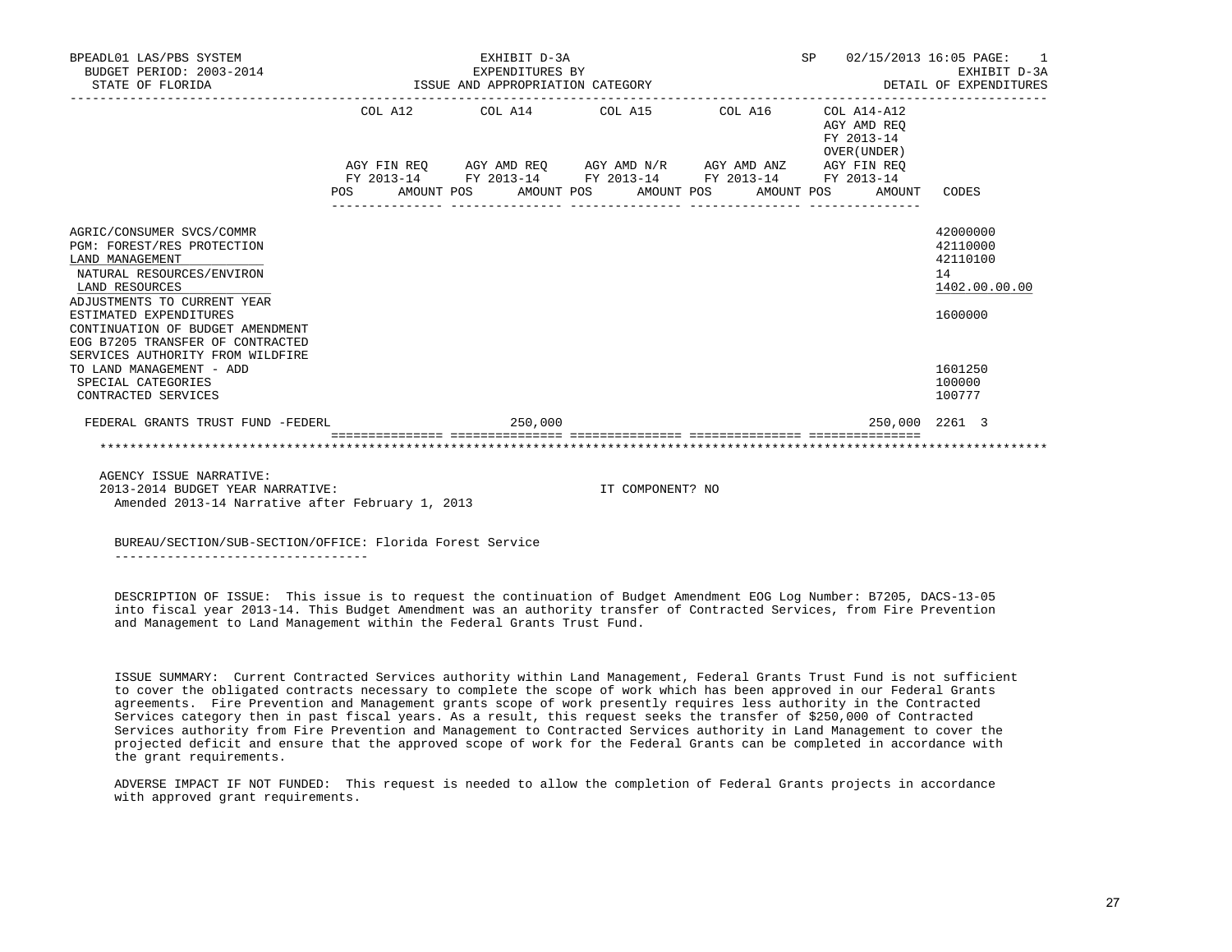BPEADL01 LAS/PBS SYSTEM | EXHIBIT D-3A | SP 02/15/2013 16:05 PAGE: 1
BUDGET PERIOD: 2003-2014 | EXPENDITURES BY | EXHIBIT D-3A
STATE OF FLORIDA | ISSUE AND APPROPRIATION CATEGORY | DETAIL OF EXPENDITURES

| | COL A12 AGY FIN REQ FY 2013-14 POS AMOUNT | COL A14 AGY AMD REQ FY 2013-14 POS AMOUNT | COL A15 AGY AMD N/R FY 2013-14 POS AMOUNT | COL A16 AGY AMD ANZ FY 2013-14 POS AMOUNT | COL A14-A12 AGY AMD REQ FY 2013-14 OVER(UNDER) AGY FIN REQ FY 2013-14 POS AMOUNT | CODES |
|---|---|---|---|---|---|---|
| AGRIC/CONSUMER SVCS/COMMR | | | | | | 42000000 |
| PGM: FOREST/RES PROTECTION | | | | | | 42110000 |
| LAND MANAGEMENT | | | | | | 42110100 |
| NATURAL RESOURCES/ENVIRON | | | | | | 14 |
| LAND RESOURCES | | | | | | 1402.00.00.00 |
| ADJUSTMENTS TO CURRENT YEAR ESTIMATED EXPENDITURES | | | | | | 1600000 |
| CONTINUATION OF BUDGET AMENDMENT EOG B7205 TRANSFER OF CONTRACTED SERVICES AUTHORITY FROM WILDFIRE TO LAND MANAGEMENT - ADD | | | | | | 1601250 |
| SPECIAL CATEGORIES | | | | | | 100000 |
| CONTRACTED SERVICES | | | | | | 100777 |
| FEDERAL GRANTS TRUST FUND -FEDERL | | 250,000 | | | 250,000 | 2261 3 |

AGENCY ISSUE NARRATIVE:
2013-2014 BUDGET YEAR NARRATIVE: IT COMPONENT? NO
Amended 2013-14 Narrative after February 1, 2013

BUREAU/SECTION/SUB-SECTION/OFFICE: Florida Forest Service

DESCRIPTION OF ISSUE: This issue is to request the continuation of Budget Amendment EOG Log Number: B7205, DACS-13-05 into fiscal year 2013-14. This Budget Amendment was an authority transfer of Contracted Services, from Fire Prevention and Management to Land Management within the Federal Grants Trust Fund.

ISSUE SUMMARY: Current Contracted Services authority within Land Management, Federal Grants Trust Fund is not sufficient to cover the obligated contracts necessary to complete the scope of work which has been approved in our Federal Grants agreements. Fire Prevention and Management grants scope of work presently requires less authority in the Contracted Services category then in past fiscal years. As a result, this request seeks the transfer of $250,000 of Contracted Services authority from Fire Prevention and Management to Contracted Services authority in Land Management to cover the projected deficit and ensure that the approved scope of work for the Federal Grants can be completed in accordance with the grant requirements.

ADVERSE IMPACT IF NOT FUNDED: This request is needed to allow the completion of Federal Grants projects in accordance with approved grant requirements.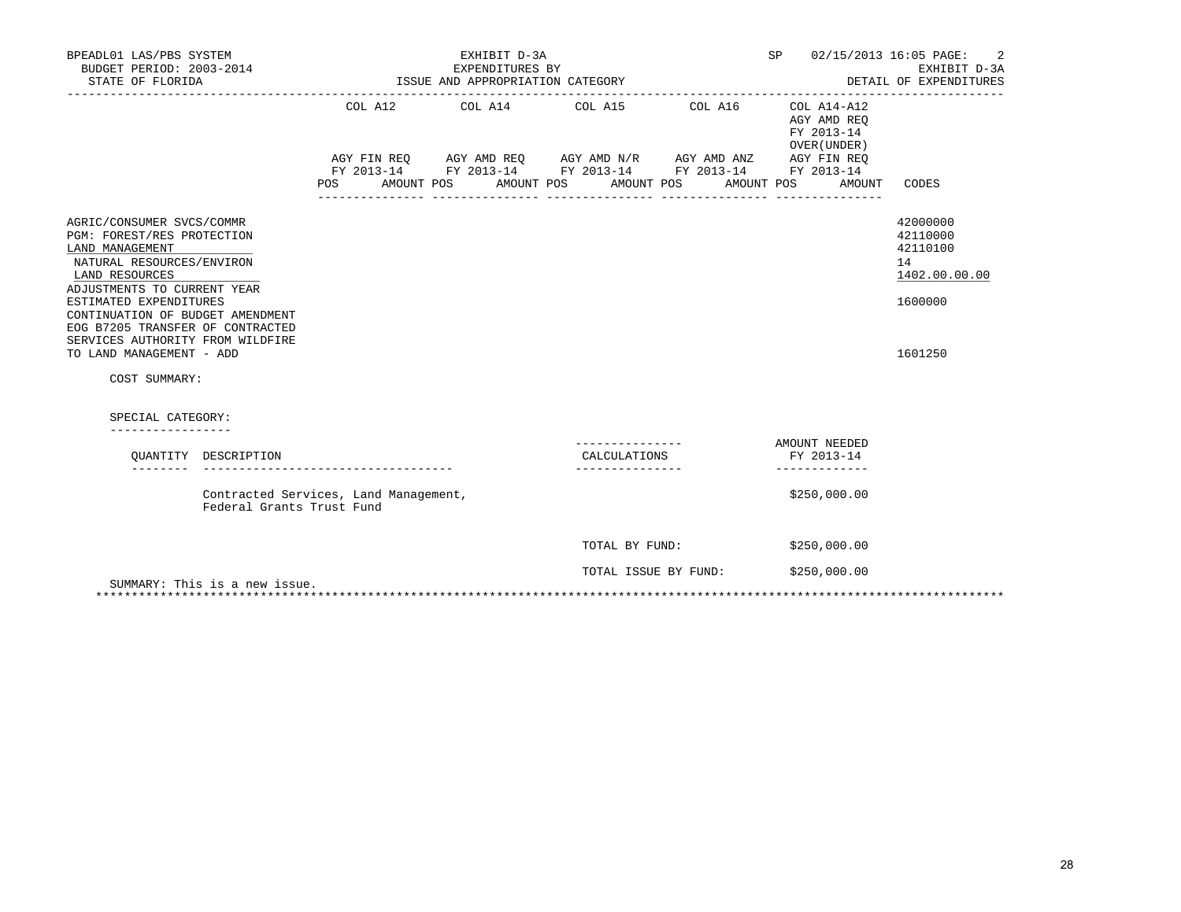BPEADL01 LAS/PBS SYSTEM | EXHIBIT D-3A | SP 02/15/2013 16:05 PAGE: 2
BUDGET PERIOD: 2003-2014 | EXPENDITURES BY | EXHIBIT D-3A
STATE OF FLORIDA | ISSUE AND APPROPRIATION CATEGORY | DETAIL OF EXPENDITURES

| | COL A12 | COL A14 | COL A15 | COL A16 | COL A14-A12 | |
|---|---|---|---|---|---|---|
| | AGY FIN REQ FY 2013-14 | AGY AMD REQ FY 2013-14 | AGY AMD N/R FY 2013-14 | AGY AMD ANZ FY 2013-14 | AGY AMD REQ FY 2013-14 OVER(UNDER) AGY FIN REQ FY 2013-14 | |
| | POS AMOUNT | POS AMOUNT | POS AMOUNT | POS AMOUNT | POS AMOUNT | CODES |
| AGRIC/CONSUMER SVCS/COMMR | | | | | | 42000000 |
| PGM: FOREST/RES PROTECTION | | | | | | 42110000 |
| LAND MANAGEMENT | | | | | | 42110100 |
| NATURAL RESOURCES/ENVIRON | | | | | | 14 |
| LAND RESOURCES | | | | | | 1402.00.00.00 |
| ADJUSTMENTS TO CURRENT YEAR ESTIMATED EXPENDITURES | | | | | | 1600000 |
| CONTINUATION OF BUDGET AMENDMENT EOG B7205 TRANSFER OF CONTRACTED SERVICES AUTHORITY FROM WILDFIRE TO LAND MANAGEMENT - ADD | | | | | | 1601250 |

COST SUMMARY:

SPECIAL CATEGORY:

| QUANTITY | DESCRIPTION | CALCULATIONS | AMOUNT NEEDED FY 2013-14 |
|---|---|---|---|
| | Contracted Services, Land Management, Federal Grants Trust Fund | | $250,000.00 |
| | | TOTAL BY FUND: | $250,000.00 |
| | | TOTAL ISSUE BY FUND: | $250,000.00 |

SUMMARY: This is a new issue.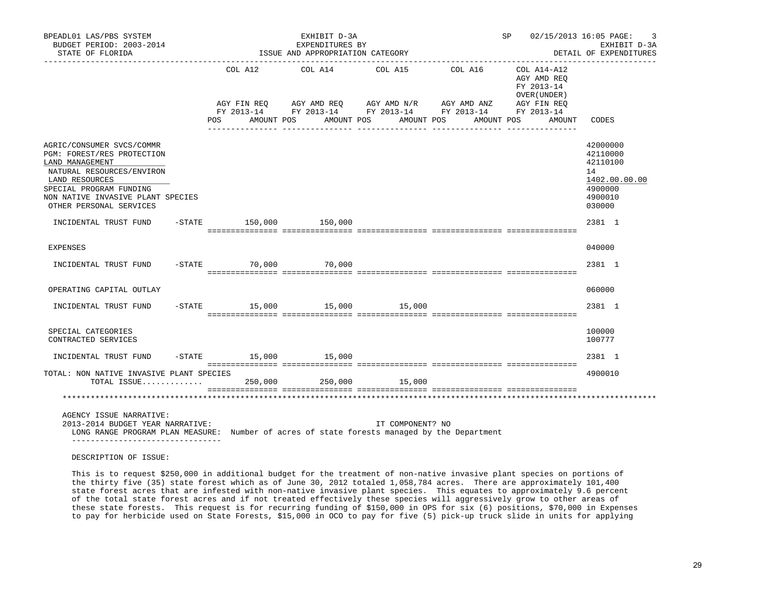BPEADL01 LAS/PBS SYSTEM | EXHIBIT D-3A | SP 02/15/2013 16:05 PAGE: 3
BUDGET PERIOD: 2003-2014 | EXPENDITURES BY | EXHIBIT D-3A
STATE OF FLORIDA | ISSUE AND APPROPRIATION CATEGORY | DETAIL OF EXPENDITURES

| | COL A12 AGY FIN REQ FY 2013-14 POS AMOUNT | COL A14 AGY AMD REQ FY 2013-14 POS AMOUNT | COL A15 AGY AMD N/R FY 2013-14 POS AMOUNT | COL A16 AGY AMD ANZ FY 2013-14 POS AMOUNT | COL A14-A12 AGY AMD REQ FY 2013-14 OVER(UNDER) AGY FIN REQ FY 2013-14 POS AMOUNT | CODES |
|---|---|---|---|---|---|---|
| AGRIC/CONSUMER SVCS/COMMR | | | | | | 42000000 |
| PGM: FOREST/RES PROTECTION | | | | | | 42110000 |
| LAND MANAGEMENT | | | | | | 42110100 |
| NATURAL RESOURCES/ENVIRON | | | | | | 14 |
| LAND RESOURCES | | | | | | 1402.00.00.00 |
| SPECIAL PROGRAM FUNDING | | | | | | 4900000 |
| NON NATIVE INVASIVE PLANT SPECIES | | | | | | 4900010 |
| OTHER PERSONAL SERVICES | | | | | | 030000 |
| INCIDENTAL TRUST FUND -STATE | 150,000 | 150,000 | | | | 2381 1 |
| EXPENSES | | | | | | 040000 |
| INCIDENTAL TRUST FUND -STATE | 70,000 | 70,000 | | | | 2381 1 |
| OPERATING CAPITAL OUTLAY | | | | | | 060000 |
| INCIDENTAL TRUST FUND -STATE | 15,000 | 15,000 | 15,000 | | | 2381 1 |
| SPECIAL CATEGORIES | | | | | | 100000 |
| CONTRACTED SERVICES | | | | | | 100777 |
| INCIDENTAL TRUST FUND -STATE | 15,000 | 15,000 | | | | 2381 1 |
| TOTAL: NON NATIVE INVASIVE PLANT SPECIES | | | | | | 4900010 |
| TOTAL ISSUE............ | 250,000 | 250,000 | 15,000 | | | |

AGENCY ISSUE NARRATIVE:

2013-2014 BUDGET YEAR NARRATIVE: IT COMPONENT? NO

LONG RANGE PROGRAM PLAN MEASURE: Number of acres of state forests managed by the Department

DESCRIPTION OF ISSUE:

This is to request $250,000 in additional budget for the treatment of non-native invasive plant species on portions of the thirty five (35) state forest which as of June 30, 2012 totaled 1,058,784 acres. There are approximately 101,400 state forest acres that are infested with non-native invasive plant species. This equates to approximately 9.6 percent of the total state forest acres and if not treated effectively these species will aggressively grow to other areas of these state forests. This request is for recurring funding of $150,000 in OPS for six (6) positions, $70,000 in Expenses to pay for herbicide used on State Forests, $15,000 in OCO to pay for five (5) pick-up truck slide in units for applying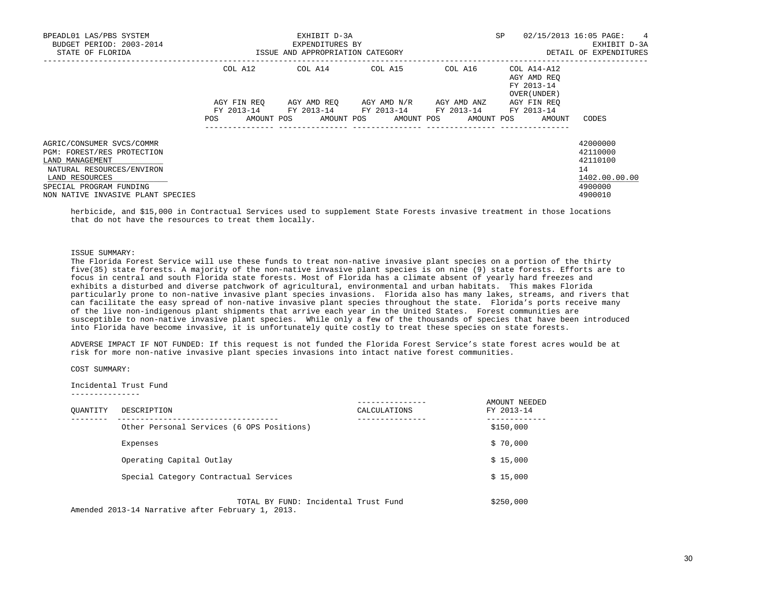| | COL A12 | COL A14 | COL A15 | COL A16 | COL A14-A12 AGY AMD REQ FY 2013-14 OVER(UNDER) | |
|---|---|---|---|---|---|---|
| | AGY FIN REQ FY 2013-14 | AGY AMD REQ FY 2013-14 | AGY AMD N/R FY 2013-14 | AGY AMD ANZ FY 2013-14 | AGY FIN REQ FY 2013-14 | |
| | POS AMOUNT | POS AMOUNT | POS AMOUNT | POS AMOUNT | POS AMOUNT | CODES |
| AGRIC/CONSUMER SVCS/COMMR | | | | | | 42000000 |
| PGM: FOREST/RES PROTECTION | | | | | | 42110000 |
| LAND MANAGEMENT | | | | | | 42110100 |
| NATURAL RESOURCES/ENVIRON | | | | | | 14 |
| LAND RESOURCES | | | | | | 1402.00.00.00 |
| SPECIAL PROGRAM FUNDING | | | | | | 4900000 |
| NON NATIVE INVASIVE PLANT SPECIES | | | | | | 4900010 |

herbicide, and $15,000 in Contractual Services used to supplement State Forests invasive treatment in those locations that do not have the resources to treat them locally.

ISSUE SUMMARY:
The Florida Forest Service will use these funds to treat non-native invasive plant species on a portion of the thirty five(35) state forests. A majority of the non-native invasive plant species is on nine (9) state forests. Efforts are to focus in central and south Florida state forests. Most of Florida has a climate absent of yearly hard freezes and exhibits a disturbed and diverse patchwork of agricultural, environmental and urban habitats. This makes Florida particularly prone to non-native invasive plant species invasions. Florida also has many lakes, streams, and rivers that can facilitate the easy spread of non-native invasive plant species throughout the state. Florida's ports receive many of the live non-indigenous plant shipments that arrive each year in the United States. Forest communities are susceptible to non-native invasive plant species. While only a few of the thousands of species that have been introduced into Florida have become invasive, it is unfortunately quite costly to treat these species on state forests.

ADVERSE IMPACT IF NOT FUNDED: If this request is not funded the Florida Forest Service's state forest acres would be at risk for more non-native invasive plant species invasions into intact native forest communities.

COST SUMMARY:

Incidental Trust Fund

| QUANTITY | DESCRIPTION | CALCULATIONS | AMOUNT NEEDED FY 2013-14 |
|---|---|---|---|
| | Other Personal Services (6 OPS Positions) | | $150,000 |
| | Expenses | | $ 70,000 |
| | Operating Capital Outlay | | $ 15,000 |
| | Special Category Contractual Services | | $ 15,000 |
| | TOTAL BY FUND: Incidental Trust Fund | | $250,000 |

Amended 2013-14 Narrative after February 1, 2013.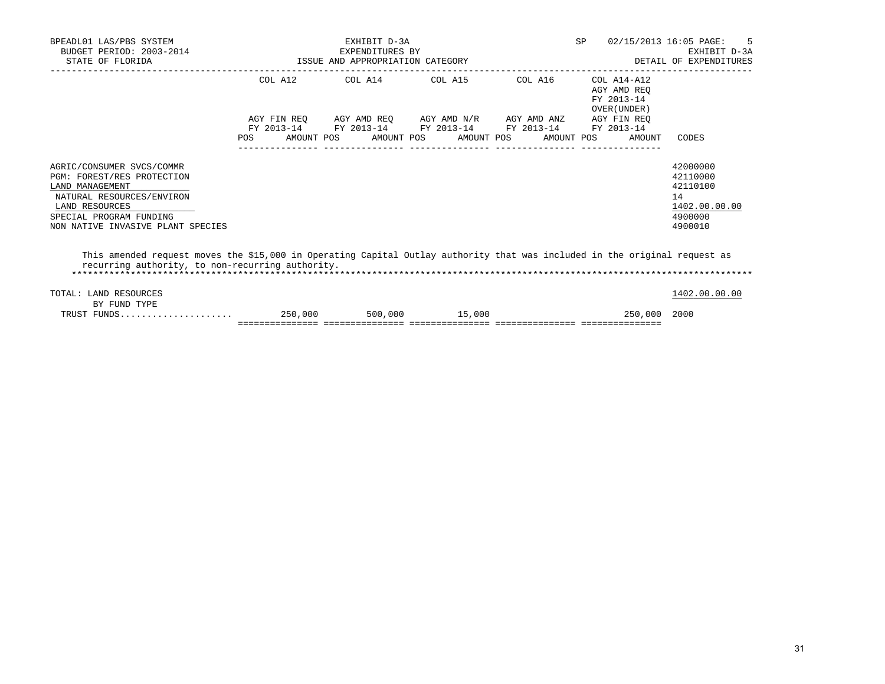BPEADL01 LAS/PBS SYSTEM | EXHIBIT D-3A | SP 02/15/2013 16:05 PAGE: 5
BUDGET PERIOD: 2003-2014 | EXPENDITURES BY | EXHIBIT D-3A
STATE OF FLORIDA | ISSUE AND APPROPRIATION CATEGORY | DETAIL OF EXPENDITURES

| | COL A12 AGY FIN REQ FY 2013-14 POS AMOUNT | COL A14 AGY AMD REQ FY 2013-14 POS AMOUNT | COL A15 AGY AMD N/R FY 2013-14 POS AMOUNT | COL A16 AGY AMD ANZ FY 2013-14 POS AMOUNT | COL A14-A12 AGY AMD REQ FY 2013-14 OVER(UNDER) AGY FIN REQ FY 2013-14 POS AMOUNT | CODES |
|---|---|---|---|---|---|---|
| AGRIC/CONSUMER SVCS/COMMR | | | | | | 42000000 |
| PGM: FOREST/RES PROTECTION | | | | | | 42110000 |
| LAND MANAGEMENT | | | | | | 42110100 |
| NATURAL RESOURCES/ENVIRON | | | | | | 14 |
| LAND RESOURCES | | | | | | 1402.00.00.00 |
| SPECIAL PROGRAM FUNDING | | | | | | 4900000 |
| NON NATIVE INVASIVE PLANT SPECIES | | | | | | 4900010 |

This amended request moves the $15,000 in Operating Capital Outlay authority that was included in the original request as recurring authority, to non-recurring authority.

| | COL A12 | COL A14 | COL A15 | COL A16 | COL A14-A12 | CODES |
|---|---|---|---|---|---|---|
| TOTAL: LAND RESOURCES | | | | | | 1402.00.00.00 |
| BY FUND TYPE | | | | | | |
| TRUST FUNDS.................... | 250,000 | 500,000 | 15,000 | | 250,000 | 2000 |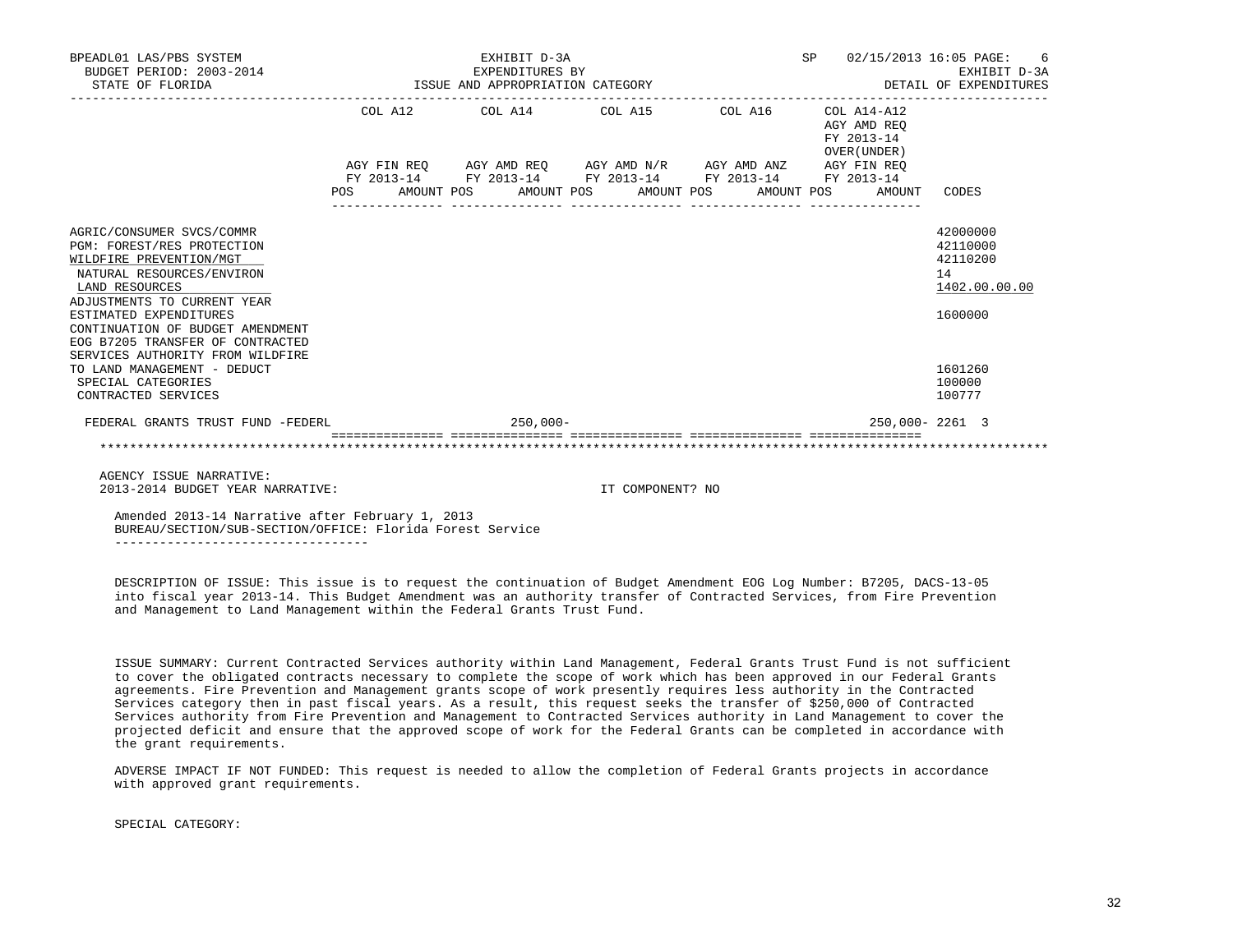BPEADL01 LAS/PBS SYSTEM
BUDGET PERIOD: 2003-2014
STATE OF FLORIDA

EXHIBIT D-3A
EXPENDITURES BY
ISSUE AND APPROPRIATION CATEGORY

SP 02/15/2013 16:05 PAGE: 6
EXHIBIT D-3A
DETAIL OF EXPENDITURES

| | COL A12 AGY FIN REQ FY 2013-14 POS AMOUNT | COL A14 AGY AMD REQ FY 2013-14 POS AMOUNT | COL A15 AGY AMD N/R FY 2013-14 POS AMOUNT | COL A16 AGY AMD ANZ FY 2013-14 POS AMOUNT | COL A14-A12 AGY AMD REQ FY 2013-14 OVER(UNDER) AGY FIN REQ FY 2013-14 POS AMOUNT | CODES |
|---|---|---|---|---|---|---|
| AGRIC/CONSUMER SVCS/COMMR | | | | | | 42000000 |
| PGM: FOREST/RES PROTECTION | | | | | | 42110000 |
| WILDFIRE PREVENTION/MGT | | | | | | 42110200 |
| NATURAL RESOURCES/ENVIRON | | | | | | 14 |
| LAND RESOURCES | | | | | | 1402.00.00.00 |
| ADJUSTMENTS TO CURRENT YEAR ESTIMATED EXPENDITURES | | | | | | 1600000 |
| CONTINUATION OF BUDGET AMENDMENT EOG B7205 TRANSFER OF CONTRACTED SERVICES AUTHORITY FROM WILDFIRE TO LAND MANAGEMENT - DEDUCT | | | | | | 1601260 |
| SPECIAL CATEGORIES | | | | | | 100000 |
| CONTRACTED SERVICES | | | | | | 100777 |
| FEDERAL GRANTS TRUST FUND -FEDERL | | 250,000- | | | 250,000- | 2261 3 |

AGENCY ISSUE NARRATIVE:
2013-2014 BUDGET YEAR NARRATIVE: IT COMPONENT? NO

Amended 2013-14 Narrative after February 1, 2013
BUREAU/SECTION/SUB-SECTION/OFFICE: Florida Forest Service

DESCRIPTION OF ISSUE: This issue is to request the continuation of Budget Amendment EOG Log Number: B7205, DACS-13-05 into fiscal year 2013-14. This Budget Amendment was an authority transfer of Contracted Services, from Fire Prevention and Management to Land Management within the Federal Grants Trust Fund.

ISSUE SUMMARY: Current Contracted Services authority within Land Management, Federal Grants Trust Fund is not sufficient to cover the obligated contracts necessary to complete the scope of work which has been approved in our Federal Grants agreements. Fire Prevention and Management grants scope of work presently requires less authority in the Contracted Services category then in past fiscal years. As a result, this request seeks the transfer of $250,000 of Contracted Services authority from Fire Prevention and Management to Contracted Services authority in Land Management to cover the projected deficit and ensure that the approved scope of work for the Federal Grants can be completed in accordance with the grant requirements.

ADVERSE IMPACT IF NOT FUNDED: This request is needed to allow the completion of Federal Grants projects in accordance with approved grant requirements.

SPECIAL CATEGORY: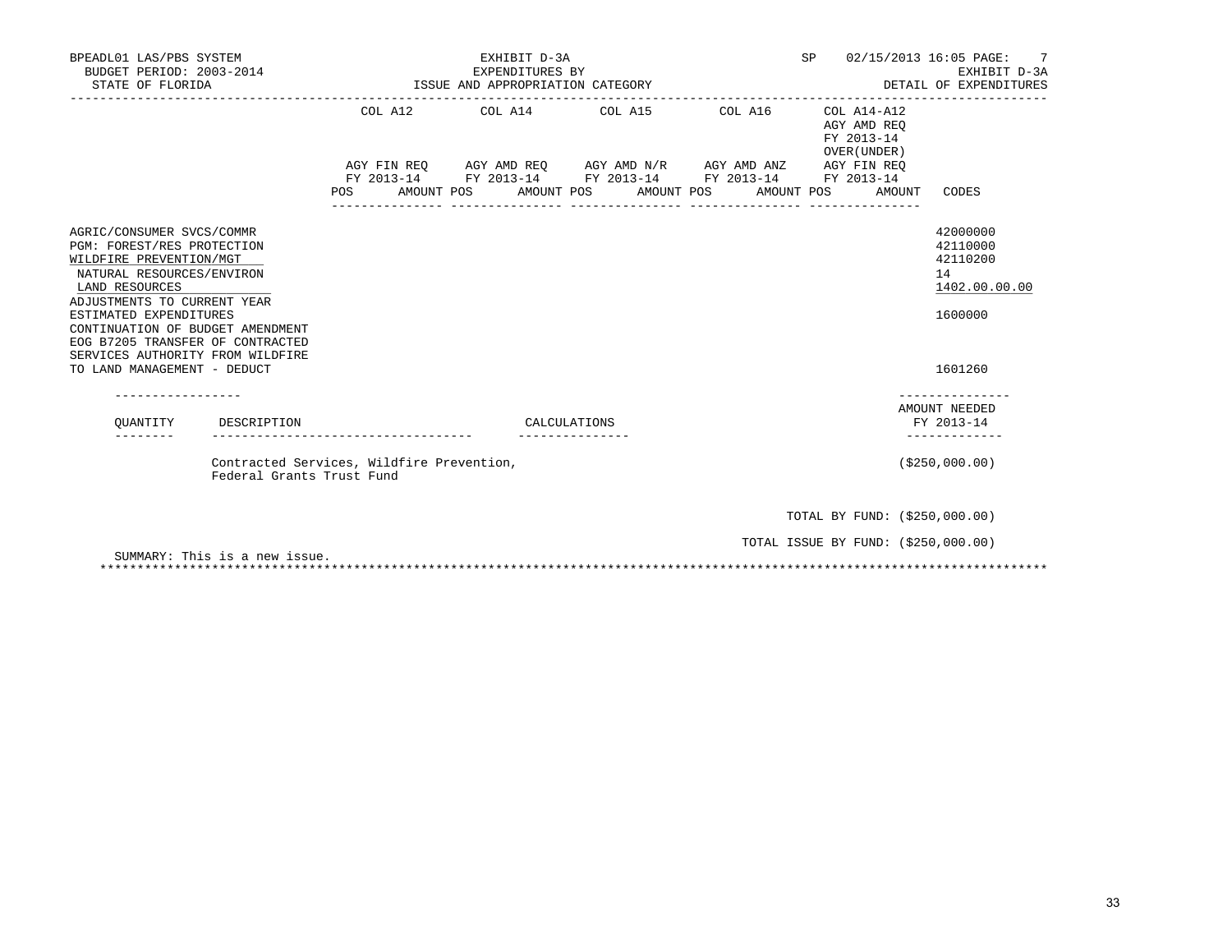BPEADL01 LAS/PBS SYSTEM
BUDGET PERIOD: 2003-2014
STATE OF FLORIDA

EXHIBIT D-3A
EXPENDITURES BY
ISSUE AND APPROPRIATION CATEGORY

SP 02/15/2013 16:05 PAGE: 7
EXHIBIT D-3A
DETAIL OF EXPENDITURES

| | COL A12 | COL A14 | COL A15 | COL A16 | COL A14-A12 AGY AMD REQ FY 2013-14 OVER(UNDER) | |
|---|---|---|---|---|---|---|
| | AGY FIN REQ FY 2013-14 | AGY AMD REQ FY 2013-14 | AGY AMD N/R FY 2013-14 | AGY AMD ANZ FY 2013-14 | AGY FIN REQ FY 2013-14 | |
| | POS AMOUNT | POS AMOUNT | POS AMOUNT | POS AMOUNT | POS AMOUNT | CODES |
| AGRIC/CONSUMER SVCS/COMMR | | | | | | 42000000 |
| PGM: FOREST/RES PROTECTION | | | | | | 42110000 |
| WILDFIRE PREVENTION/MGT | | | | | | 42110200 |
| NATURAL RESOURCES/ENVIRON | | | | | | 14 |
| LAND RESOURCES | | | | | | 1402.00.00.00 |
| ADJUSTMENTS TO CURRENT YEAR ESTIMATED EXPENDITURES | | | | | | 1600000 |
| CONTINUATION OF BUDGET AMENDMENT EOG B7205 TRANSFER OF CONTRACTED SERVICES AUTHORITY FROM WILDFIRE TO LAND MANAGEMENT - DEDUCT | | | | | | 1601260 |

| QUANTITY | DESCRIPTION | CALCULATIONS | AMOUNT NEEDED FY 2013-14 |
|---|---|---|---|
| | Contracted Services, Wildfire Prevention, Federal Grants Trust Fund | | ($250,000.00) |

TOTAL BY FUND: ($250,000.00)

TOTAL ISSUE BY FUND: ($250,000.00)

SUMMARY: This is a new issue.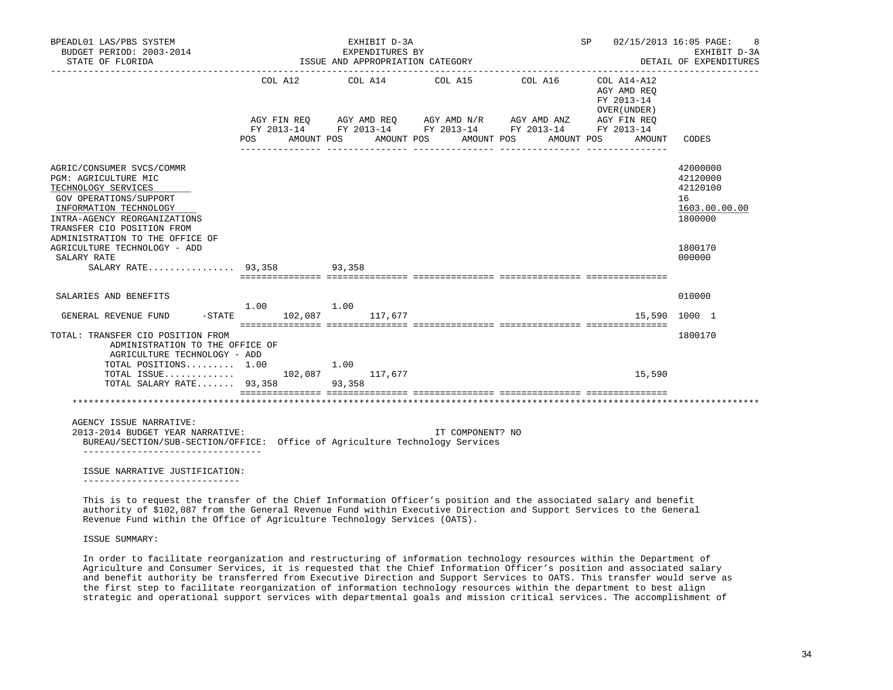BPEADL01 LAS/PBS SYSTEM | EXHIBIT D-3A | SP 02/15/2013 16:05 PAGE: 8
BUDGET PERIOD: 2003-2014 | EXPENDITURES BY | EXHIBIT D-3A
STATE OF FLORIDA | ISSUE AND APPROPRIATION CATEGORY | DETAIL OF EXPENDITURES

| | COL A12 AGY FIN REQ FY 2013-14 POS AMOUNT | COL A14 AGY AMD REQ FY 2013-14 POS AMOUNT | COL A15 AGY AMD N/R FY 2013-14 POS AMOUNT | COL A16 AGY AMD ANZ FY 2013-14 POS AMOUNT | COL A14-A12 AGY AMD REQ FY 2013-14 OVER(UNDER) AGY FIN REQ FY 2013-14 POS AMOUNT | CODES |
|---|---|---|---|---|---|---|
| AGRIC/CONSUMER SVCS/COMMR | | | | | | 42000000 |
| PGM: AGRICULTURE MIC | | | | | | 42120000 |
| TECHNOLOGY SERVICES | | | | | | 42120100 |
| GOV OPERATIONS/SUPPORT | | | | | | 16 |
| INFORMATION TECHNOLOGY | | | | | | 1603.00.00.00 |
| INTRA-AGENCY REORGANIZATIONS | | | | | | 1800000 |
| TRANSFER CIO POSITION FROM ADMINISTRATION TO THE OFFICE OF AGRICULTURE TECHNOLOGY - ADD | | | | | | 1800170 |
| SALARY RATE | | | | | | 000000 |
| SALARY RATE................ | 93,358 | 93,358 | | | | |
| SALARIES AND BENEFITS | | | | | | 010000 |
| GENERAL REVENUE FUND -STATE | 1.00 102,087 | 1.00 117,677 | | | 15,590 | 1000 1 |
| TOTAL: TRANSFER CIO POSITION FROM ADMINISTRATION TO THE OFFICE OF AGRICULTURE TECHNOLOGY - ADD | | | | | | 1800170 |
| TOTAL POSITIONS......... | 1.00 | 1.00 | | | | |
| TOTAL ISSUE............. | 102,087 | 117,677 | | | 15,590 | |
| TOTAL SALARY RATE....... | 93,358 | 93,358 | | | | |

AGENCY ISSUE NARRATIVE:
2013-2014 BUDGET YEAR NARRATIVE: IT COMPONENT? NO
BUREAU/SECTION/SUB-SECTION/OFFICE: Office of Agriculture Technology Services

ISSUE NARRATIVE JUSTIFICATION:

This is to request the transfer of the Chief Information Officer's position and the associated salary and benefit authority of $102,087 from the General Revenue Fund within Executive Direction and Support Services to the General Revenue Fund within the Office of Agriculture Technology Services (OATS).

ISSUE SUMMARY:

In order to facilitate reorganization and restructuring of information technology resources within the Department of Agriculture and Consumer Services, it is requested that the Chief Information Officer's position and associated salary and benefit authority be transferred from Executive Direction and Support Services to OATS. This transfer would serve as the first step to facilitate reorganization of information technology resources within the department to best align strategic and operational support services with departmental goals and mission critical services. The accomplishment of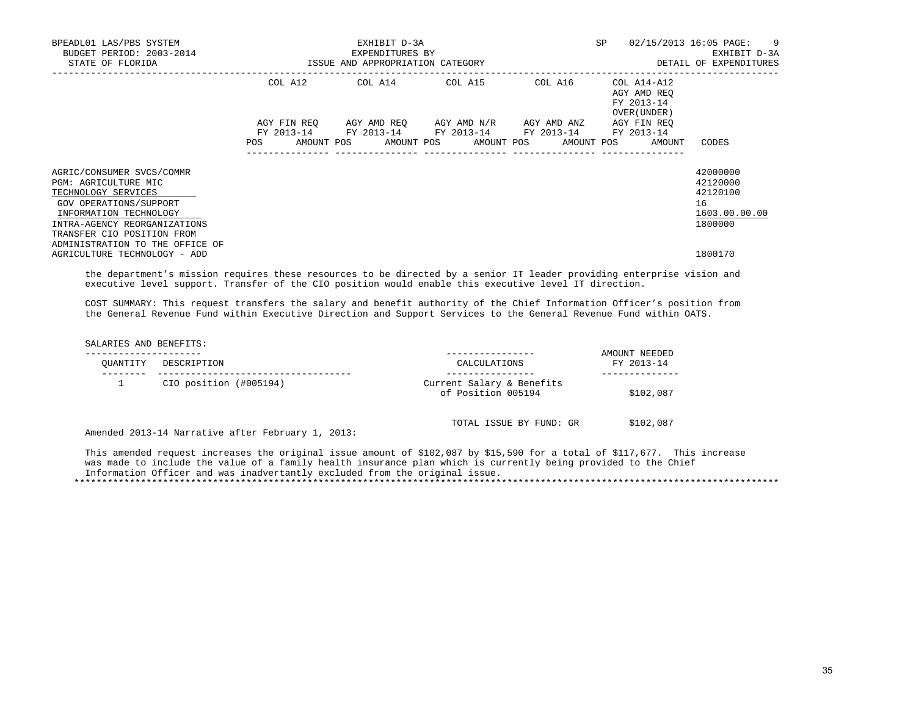| | COL A12 | COL A14 | COL A15 | COL A16 | COL A14-A12 AGY AMD REQ FY 2013-14 OVER(UNDER) | |
|---|---|---|---|---|---|---|
| | AGY FIN REQ FY 2013-14 | AGY AMD REQ FY 2013-14 | AGY AMD N/R FY 2013-14 | AGY AMD ANZ FY 2013-14 | AGY FIN REQ FY 2013-14 | |
| | POS AMOUNT | POS AMOUNT | POS AMOUNT | POS AMOUNT | POS AMOUNT | CODES |
| AGRIC/CONSUMER SVCS/COMMR | | | | | | 42000000 |
| PGM: AGRICULTURE MIC | | | | | | 42120000 |
| TECHNOLOGY SERVICES | | | | | | 42120100 |
| GOV OPERATIONS/SUPPORT | | | | | | 16 |
| INFORMATION TECHNOLOGY | | | | | | 1603.00.00.00 |
| INTRA-AGENCY REORGANIZATIONS | | | | | | 1800000 |
| TRANSFER CIO POSITION FROM ADMINISTRATION TO THE OFFICE OF AGRICULTURE TECHNOLOGY - ADD | | | | | | 1800170 |

the department's mission requires these resources to be directed by a senior IT leader providing enterprise vision and executive level support. Transfer of the CIO position would enable this executive level IT direction.

COST SUMMARY: This request transfers the salary and benefit authority of the Chief Information Officer's position from the General Revenue Fund within Executive Direction and Support Services to the General Revenue Fund within OATS.

SALARIES AND BENEFITS:

| QUANTITY | DESCRIPTION | CALCULATIONS | AMOUNT NEEDED FY 2013-14 |
|---|---|---|---|
| 1 | CIO position (#005194) | Current Salary & Benefits of Position 005194 | $102,087 |
| | | TOTAL ISSUE BY FUND: GR | $102,087 |

Amended 2013-14 Narrative after February 1, 2013:

This amended request increases the original issue amount of $102,087 by $15,590 for a total of $117,677. This increase was made to include the value of a family health insurance plan which is currently being provided to the Chief Information Officer and was inadvertantly excluded from the original issue.

*******************************************************************************************************************************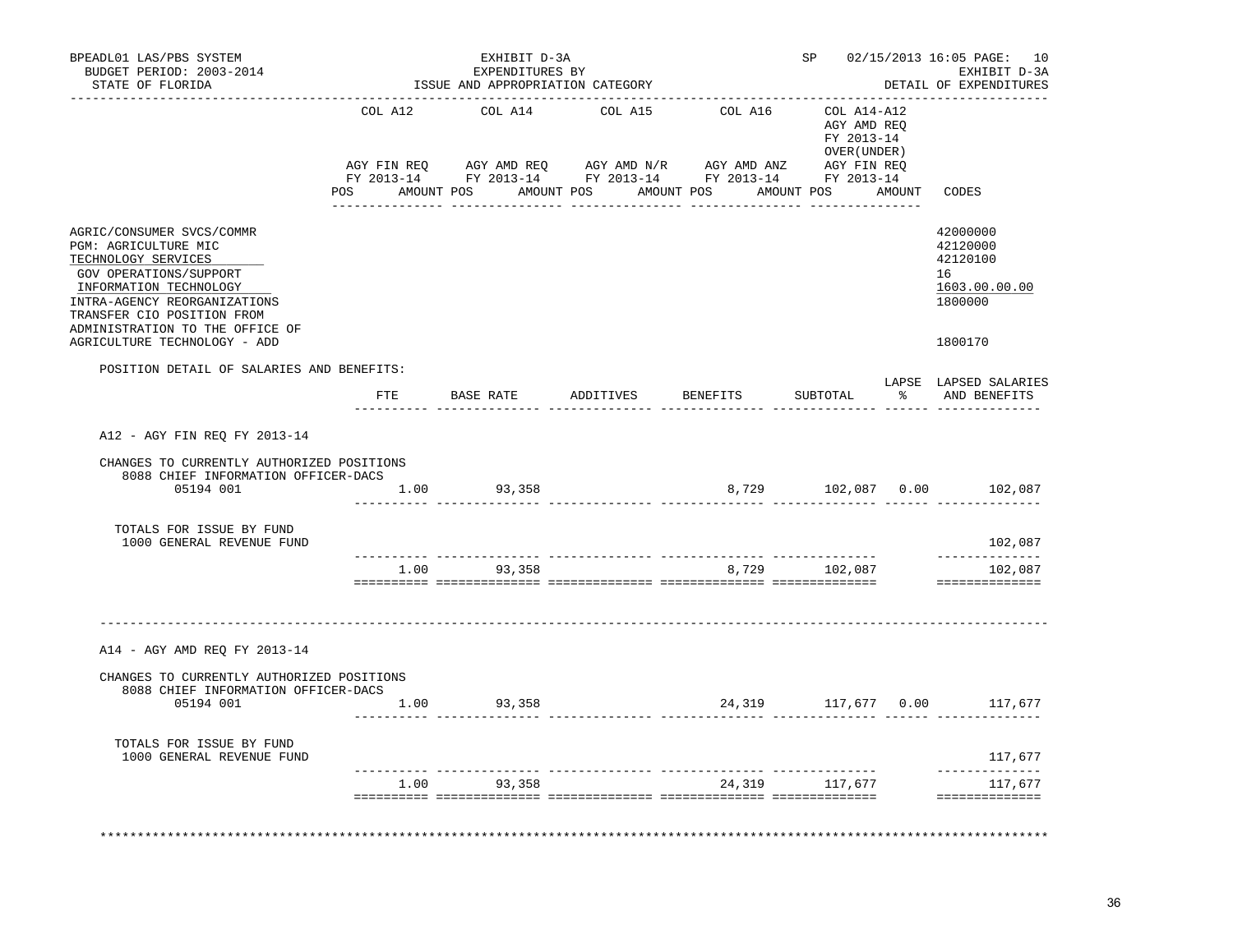BPEADL01 LAS/PBS SYSTEM — EXHIBIT D-3A — SP 02/15/2013 16:05 PAGE: 10
BUDGET PERIOD: 2003-2014 — EXPENDITURES BY — EXHIBIT D-3A
STATE OF FLORIDA — ISSUE AND APPROPRIATION CATEGORY — DETAIL OF EXPENDITURES

| | COL A12 AGY FIN REQ FY 2013-14 POS AMOUNT | COL A14 AGY AMD REQ FY 2013-14 POS AMOUNT | COL A15 AGY AMD N/R FY 2013-14 POS AMOUNT | COL A16 AGY AMD ANZ FY 2013-14 POS AMOUNT | COL A14-A12 AGY AMD REQ FY 2013-14 OVER(UNDER) AGY FIN REQ FY 2013-14 POS AMOUNT | CODES |
|---|---|---|---|---|---|---|
| AGRIC/CONSUMER SVCS/COMMR | | | | | | 42000000 |
| PGM: AGRICULTURE MIC | | | | | | 42120000 |
| TECHNOLOGY SERVICES | | | | | | 42120100 |
| GOV OPERATIONS/SUPPORT | | | | | | 16 |
| INFORMATION TECHNOLOGY | | | | | | 1603.00.00.00 |
| INTRA-AGENCY REORGANIZATIONS | | | | | | 1800000 |
| TRANSFER CIO POSITION FROM ADMINISTRATION TO THE OFFICE OF AGRICULTURE TECHNOLOGY - ADD | | | | | | 1800170 |

POSITION DETAIL OF SALARIES AND BENEFITS:

| | FTE | BASE RATE | ADDITIVES | BENEFITS | SUBTOTAL | LAPSE % | LAPSED SALARIES AND BENEFITS |
|---|---|---|---|---|---|---|---|
| **A12 - AGY FIN REQ FY 2013-14** | | | | | | | |
| CHANGES TO CURRENTLY AUTHORIZED POSITIONS | | | | | | | |
| 8088 CHIEF INFORMATION OFFICER-DACS 05194 001 | 1.00 | 93,358 | | 8,729 | 102,087 | 0.00 | 102,087 |
| TOTALS FOR ISSUE BY FUND | | | | | | | |
| 1000 GENERAL REVENUE FUND | | | | | | | 102,087 |
| | 1.00 | 93,358 | | 8,729 | 102,087 | | 102,087 |
| **A14 - AGY AMD REQ FY 2013-14** | | | | | | | |
| CHANGES TO CURRENTLY AUTHORIZED POSITIONS | | | | | | | |
| 8088 CHIEF INFORMATION OFFICER-DACS 05194 001 | 1.00 | 93,358 | | 24,319 | 117,677 | 0.00 | 117,677 |
| TOTALS FOR ISSUE BY FUND | | | | | | | |
| 1000 GENERAL REVENUE FUND | | | | | | | 117,677 |
| | 1.00 | 93,358 | | 24,319 | 117,677 | | 117,677 |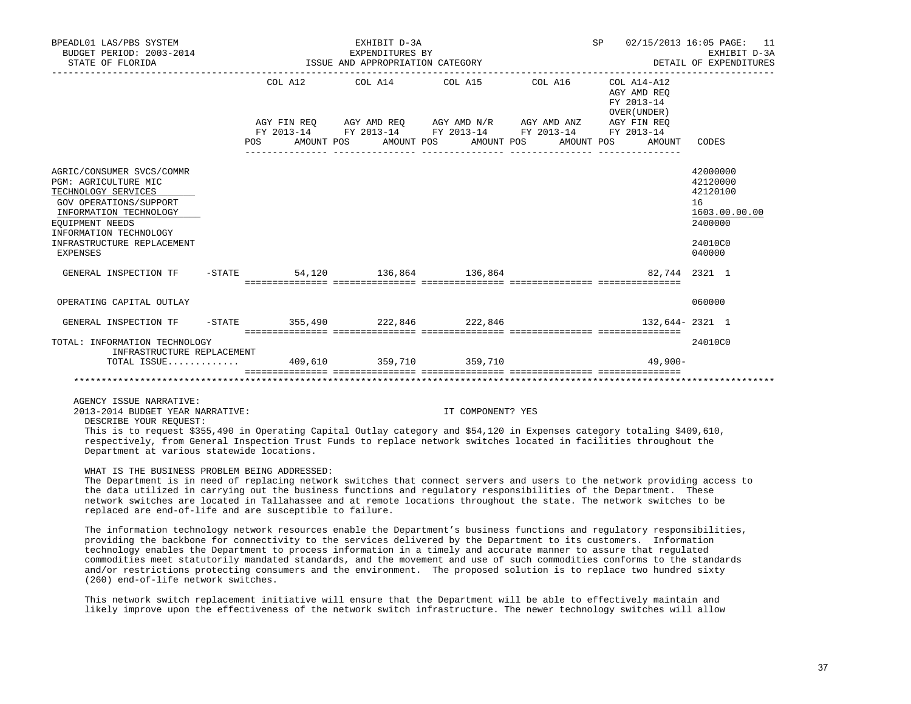BPEADL01 LAS/PBS SYSTEM | EXHIBIT D-3A | SP 02/15/2013 16:05 PAGE: 11
BUDGET PERIOD: 2003-2014 | EXPENDITURES BY | EXHIBIT D-3A
STATE OF FLORIDA | ISSUE AND APPROPRIATION CATEGORY | DETAIL OF EXPENDITURES

| | | COL A12 AGY FIN REQ FY 2013-14 POS AMOUNT | COL A14 AGY AMD REQ FY 2013-14 POS AMOUNT | COL A15 AGY AMD N/R FY 2013-14 POS AMOUNT | COL A16 AGY AMD ANZ FY 2013-14 POS AMOUNT | COL A14-A12 AGY AMD REQ FY 2013-14 OVER(UNDER) AGY FIN REQ FY 2013-14 POS AMOUNT | CODES |
|---|---|---|---|---|---|---|---|
| AGRIC/CONSUMER SVCS/COMMR | | | | | | | 42000000 |
| PGM: AGRICULTURE MIC | | | | | | | 42120000 |
| TECHNOLOGY SERVICES | | | | | | | 42120100 |
| GOV OPERATIONS/SUPPORT | | | | | | | 16 |
| INFORMATION TECHNOLOGY | | | | | | | 1603.00.00.00 |
| EQUIPMENT NEEDS | | | | | | | 2400000 |
| INFORMATION TECHNOLOGY INFRASTRUCTURE REPLACEMENT | | | | | | | 24010C0 |
| EXPENSES | | | | | | | 040000 |
| GENERAL INSPECTION TF | -STATE | 54,120 | 136,864 | 136,864 | | 82,744 | 2321 1 |
| OPERATING CAPITAL OUTLAY | | | | | | | 060000 |
| GENERAL INSPECTION TF | -STATE | 355,490 | 222,846 | 222,846 | | 132,644- | 2321 1 |
| TOTAL: INFORMATION TECHNOLOGY INFRASTRUCTURE REPLACEMENT | | | | | | | 24010C0 |
| TOTAL ISSUE............ | | 409,610 | 359,710 | 359,710 | | 49,900- | |

AGENCY ISSUE NARRATIVE:
2013-2014 BUDGET YEAR NARRATIVE: IT COMPONENT? YES

DESCRIBE YOUR REQUEST:
This is to request $355,490 in Operating Capital Outlay category and $54,120 in Expenses category totaling $409,610, respectively, from General Inspection Trust Funds to replace network switches located in facilities throughout the Department at various statewide locations.

WHAT IS THE BUSINESS PROBLEM BEING ADDRESSED:
The Department is in need of replacing network switches that connect servers and users to the network providing access to the data utilized in carrying out the business functions and regulatory responsibilities of the Department. These network switches are located in Tallahassee and at remote locations throughout the state. The network switches to be replaced are end-of-life and are susceptible to failure.

The information technology network resources enable the Department's business functions and regulatory responsibilities, providing the backbone for connectivity to the services delivered by the Department to its customers. Information technology enables the Department to process information in a timely and accurate manner to assure that regulated commodities meet statutorily mandated standards, and the movement and use of such commodities conforms to the standards and/or restrictions protecting consumers and the environment. The proposed solution is to replace two hundred sixty (260) end-of-life network switches.

This network switch replacement initiative will ensure that the Department will be able to effectively maintain and likely improve upon the effectiveness of the network switch infrastructure. The newer technology switches will allow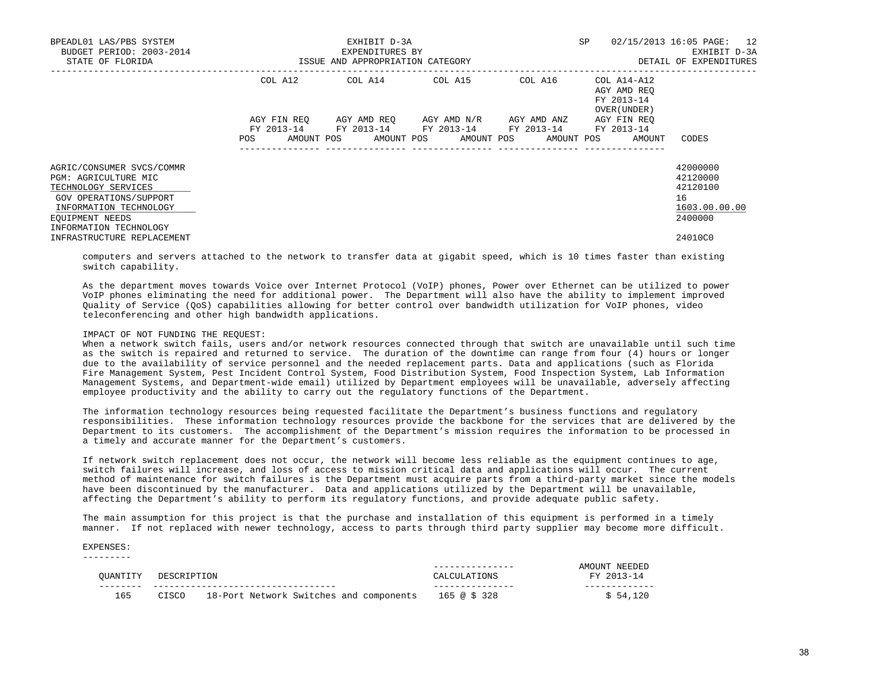| | COL A12 | COL A14 | COL A15 | COL A16 | COL A14-A12 AGY AMD REQ FY 2013-14 OVER(UNDER) | |
|---|---|---|---|---|---|---|
| | AGY FIN REQ FY 2013-14 | AGY AMD REQ FY 2013-14 | AGY AMD N/R FY 2013-14 | AGY AMD ANZ FY 2013-14 | AGY FIN REQ FY 2013-14 | |
| | POS AMOUNT | POS AMOUNT | POS AMOUNT | POS AMOUNT | POS AMOUNT | CODES |
| AGRIC/CONSUMER SVCS/COMMR | | | | | | 42000000 |
| PGM: AGRICULTURE MIC | | | | | | 42120000 |
| TECHNOLOGY SERVICES | | | | | | 42120100 |
| GOV OPERATIONS/SUPPORT | | | | | | 16 |
| INFORMATION TECHNOLOGY | | | | | | 1603.00.00.00 |
| EQUIPMENT NEEDS | | | | | | 2400000 |
| INFORMATION TECHNOLOGY INFRASTRUCTURE REPLACEMENT | | | | | | 24010C0 |

computers and servers attached to the network to transfer data at gigabit speed, which is 10 times faster than existing switch capability.

As the department moves towards Voice over Internet Protocol (VoIP) phones, Power over Ethernet can be utilized to power VoIP phones eliminating the need for additional power. The Department will also have the ability to implement improved Quality of Service (QoS) capabilities allowing for better control over bandwidth utilization for VoIP phones, video teleconferencing and other high bandwidth applications.

IMPACT OF NOT FUNDING THE REQUEST:
When a network switch fails, users and/or network resources connected through that switch are unavailable until such time as the switch is repaired and returned to service. The duration of the downtime can range from four (4) hours or longer due to the availability of service personnel and the needed replacement parts. Data and applications (such as Florida Fire Management System, Pest Incident Control System, Food Distribution System, Food Inspection System, Lab Information Management Systems, and Department-wide email) utilized by Department employees will be unavailable, adversely affecting employee productivity and the ability to carry out the regulatory functions of the Department.

The information technology resources being requested facilitate the Department's business functions and regulatory responsibilities. These information technology resources provide the backbone for the services that are delivered by the Department to its customers. The accomplishment of the Department's mission requires the information to be processed in a timely and accurate manner for the Department's customers.

If network switch replacement does not occur, the network will become less reliable as the equipment continues to age, switch failures will increase, and loss of access to mission critical data and applications will occur. The current method of maintenance for switch failures is the Department must acquire parts from a third-party market since the models have been discontinued by the manufacturer. Data and applications utilized by the Department will be unavailable, affecting the Department's ability to perform its regulatory functions, and provide adequate public safety.

The main assumption for this project is that the purchase and installation of this equipment is performed in a timely manner. If not replaced with newer technology, access to parts through third party supplier may become more difficult.

EXPENSES:

| QUANTITY | DESCRIPTION | CALCULATIONS | AMOUNT NEEDED FY 2013-14 |
|---|---|---|---|
| 165 | CISCO 18-Port Network Switches and components | 165 @ $ 328 | $ 54,120 |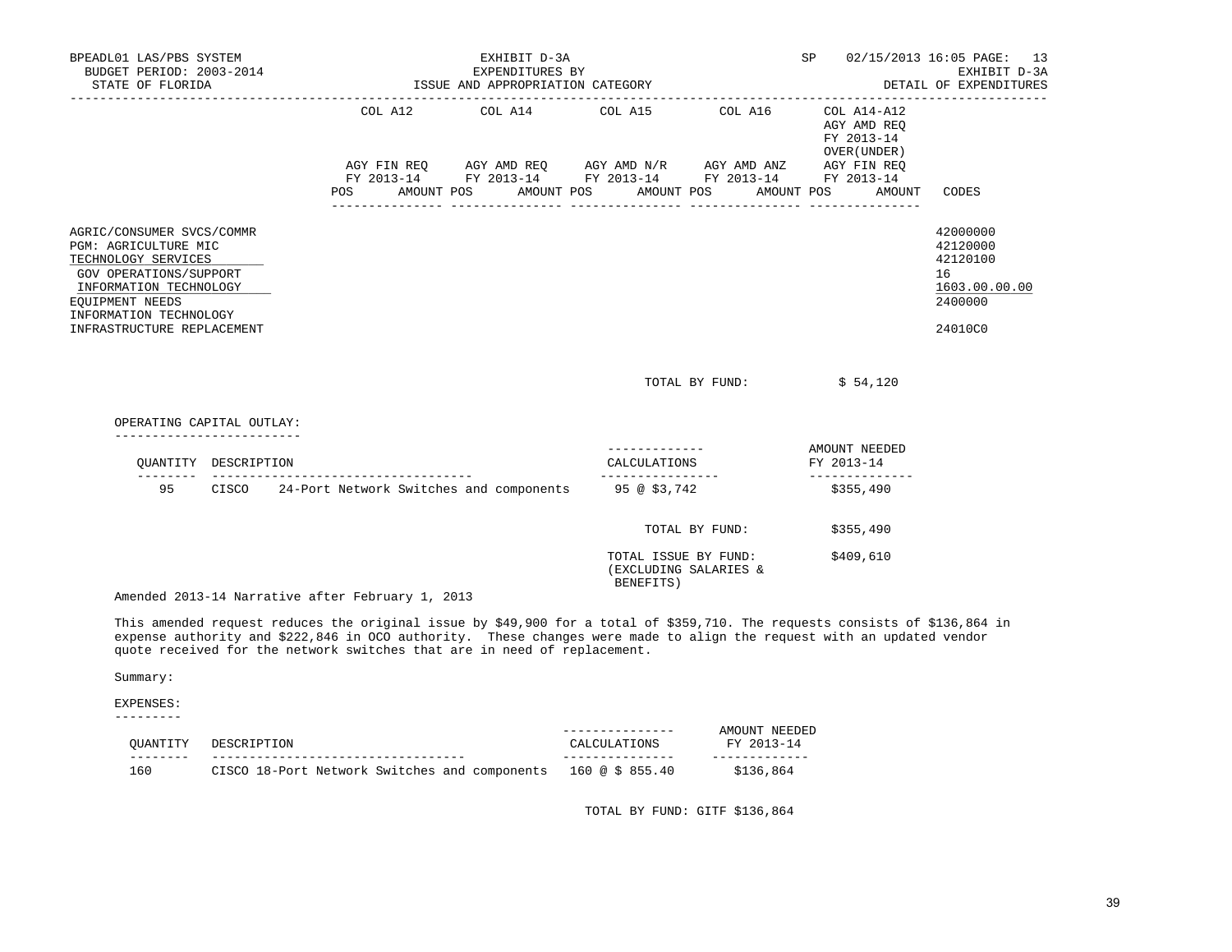BPEADL01 LAS/PBS SYSTEM | EXHIBIT D-3A | SP 02/15/2013 16:05 PAGE: 13
BUDGET PERIOD: 2003-2014 | EXPENDITURES BY | EXHIBIT D-3A
STATE OF FLORIDA | ISSUE AND APPROPRIATION CATEGORY | DETAIL OF EXPENDITURES

| | COL A12 AGY FIN REQ FY 2013-14 | | COL A14 AGY AMD REQ FY 2013-14 | | COL A15 AGY AMD N/R FY 2013-14 | | COL A16 AGY AMD ANZ FY 2013-14 | | COL A14-A12 AGY AMD REQ FY 2013-14 OVER(UNDER) AGY FIN REQ FY 2013-14 | | CODES |
|---|---|---|---|---|---|---|---|---|---|---|---|
| | POS | AMOUNT | POS | AMOUNT | POS | AMOUNT | POS | AMOUNT | POS | AMOUNT | |
| AGRIC/CONSUMER SVCS/COMMR | | | | | | | | | | | 42000000 |
| PGM: AGRICULTURE MIC | | | | | | | | | | | 42120000 |
| TECHNOLOGY SERVICES | | | | | | | | | | | 42120100 |
| GOV OPERATIONS/SUPPORT | | | | | | | | | | | 16 |
| INFORMATION TECHNOLOGY | | | | | | | | | | | 1603.00.00.00 |
| EQUIPMENT NEEDS | | | | | | | | | | | 2400000 |
| INFORMATION TECHNOLOGY INFRASTRUCTURE REPLACEMENT | | | | | | | | | | | 24010C0 |

TOTAL BY FUND: $ 54,120

OPERATING CAPITAL OUTLAY:

| QUANTITY | DESCRIPTION | CALCULATIONS | AMOUNT NEEDED FY 2013-14 |
|---|---|---|---|
| 95 | CISCO 24-Port Network Switches and components | 95 @ $3,742 | $355,490 |

TOTAL BY FUND: $355,490

TOTAL ISSUE BY FUND: (EXCLUDING SALARIES & BENEFITS) $409,610

Amended 2013-14 Narrative after February 1, 2013

This amended request reduces the original issue by $49,900 for a total of $359,710. The requests consists of $136,864 in expense authority and $222,846 in OCO authority. These changes were made to align the request with an updated vendor quote received for the network switches that are in need of replacement.

Summary:

EXPENSES:

| QUANTITY | DESCRIPTION | CALCULATIONS | AMOUNT NEEDED FY 2013-14 |
|---|---|---|---|
| 160 | CISCO 18-Port Network Switches and components | 160 @ $ 855.40 | $136,864 |

TOTAL BY FUND: GITF $136,864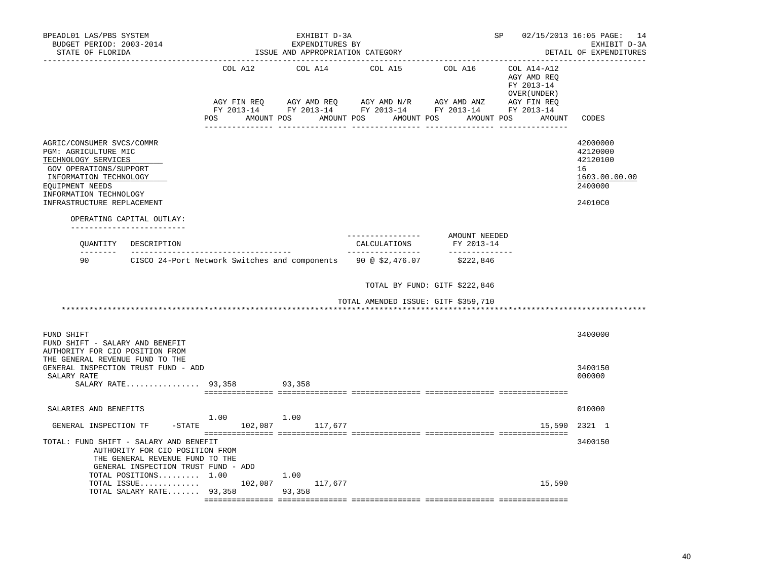BPEADL01 LAS/PBS SYSTEM — EXHIBIT D-3A — SP 02/15/2013 16:05 PAGE: 14
BUDGET PERIOD: 2003-2014 — EXPENDITURES BY — EXHIBIT D-3A
STATE OF FLORIDA — ISSUE AND APPROPRIATION CATEGORY — DETAIL OF EXPENDITURES

| | COL A12 AGY FIN REQ FY 2013-14 POS AMOUNT | COL A14 AGY AMD REQ FY 2013-14 POS AMOUNT | COL A15 AGY AMD N/R FY 2013-14 POS AMOUNT | COL A16 AGY AMD ANZ FY 2013-14 POS AMOUNT | COL A14-A12 AGY AMD REQ FY 2013-14 OVER(UNDER) AGY FIN REQ FY 2013-14 POS AMOUNT | CODES |
|---|---|---|---|---|---|---|
| AGRIC/CONSUMER SVCS/COMMR | | | | | | 42000000 |
| PGM: AGRICULTURE MIC | | | | | | 42120000 |
| TECHNOLOGY SERVICES | | | | | | 42120100 |
| GOV OPERATIONS/SUPPORT | | | | | | 16 |
| INFORMATION TECHNOLOGY | | | | | | 1603.00.00.00 |
| EQUIPMENT NEEDS | | | | | | 2400000 |
| INFORMATION TECHNOLOGY INFRASTRUCTURE REPLACEMENT | | | | | | 24010C0 |

OPERATING CAPITAL OUTLAY:

| QUANTITY | DESCRIPTION | CALCULATIONS | AMOUNT NEEDED FY 2013-14 |
|---|---|---|---|
| 90 | CISCO 24-Port Network Switches and components | 90 @ $2,476.07 | $222,846 |

TOTAL BY FUND: GITF $222,846

TOTAL AMENDED ISSUE: GITF $359,710

************************************************************************************************************************************

| | COL A12 POS | COL A12 AMOUNT | COL A14 POS | COL A14 AMOUNT | COL A15 | COL A16 | COL A14-A12 AMOUNT | CODES |
|---|---|---|---|---|---|---|---|---|
| FUND SHIFT | | | | | | | | 3400000 |
| FUND SHIFT - SALARY AND BENEFIT AUTHORITY FOR CIO POSITION FROM THE GENERAL REVENUE FUND TO THE GENERAL INSPECTION TRUST FUND - ADD | | | | | | | | 3400150 |
| SALARY RATE | | | | | | | | 000000 |
| SALARY RATE................ | 93,358 | | 93,358 | | | | | |
| SALARIES AND BENEFITS | | | | | | | | 010000 |
| GENERAL INSPECTION TF -STATE | 1.00 | 102,087 | 1.00 | 117,677 | | | 15,590 | 2321 1 |
| TOTAL: FUND SHIFT - SALARY AND BENEFIT AUTHORITY FOR CIO POSITION FROM THE GENERAL REVENUE FUND TO THE GENERAL INSPECTION TRUST FUND - ADD | | | | | | | | 3400150 |
| TOTAL POSITIONS......... | 1.00 | | 1.00 | | | | | |
| TOTAL ISSUE............. | | 102,087 | | 117,677 | | | 15,590 | |
| TOTAL SALARY RATE....... | 93,358 | | 93,358 | | | | | |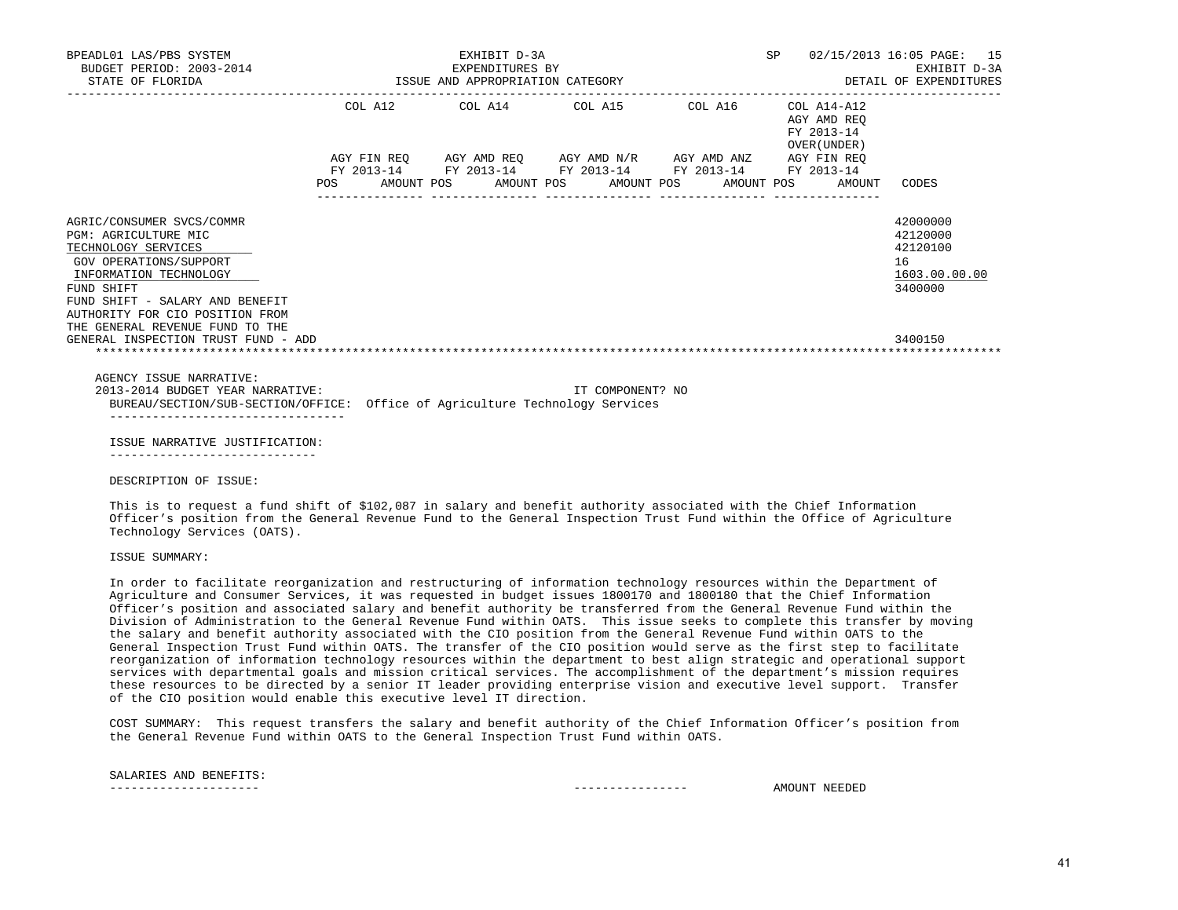BPEADL01 LAS/PBS SYSTEM | EXHIBIT D-3A | SP 02/15/2013 16:05 PAGE: 15
BUDGET PERIOD: 2003-2014 | EXPENDITURES BY | EXHIBIT D-3A
STATE OF FLORIDA | ISSUE AND APPROPRIATION CATEGORY | DETAIL OF EXPENDITURES

| | COL A12 AGY FIN REQ FY 2013-14 POS AMOUNT | COL A14 AGY AMD REQ FY 2013-14 POS AMOUNT | COL A15 AGY AMD N/R FY 2013-14 POS AMOUNT | COL A16 AGY AMD ANZ FY 2013-14 POS AMOUNT | COL A14-A12 AGY AMD REQ FY 2013-14 OVER(UNDER) AGY FIN REQ FY 2013-14 POS AMOUNT | CODES |
|---|---|---|---|---|---|---|
| AGRIC/CONSUMER SVCS/COMMR | | | | | | 42000000 |
| PGM: AGRICULTURE MIC | | | | | | 42120000 |
| TECHNOLOGY SERVICES | | | | | | 42120100 |
| GOV OPERATIONS/SUPPORT | | | | | | 16 |
| INFORMATION TECHNOLOGY | | | | | | 1603.00.00.00 |
| FUND SHIFT | | | | | | 3400000 |
| FUND SHIFT - SALARY AND BENEFIT AUTHORITY FOR CIO POSITION FROM THE GENERAL REVENUE FUND TO THE GENERAL INSPECTION TRUST FUND - ADD | | | | | | 3400150 |

AGENCY ISSUE NARRATIVE:
2013-2014 BUDGET YEAR NARRATIVE: IT COMPONENT? NO
BUREAU/SECTION/SUB-SECTION/OFFICE: Office of Agriculture Technology Services

ISSUE NARRATIVE JUSTIFICATION:

DESCRIPTION OF ISSUE:

This is to request a fund shift of $102,087 in salary and benefit authority associated with the Chief Information Officer’s position from the General Revenue Fund to the General Inspection Trust Fund within the Office of Agriculture Technology Services (OATS).

ISSUE SUMMARY:

In order to facilitate reorganization and restructuring of information technology resources within the Department of Agriculture and Consumer Services, it was requested in budget issues 1800170 and 1800180 that the Chief Information Officer’s position and associated salary and benefit authority be transferred from the General Revenue Fund within the Division of Administration to the General Revenue Fund within OATS. This issue seeks to complete this transfer by moving the salary and benefit authority associated with the CIO position from the General Revenue Fund within OATS to the General Inspection Trust Fund within OATS. The transfer of the CIO position would serve as the first step to facilitate reorganization of information technology resources within the department to best align strategic and operational support services with departmental goals and mission critical services. The accomplishment of the department’s mission requires these resources to be directed by a senior IT leader providing enterprise vision and executive level support. Transfer of the CIO position would enable this executive level IT direction.

COST SUMMARY: This request transfers the salary and benefit authority of the Chief Information Officer’s position from the General Revenue Fund within OATS to the General Inspection Trust Fund within OATS.

SALARIES AND BENEFITS: AMOUNT NEEDED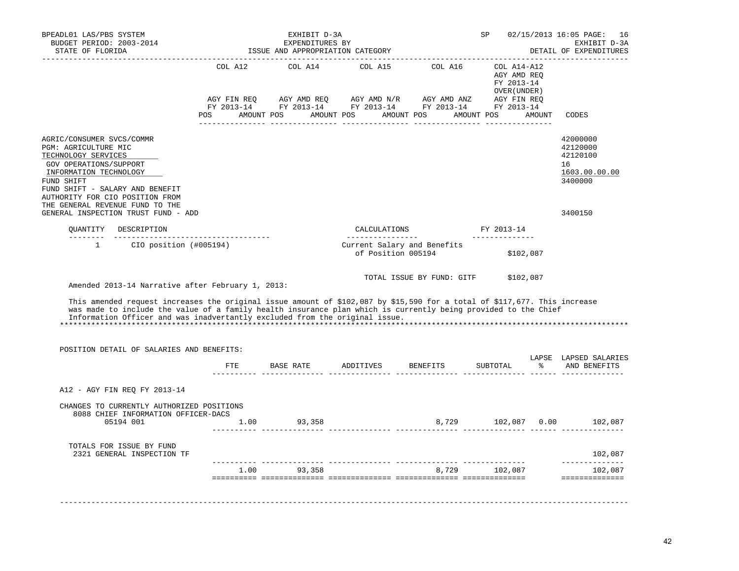BPEADL01 LAS/PBS SYSTEM  
BUDGET PERIOD: 2003-2014  
STATE OF FLORIDA

EXHIBIT D-3A  
EXPENDITURES BY  
ISSUE AND APPROPRIATION CATEGORY

SP 02/15/2013 16:05 PAGE: 16  
EXHIBIT D-3A  
DETAIL OF EXPENDITURES

| | COL A12 AGY FIN REQ FY 2013-14 POS AMOUNT | COL A14 AGY AMD REQ FY 2013-14 POS AMOUNT | COL A15 AGY AMD N/R FY 2013-14 POS AMOUNT | COL A16 AGY AMD ANZ FY 2013-14 POS AMOUNT | COL A14-A12 AGY AMD REQ FY 2013-14 OVER(UNDER) AGY FIN REQ FY 2013-14 POS AMOUNT | CODES |
|---|---|---|---|---|---|---|
| AGRIC/CONSUMER SVCS/COMMR | | | | | | 42000000 |
| PGM: AGRICULTURE MIC | | | | | | 42120000 |
| TECHNOLOGY SERVICES | | | | | | 42120100 |
| GOV OPERATIONS/SUPPORT | | | | | | 16 |
| INFORMATION TECHNOLOGY | | | | | | 1603.00.00.00 |
| FUND SHIFT | | | | | | 3400000 |
| FUND SHIFT - SALARY AND BENEFIT AUTHORITY FOR CIO POSITION FROM THE GENERAL REVENUE FUND TO THE GENERAL INSPECTION TRUST FUND - ADD | | | | | | 3400150 |

| QUANTITY | DESCRIPTION | CALCULATIONS | FY 2013-14 |
|---|---|---|---|
| 1 | CIO position (#005194) | Current Salary and Benefits of Position 005194 | $102,087 |
| | | TOTAL ISSUE BY FUND: GITF | $102,087 |

Amended 2013-14 Narrative after February 1, 2013:

This amended request increases the original issue amount of $102,087 by $15,590 for a total of $117,677. This increase was made to include the value of a family health insurance plan which is currently being provided to the Chief Information Officer and was inadvertantly excluded from the original issue.

*******************************************************************************************************************

POSITION DETAIL OF SALARIES AND BENEFITS:

| | FTE | BASE RATE | ADDITIVES | BENEFITS | SUBTOTAL | LAPSE % | LAPSED SALARIES AND BENEFITS |
|---|---|---|---|---|---|---|---|
| A12 - AGY FIN REQ FY 2013-14 | | | | | | | |
| CHANGES TO CURRENTLY AUTHORIZED POSITIONS | | | | | | | |
| 8088 CHIEF INFORMATION OFFICER-DACS 05194 001 | 1.00 | 93,358 | | 8,729 | 102,087 | 0.00 | 102,087 |
| TOTALS FOR ISSUE BY FUND | | | | | | | |
| 2321 GENERAL INSPECTION TF | | | | | | | 102,087 |
| | 1.00 | 93,358 | | 8,729 | 102,087 | | 102,087 |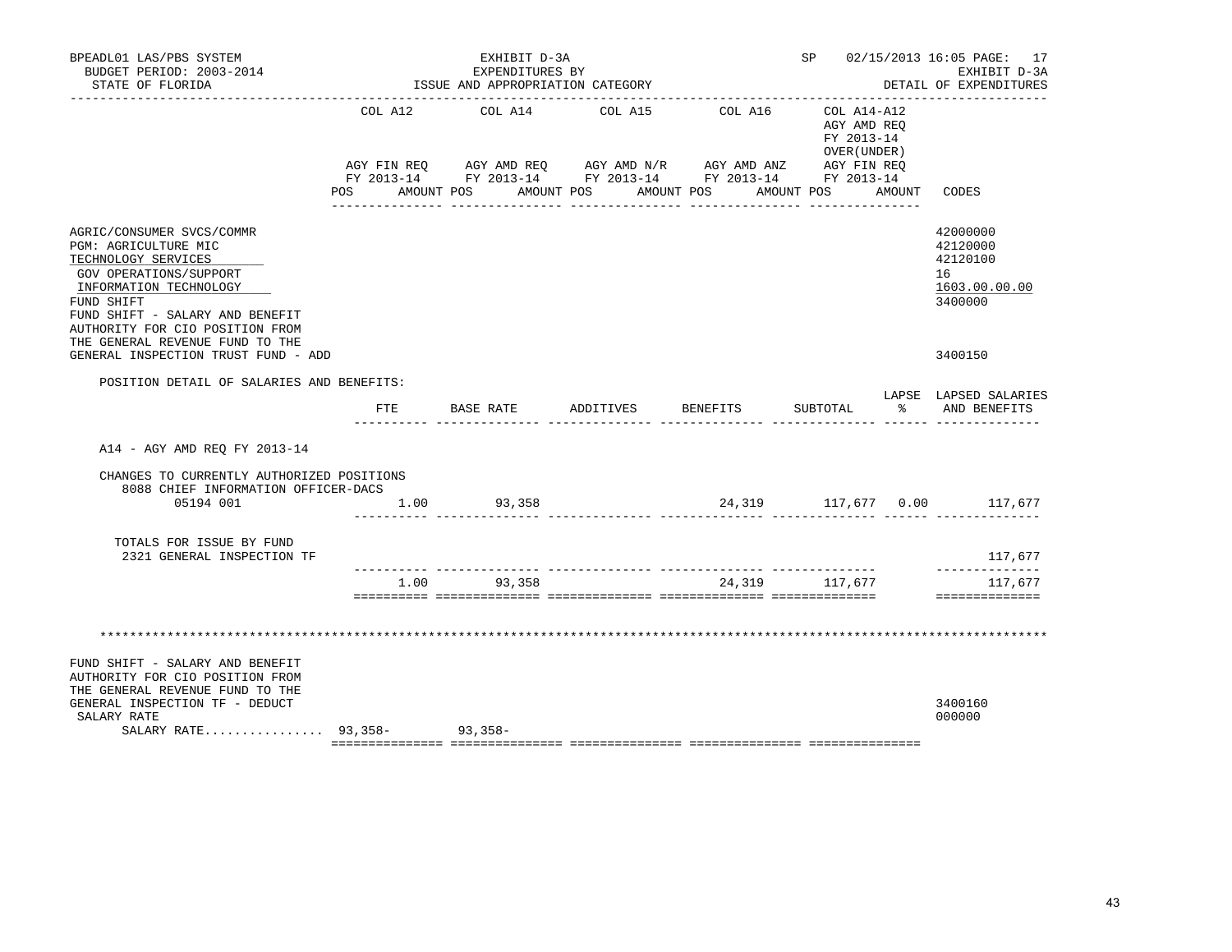BPEADL01 LAS/PBS SYSTEM
BUDGET PERIOD: 2003-2014
STATE OF FLORIDA

EXHIBIT D-3A
EXPENDITURES BY
ISSUE AND APPROPRIATION CATEGORY

SP 02/15/2013 16:05 PAGE: 17
EXHIBIT D-3A
DETAIL OF EXPENDITURES

| | COL A12 AGY FIN REQ FY 2013-14 POS AMOUNT | COL A14 AGY AMD REQ FY 2013-14 POS AMOUNT | COL A15 AGY AMD N/R FY 2013-14 POS AMOUNT | COL A16 AGY AMD ANZ FY 2013-14 POS AMOUNT | COL A14-A12 AGY AMD REQ FY 2013-14 OVER(UNDER) AGY FIN REQ FY 2013-14 POS AMOUNT | CODES |
|---|---|---|---|---|---|---|
| AGRIC/CONSUMER SVCS/COMMR | | | | | | 42000000 |
| PGM: AGRICULTURE MIC | | | | | | 42120000 |
| TECHNOLOGY SERVICES | | | | | | 42120100 |
| GOV OPERATIONS/SUPPORT | | | | | | 16 |
| INFORMATION TECHNOLOGY | | | | | | 1603.00.00.00 |
| FUND SHIFT | | | | | | 3400000 |
| FUND SHIFT - SALARY AND BENEFIT AUTHORITY FOR CIO POSITION FROM THE GENERAL REVENUE FUND TO THE GENERAL INSPECTION TRUST FUND - ADD | | | | | | 3400150 |

POSITION DETAIL OF SALARIES AND BENEFITS:

| | FTE | BASE RATE | ADDITIVES | BENEFITS | SUBTOTAL | LAPSE % | LAPSED SALARIES AND BENEFITS |
|---|---|---|---|---|---|---|---|
| A14 - AGY AMD REQ FY 2013-14 | | | | | | | |
| CHANGES TO CURRENTLY AUTHORIZED POSITIONS | | | | | | | |
| 8088 CHIEF INFORMATION OFFICER-DACS 05194 001 | 1.00 | 93,358 | | 24,319 | 117,677 | 0.00 | 117,677 |
| TOTALS FOR ISSUE BY FUND | | | | | | | |
| 2321 GENERAL INSPECTION TF | | | | | | | 117,677 |
| | 1.00 | 93,358 | | 24,319 | 117,677 | | 117,677 |

*******************************************************************************************************************

| | COL A12 | COL A14 | COL A15 | COL A16 | COL A14-A12 | CODES |
|---|---|---|---|---|---|---|
| FUND SHIFT - SALARY AND BENEFIT AUTHORITY FOR CIO POSITION FROM THE GENERAL REVENUE FUND TO THE GENERAL INSPECTION TF - DEDUCT | | | | | | 3400160 |
| SALARY RATE | | | | | | 000000 |
| SALARY RATE................ | 93,358- | 93,358- | | | | |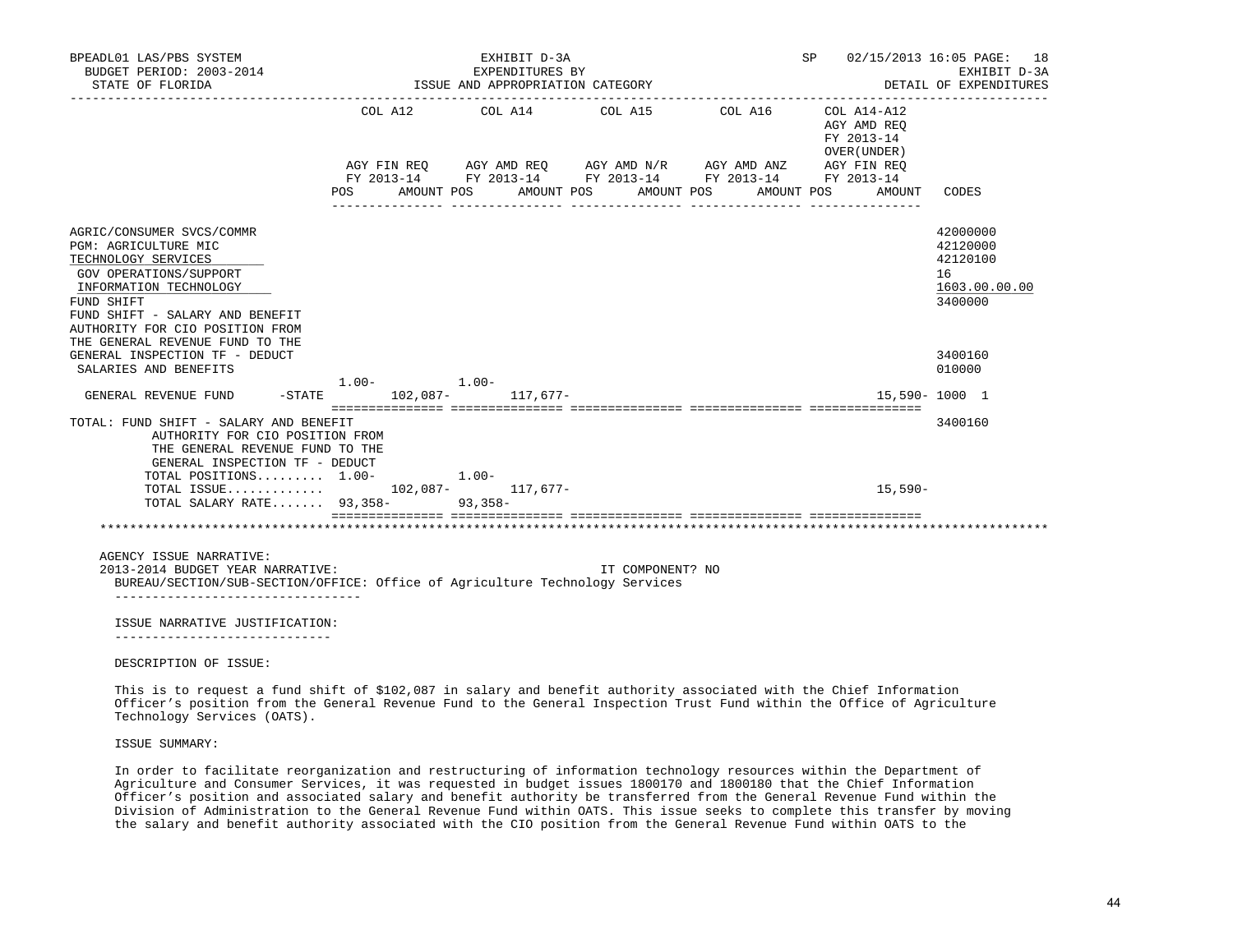BPEADL01 LAS/PBS SYSTEM | EXHIBIT D-3A | SP 02/15/2013 16:05 PAGE: 18
BUDGET PERIOD: 2003-2014 | EXPENDITURES BY | EXHIBIT D-3A
STATE OF FLORIDA | ISSUE AND APPROPRIATION CATEGORY | DETAIL OF EXPENDITURES

| | COL A12 AGY FIN REQ FY 2013-14 POS AMOUNT | COL A14 AGY AMD REQ FY 2013-14 POS AMOUNT | COL A15 AGY AMD N/R FY 2013-14 POS AMOUNT | COL A16 AGY AMD ANZ FY 2013-14 POS AMOUNT | COL A14-A12 AGY AMD REQ FY 2013-14 OVER(UNDER) AGY FIN REQ FY 2013-14 POS AMOUNT | CODES |
|---|---|---|---|---|---|---|
| AGRIC/CONSUMER SVCS/COMMR | | | | | | 42000000 |
| PGM: AGRICULTURE MIC | | | | | | 42120000 |
| TECHNOLOGY SERVICES | | | | | | 42120100 |
| GOV OPERATIONS/SUPPORT | | | | | | 16 |
| INFORMATION TECHNOLOGY | | | | | | 1603.00.00.00 |
| FUND SHIFT | | | | | | 3400000 |
| FUND SHIFT - SALARY AND BENEFIT AUTHORITY FOR CIO POSITION FROM THE GENERAL REVENUE FUND TO THE GENERAL INSPECTION TF - DEDUCT | | | | | | 3400160 |
| SALARIES AND BENEFITS | 1.00- | 1.00- | | | | 010000 |
| GENERAL REVENUE FUND -STATE | 102,087- | 117,677- | | | 15,590- | 1000 1 |
| TOTAL: FUND SHIFT - SALARY AND BENEFIT AUTHORITY FOR CIO POSITION FROM THE GENERAL REVENUE FUND TO THE GENERAL INSPECTION TF - DEDUCT | | | | | | 3400160 |
| TOTAL POSITIONS......... | 1.00- | 1.00- | | | | |
| TOTAL ISSUE............. | 102,087- | 117,677- | | | 15,590- | |
| TOTAL SALARY RATE....... | 93,358- | 93,358- | | | | |

AGENCY ISSUE NARRATIVE:
2013-2014 BUDGET YEAR NARRATIVE: IT COMPONENT? NO
BUREAU/SECTION/SUB-SECTION/OFFICE: Office of Agriculture Technology Services

ISSUE NARRATIVE JUSTIFICATION:

DESCRIPTION OF ISSUE:

This is to request a fund shift of $102,087 in salary and benefit authority associated with the Chief Information Officer's position from the General Revenue Fund to the General Inspection Trust Fund within the Office of Agriculture Technology Services (OATS).

ISSUE SUMMARY:

In order to facilitate reorganization and restructuring of information technology resources within the Department of Agriculture and Consumer Services, it was requested in budget issues 1800170 and 1800180 that the Chief Information Officer's position and associated salary and benefit authority be transferred from the General Revenue Fund within the Division of Administration to the General Revenue Fund within OATS. This issue seeks to complete this transfer by moving the salary and benefit authority associated with the CIO position from the General Revenue Fund within OATS to the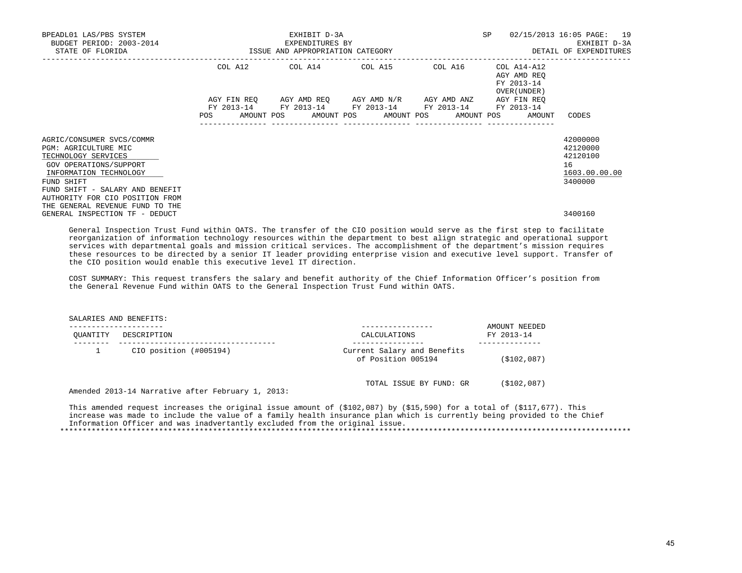BPEADL01 LAS/PBS SYSTEM — EXHIBIT D-3A — SP 02/15/2013 16:05 PAGE: 19
BUDGET PERIOD: 2003-2014 — EXPENDITURES BY — EXHIBIT D-3A
STATE OF FLORIDA — ISSUE AND APPROPRIATION CATEGORY — DETAIL OF EXPENDITURES

| | COL A12 AGY FIN REQ FY 2013-14 POS AMOUNT | COL A14 AGY AMD REQ FY 2013-14 POS AMOUNT | COL A15 AGY AMD N/R FY 2013-14 POS AMOUNT | COL A16 AGY AMD ANZ FY 2013-14 POS AMOUNT | COL A14-A12 AGY AMD REQ FY 2013-14 OVER(UNDER) AGY FIN REQ FY 2013-14 POS AMOUNT | CODES |
|---|---|---|---|---|---|---|
| AGRIC/CONSUMER SVCS/COMMR | | | | | | 42000000 |
| PGM: AGRICULTURE MIC | | | | | | 42120000 |
| TECHNOLOGY SERVICES | | | | | | 42120100 |
| GOV OPERATIONS/SUPPORT | | | | | | 16 |
| INFORMATION TECHNOLOGY | | | | | | 1603.00.00.00 |
| FUND SHIFT | | | | | | 3400000 |
| FUND SHIFT - SALARY AND BENEFIT AUTHORITY FOR CIO POSITION FROM THE GENERAL REVENUE FUND TO THE GENERAL INSPECTION TF - DEDUCT | | | | | | 3400160 |

General Inspection Trust Fund within OATS. The transfer of the CIO position would serve as the first step to facilitate reorganization of information technology resources within the department to best align strategic and operational support services with departmental goals and mission critical services. The accomplishment of the department's mission requires these resources to be directed by a senior IT leader providing enterprise vision and executive level support. Transfer of the CIO position would enable this executive level IT direction.

COST SUMMARY: This request transfers the salary and benefit authority of the Chief Information Officer's position from the General Revenue Fund within OATS to the General Inspection Trust Fund within OATS.

SALARIES AND BENEFITS:

| QUANTITY | DESCRIPTION | CALCULATIONS | AMOUNT NEEDED FY 2013-14 |
|---|---|---|---|
| 1 | CIO position (#005194) | Current Salary and Benefits of Position 005194 | ($102,087) |
| | | TOTAL ISSUE BY FUND: GR | ($102,087) |

Amended 2013-14 Narrative after February 1, 2013:

This amended request increases the original issue amount of ($102,087) by ($15,590) for a total of ($117,677). This increase was made to include the value of a family health insurance plan which is currently being provided to the Chief Information Officer and was inadvertantly excluded from the original issue.

*********************************************************************************************************************************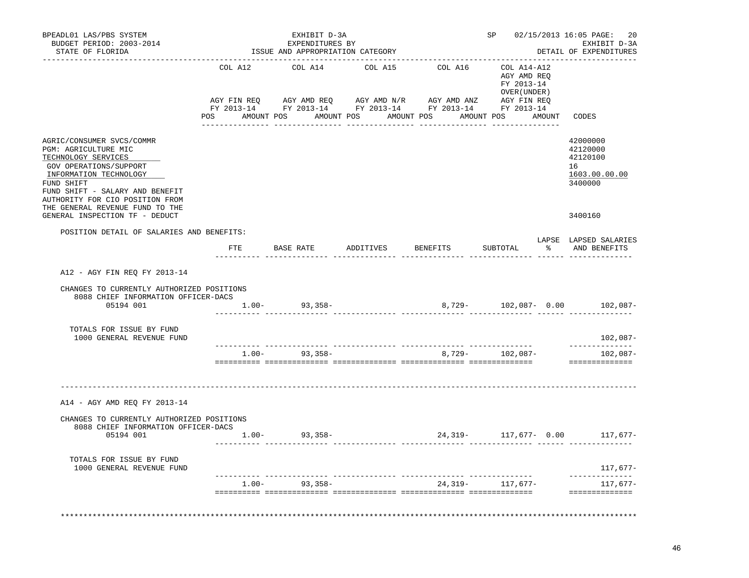BPEADL01 LAS/PBS SYSTEM
BUDGET PERIOD: 2003-2014
STATE OF FLORIDA

EXHIBIT D-3A
EXPENDITURES BY
ISSUE AND APPROPRIATION CATEGORY

SP 02/15/2013 16:05 PAGE: 20
EXHIBIT D-3A
DETAIL OF EXPENDITURES

| | COL A12 AGY FIN REQ FY 2013-14 POS AMOUNT | COL A14 AGY AMD REQ FY 2013-14 POS AMOUNT | COL A15 AGY AMD N/R FY 2013-14 POS AMOUNT | COL A16 AGY AMD ANZ FY 2013-14 POS AMOUNT | COL A14-A12 AGY AMD REQ FY 2013-14 OVER(UNDER) AGY FIN REQ FY 2013-14 POS AMOUNT | CODES |
|---|---|---|---|---|---|---|
| AGRIC/CONSUMER SVCS/COMMR | | | | | | 42000000 |
| PGM: AGRICULTURE MIC | | | | | | 42120000 |
| TECHNOLOGY SERVICES | | | | | | 42120100 |
| GOV OPERATIONS/SUPPORT | | | | | | 16 |
| INFORMATION TECHNOLOGY | | | | | | 1603.00.00.00 |
| FUND SHIFT | | | | | | 3400000 |
| FUND SHIFT - SALARY AND BENEFIT AUTHORITY FOR CIO POSITION FROM THE GENERAL REVENUE FUND TO THE GENERAL INSPECTION TF - DEDUCT | | | | | | 3400160 |

POSITION DETAIL OF SALARIES AND BENEFITS:

| | FTE | BASE RATE | ADDITIVES | BENEFITS | SUBTOTAL | LAPSE % | LAPSED SALARIES AND BENEFITS |
|---|---|---|---|---|---|---|---|
| **A12 - AGY FIN REQ FY 2013-14** | | | | | | | |
| CHANGES TO CURRENTLY AUTHORIZED POSITIONS | | | | | | | |
| 8088 CHIEF INFORMATION OFFICER-DACS 05194 001 | 1.00- | 93,358- | | 8,729- | 102,087- | 0.00 | 102,087- |
| TOTALS FOR ISSUE BY FUND | | | | | | | |
| 1000 GENERAL REVENUE FUND | | | | | | | 102,087- |
| | 1.00- | 93,358- | | 8,729- | 102,087- | | 102,087- |
| **A14 - AGY AMD REQ FY 2013-14** | | | | | | | |
| CHANGES TO CURRENTLY AUTHORIZED POSITIONS | | | | | | | |
| 8088 CHIEF INFORMATION OFFICER-DACS 05194 001 | 1.00- | 93,358- | | 24,319- | 117,677- | 0.00 | 117,677- |
| TOTALS FOR ISSUE BY FUND | | | | | | | |
| 1000 GENERAL REVENUE FUND | | | | | | | 117,677- |
| | 1.00- | 93,358- | | 24,319- | 117,677- | | 117,677- |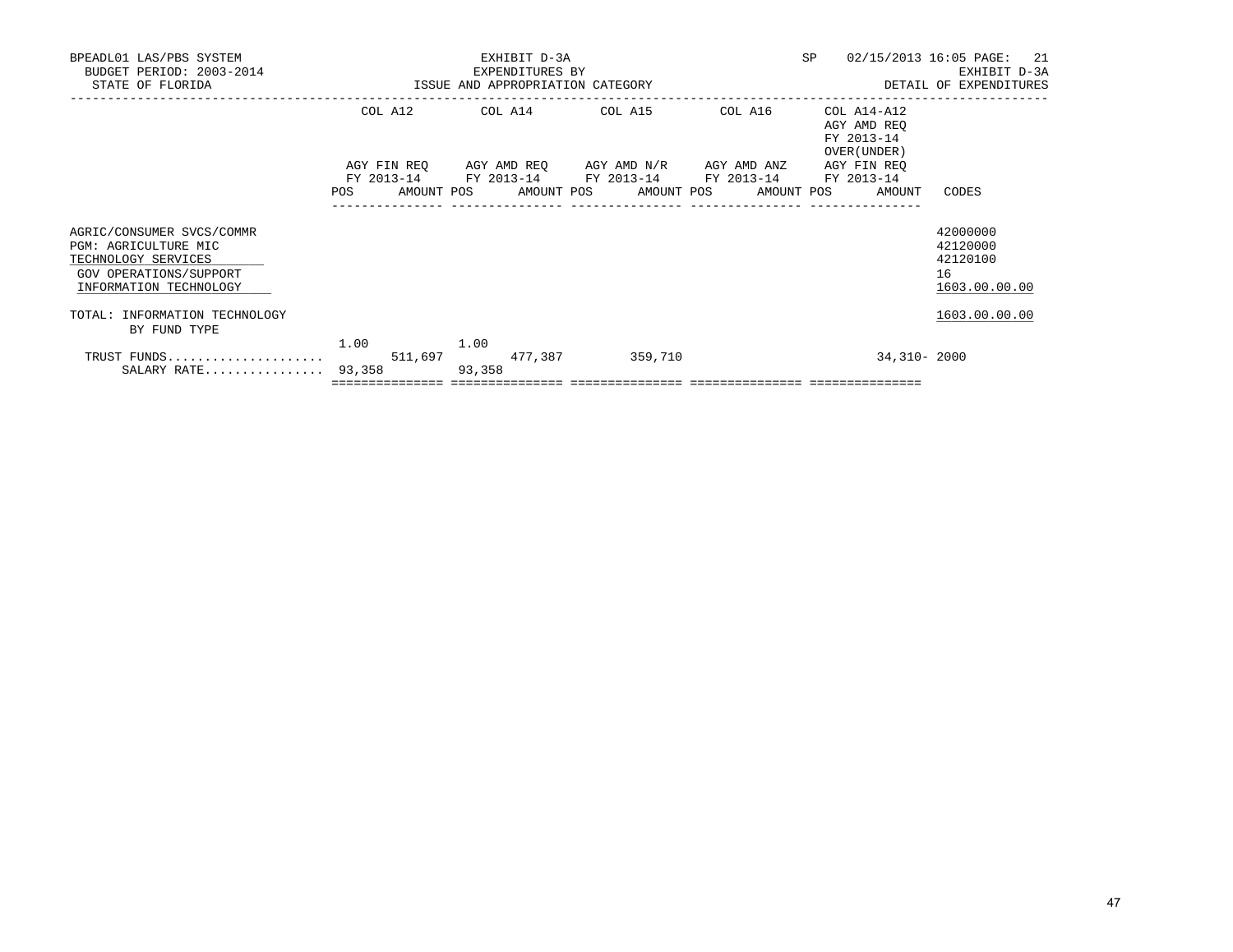BPEADL01 LAS/PBS SYSTEM
BUDGET PERIOD: 2003-2014
STATE OF FLORIDA

EXHIBIT D-3A
EXPENDITURES BY
ISSUE AND APPROPRIATION CATEGORY

SP 02/15/2013 16:05 PAGE: 21
EXHIBIT D-3A
DETAIL OF EXPENDITURES

| | COL A12 AGY FIN REQ FY 2013-14 | | COL A14 AGY AMD REQ FY 2013-14 | | COL A15 AGY AMD N/R FY 2013-14 | | COL A16 AGY AMD ANZ FY 2013-14 | | COL A14-A12 AGY AMD REQ FY 2013-14 OVER(UNDER) AGY FIN REQ FY 2013-14 | | |
|---|---|---|---|---|---|---|---|---|---|---|---|
| | POS | AMOUNT | POS | AMOUNT | POS | AMOUNT | POS | AMOUNT | POS | AMOUNT | CODES |
| AGRIC/CONSUMER SVCS/COMMR | | | | | | | | | | | 42000000 |
| PGM: AGRICULTURE MIC | | | | | | | | | | | 42120000 |
| TECHNOLOGY SERVICES | | | | | | | | | | | 42120100 |
| GOV OPERATIONS/SUPPORT | | | | | | | | | | | 16 |
| INFORMATION TECHNOLOGY | | | | | | | | | | | 1603.00.00.00 |
| TOTAL: INFORMATION TECHNOLOGY | | | | | | | | | | | 1603.00.00.00 |
| BY FUND TYPE | | | | | | | | | | | |
| TRUST FUNDS | 1.00 | 511,697 | 1.00 | 477,387 | | 359,710 | | | | 34,310- | 2000 |
| SALARY RATE | 93,358 | | 93,358 | | | | | | | | |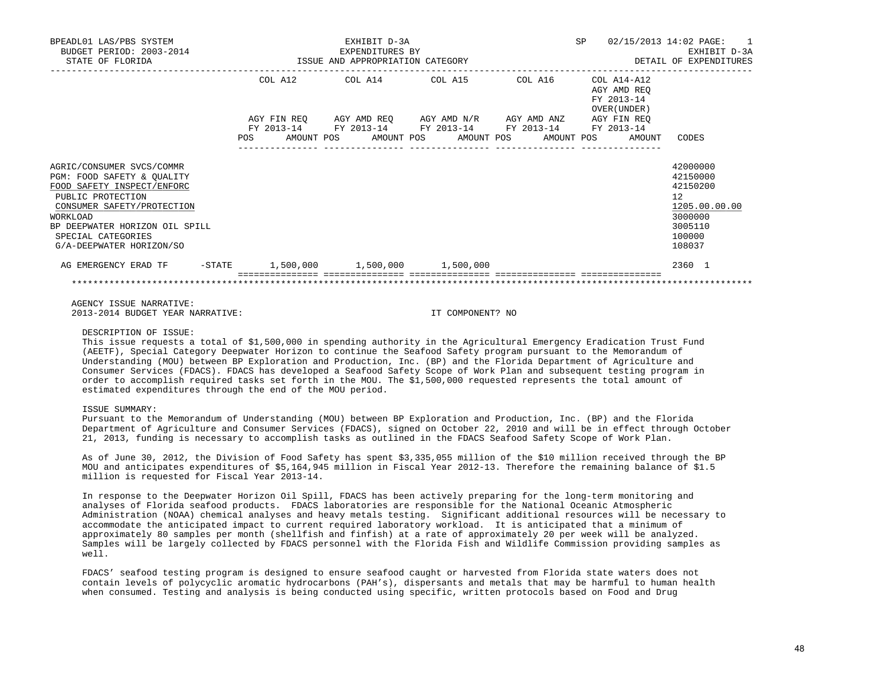BPEADL01 LAS/PBS SYSTEM | EXHIBIT D-3A | SP 02/15/2013 14:02 PAGE: 1
BUDGET PERIOD: 2003-2014 | EXPENDITURES BY | EXHIBIT D-3A
STATE OF FLORIDA | ISSUE AND APPROPRIATION CATEGORY | DETAIL OF EXPENDITURES

| | COL A12 AGY FIN REQ FY 2013-14 POS AMOUNT | COL A14 AGY AMD REQ FY 2013-14 POS AMOUNT | COL A15 AGY AMD N/R FY 2013-14 POS AMOUNT | COL A16 AGY AMD ANZ FY 2013-14 POS AMOUNT | COL A14-A12 AGY AMD REQ FY 2013-14 OVER(UNDER) AGY FIN REQ FY 2013-14 POS AMOUNT | CODES |
|---|---|---|---|---|---|---|
| AGRIC/CONSUMER SVCS/COMMR | | | | | | 42000000 |
| PGM: FOOD SAFETY & QUALITY | | | | | | 42150000 |
| FOOD SAFETY INSPECT/ENFORC | | | | | | 42150200 |
| PUBLIC PROTECTION | | | | | | 12 |
| CONSUMER SAFETY/PROTECTION | | | | | | 1205.00.00.00 |
| WORKLOAD | | | | | | 3000000 |
| BP DEEPWATER HORIZON OIL SPILL | | | | | | 3005110 |
| SPECIAL CATEGORIES | | | | | | 100000 |
| G/A-DEEPWATER HORIZON/SO | | | | | | 108037 |
| AG EMERGENCY ERAD TF -STATE | 1,500,000 | 1,500,000 | 1,500,000 | | | 2360 1 |

AGENCY ISSUE NARRATIVE:
2013-2014 BUDGET YEAR NARRATIVE: IT COMPONENT? NO

DESCRIPTION OF ISSUE:
This issue requests a total of $1,500,000 in spending authority in the Agricultural Emergency Eradication Trust Fund (AEETF), Special Category Deepwater Horizon to continue the Seafood Safety program pursuant to the Memorandum of Understanding (MOU) between BP Exploration and Production, Inc. (BP) and the Florida Department of Agriculture and Consumer Services (FDACS). FDACS has developed a Seafood Safety Scope of Work Plan and subsequent testing program in order to accomplish required tasks set forth in the MOU. The $1,500,000 requested represents the total amount of estimated expenditures through the end of the MOU period.

ISSUE SUMMARY:
Pursuant to the Memorandum of Understanding (MOU) between BP Exploration and Production, Inc. (BP) and the Florida Department of Agriculture and Consumer Services (FDACS), signed on October 22, 2010 and will be in effect through October 21, 2013, funding is necessary to accomplish tasks as outlined in the FDACS Seafood Safety Scope of Work Plan.

As of June 30, 2012, the Division of Food Safety has spent $3,335,055 million of the $10 million received through the BP MOU and anticipates expenditures of $5,164,945 million in Fiscal Year 2012-13. Therefore the remaining balance of $1.5 million is requested for Fiscal Year 2013-14.

In response to the Deepwater Horizon Oil Spill, FDACS has been actively preparing for the long-term monitoring and analyses of Florida seafood products. FDACS laboratories are responsible for the National Oceanic Atmospheric Administration (NOAA) chemical analyses and heavy metals testing. Significant additional resources will be necessary to accommodate the anticipated impact to current required laboratory workload. It is anticipated that a minimum of approximately 80 samples per month (shellfish and finfish) at a rate of approximately 20 per week will be analyzed. Samples will be largely collected by FDACS personnel with the Florida Fish and Wildlife Commission providing samples as well.

FDACS' seafood testing program is designed to ensure seafood caught or harvested from Florida state waters does not contain levels of polycyclic aromatic hydrocarbons (PAH's), dispersants and metals that may be harmful to human health when consumed. Testing and analysis is being conducted using specific, written protocols based on Food and Drug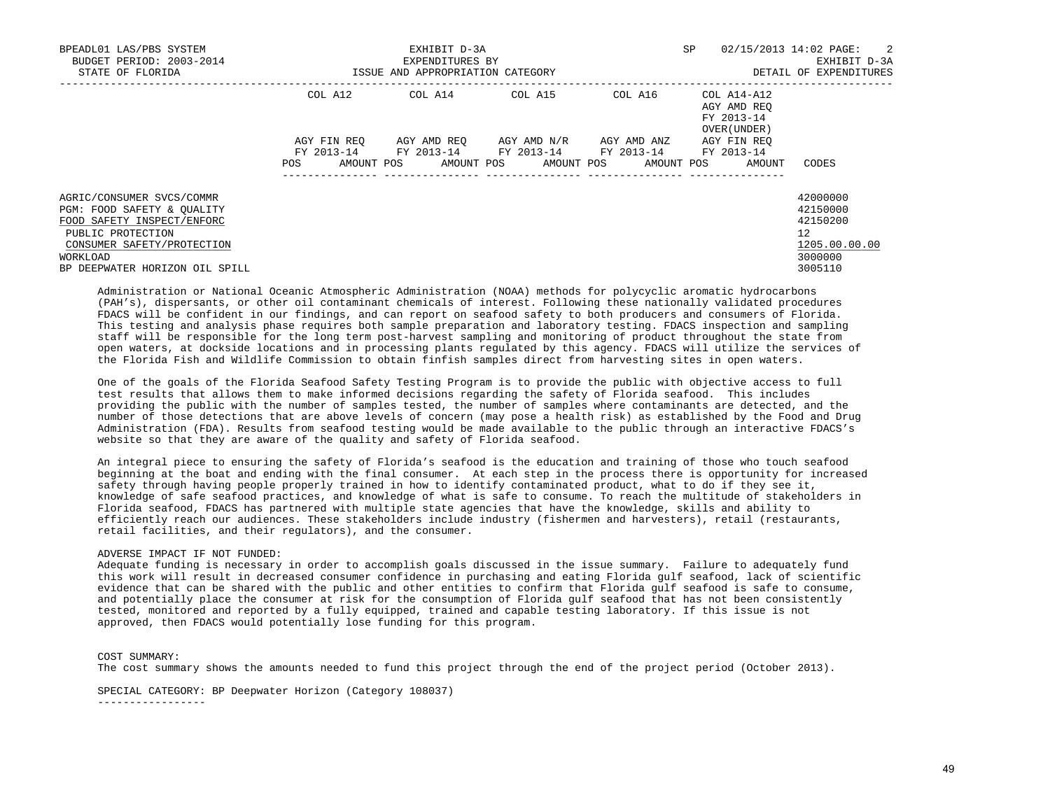BPEADL01 LAS/PBS SYSTEM | EXHIBIT D-3A | SP 02/15/2013 14:02 PAGE: 2
BUDGET PERIOD: 2003-2014 | EXPENDITURES BY | EXHIBIT D-3A
STATE OF FLORIDA | ISSUE AND APPROPRIATION CATEGORY | DETAIL OF EXPENDITURES

| | COL A12 | COL A14 | COL A15 | COL A16 | COL A14-A12 AGY AMD REQ FY 2013-14 OVER(UNDER) | |
|---|---|---|---|---|---|---|
| | AGY FIN REQ FY 2013-14 | AGY AMD REQ FY 2013-14 | AGY AMD N/R FY 2013-14 | AGY AMD ANZ FY 2013-14 | AGY FIN REQ FY 2013-14 | |
| | POS AMOUNT | POS AMOUNT | POS AMOUNT | POS AMOUNT | POS AMOUNT | CODES |
| AGRIC/CONSUMER SVCS/COMMR | | | | | | 42000000 |
| PGM: FOOD SAFETY & QUALITY | | | | | | 42150000 |
| FOOD SAFETY INSPECT/ENFORC | | | | | | 42150200 |
| PUBLIC PROTECTION | | | | | | 12 |
| CONSUMER SAFETY/PROTECTION | | | | | | 1205.00.00.00 |
| WORKLOAD | | | | | | 3000000 |
| BP DEEPWATER HORIZON OIL SPILL | | | | | | 3005110 |

Administration or National Oceanic Atmospheric Administration (NOAA) methods for polycyclic aromatic hydrocarbons (PAH's), dispersants, or other oil contaminant chemicals of interest. Following these nationally validated procedures FDACS will be confident in our findings, and can report on seafood safety to both producers and consumers of Florida. This testing and analysis phase requires both sample preparation and laboratory testing. FDACS inspection and sampling staff will be responsible for the long term post-harvest sampling and monitoring of product throughout the state from open waters, at dockside locations and in processing plants regulated by this agency. FDACS will utilize the services of the Florida Fish and Wildlife Commission to obtain finfish samples direct from harvesting sites in open waters.

One of the goals of the Florida Seafood Safety Testing Program is to provide the public with objective access to full test results that allows them to make informed decisions regarding the safety of Florida seafood. This includes providing the public with the number of samples tested, the number of samples where contaminants are detected, and the number of those detections that are above levels of concern (may pose a health risk) as established by the Food and Drug Administration (FDA). Results from seafood testing would be made available to the public through an interactive FDACS's website so that they are aware of the quality and safety of Florida seafood.

An integral piece to ensuring the safety of Florida's seafood is the education and training of those who touch seafood beginning at the boat and ending with the final consumer. At each step in the process there is opportunity for increased safety through having people properly trained in how to identify contaminated product, what to do if they see it, knowledge of safe seafood practices, and knowledge of what is safe to consume. To reach the multitude of stakeholders in Florida seafood, FDACS has partnered with multiple state agencies that have the knowledge, skills and ability to efficiently reach our audiences. These stakeholders include industry (fishermen and harvesters), retail (restaurants, retail facilities, and their regulators), and the consumer.

ADVERSE IMPACT IF NOT FUNDED:
Adequate funding is necessary in order to accomplish goals discussed in the issue summary. Failure to adequately fund this work will result in decreased consumer confidence in purchasing and eating Florida gulf seafood, lack of scientific evidence that can be shared with the public and other entities to confirm that Florida gulf seafood is safe to consume, and potentially place the consumer at risk for the consumption of Florida gulf seafood that has not been consistently tested, monitored and reported by a fully equipped, trained and capable testing laboratory. If this issue is not approved, then FDACS would potentially lose funding for this program.

COST SUMMARY:
The cost summary shows the amounts needed to fund this project through the end of the project period (October 2013).

SPECIAL CATEGORY: BP Deepwater Horizon (Category 108037)
-----------------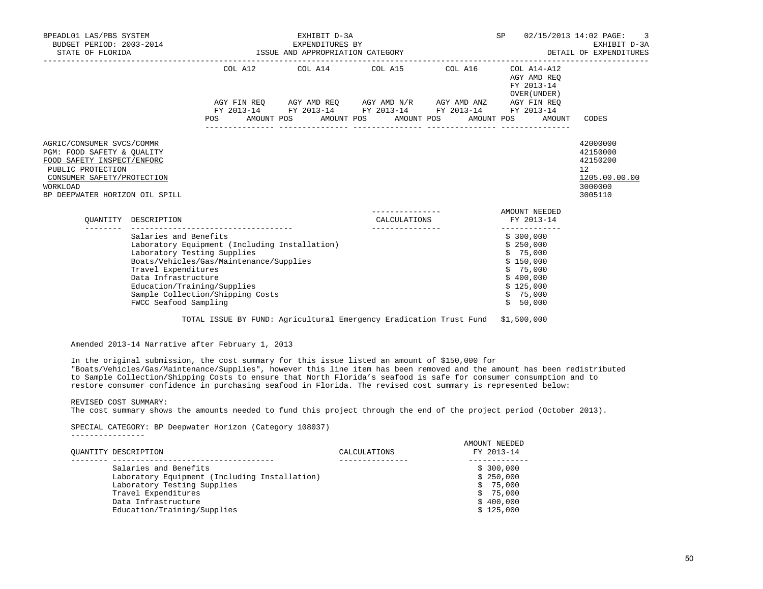BPEADL01 LAS/PBS SYSTEM — EXHIBIT D-3A — EXPENDITURES BY ISSUE AND APPROPRIATION CATEGORY — SP 02/15/2013 14:02 PAGE: 3
BUDGET PERIOD: 2003-2014 — EXHIBIT D-3A
STATE OF FLORIDA — DETAIL OF EXPENDITURES

| | COL A12 AGY FIN REQ FY 2013-14 POS AMOUNT | COL A14 AGY AMD REQ FY 2013-14 POS AMOUNT | COL A15 AGY AMD N/R FY 2013-14 POS AMOUNT | COL A16 AGY AMD ANZ FY 2013-14 POS AMOUNT | COL A14-A12 AGY AMD REQ FY 2013-14 OVER(UNDER) AGY FIN REQ FY 2013-14 POS AMOUNT | CODES |
|---|---|---|---|---|---|---|
| AGRIC/CONSUMER SVCS/COMMR | | | | | | 42000000 |
| PGM: FOOD SAFETY & QUALITY | | | | | | 42150000 |
| FOOD SAFETY INSPECT/ENFORC | | | | | | 42150200 |
| PUBLIC PROTECTION | | | | | | 12 |
| CONSUMER SAFETY/PROTECTION | | | | | | 1205.00.00.00 |
| WORKLOAD | | | | | | 3000000 |
| BP DEEPWATER HORIZON OIL SPILL | | | | | | 3005110 |

| QUANTITY | DESCRIPTION | CALCULATIONS | AMOUNT NEEDED FY 2013-14 |
|---|---|---|---|
| | Salaries and Benefits | | $ 300,000 |
| | Laboratory Equipment (Including Installation) | | $ 250,000 |
| | Laboratory Testing Supplies | | $ 75,000 |
| | Boats/Vehicles/Gas/Maintenance/Supplies | | $ 150,000 |
| | Travel Expenditures | | $ 75,000 |
| | Data Infrastructure | | $ 400,000 |
| | Education/Training/Supplies | | $ 125,000 |
| | Sample Collection/Shipping Costs | | $ 75,000 |
| | FWCC Seafood Sampling | | $ 50,000 |

TOTAL ISSUE BY FUND: Agricultural Emergency Eradication Trust Fund $1,500,000

Amended 2013-14 Narrative after February 1, 2013

In the original submission, the cost summary for this issue listed an amount of $150,000 for "Boats/Vehicles/Gas/Maintenance/Supplies", however this line item has been removed and the amount has been redistributed to Sample Collection/Shipping Costs to ensure that North Florida's seafood is safe for consumer consumption and to restore consumer confidence in purchasing seafood in Florida. The revised cost summary is represented below:

REVISED COST SUMMARY:
The cost summary shows the amounts needed to fund this project through the end of the project period (October 2013).

SPECIAL CATEGORY: BP Deepwater Horizon (Category 108037)

| QUANTITY | DESCRIPTION | CALCULATIONS | AMOUNT NEEDED FY 2013-14 |
|---|---|---|---|
| | Salaries and Benefits | | $ 300,000 |
| | Laboratory Equipment (Including Installation) | | $ 250,000 |
| | Laboratory Testing Supplies | | $ 75,000 |
| | Travel Expenditures | | $ 75,000 |
| | Data Infrastructure | | $ 400,000 |
| | Education/Training/Supplies | | $ 125,000 |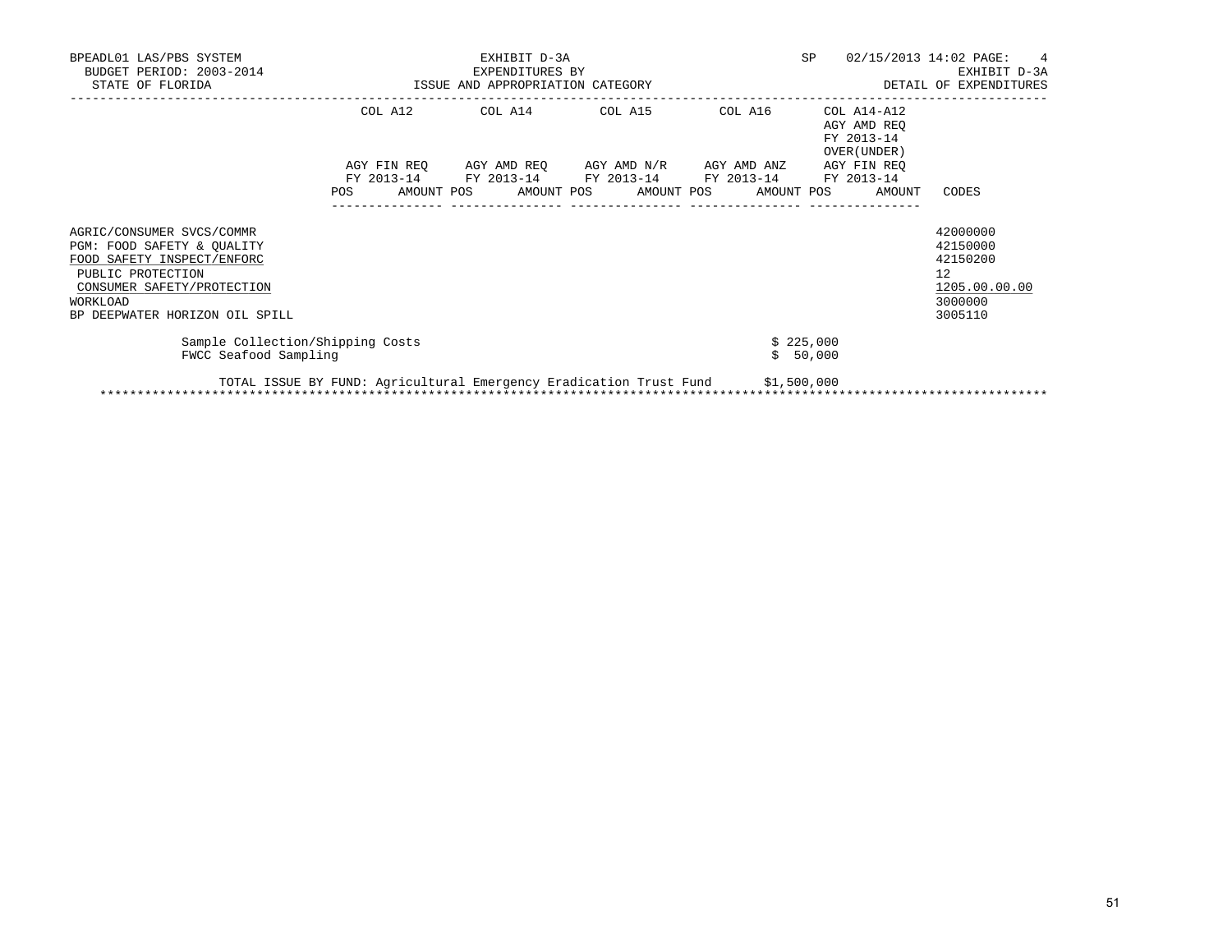BPEADL01 LAS/PBS SYSTEM | EXHIBIT D-3A | SP 02/15/2013 14:02 PAGE: 4
BUDGET PERIOD: 2003-2014 | EXPENDITURES BY | EXHIBIT D-3A
STATE OF FLORIDA | ISSUE AND APPROPRIATION CATEGORY | DETAIL OF EXPENDITURES

| | COL A12 | COL A14 | COL A15 | COL A16 | COL A14-A12 AGY AMD REQ FY 2013-14 OVER(UNDER) | |
|---|---|---|---|---|---|---|
| | AGY FIN REQ FY 2013-14 | AGY AMD REQ FY 2013-14 | AGY AMD N/R FY 2013-14 | AGY AMD ANZ FY 2013-14 | AGY FIN REQ FY 2013-14 | |
| | POS AMOUNT | POS AMOUNT | POS AMOUNT | POS AMOUNT | POS AMOUNT | CODES |
| AGRIC/CONSUMER SVCS/COMMR | | | | | | 42000000 |
| PGM: FOOD SAFETY & QUALITY | | | | | | 42150000 |
| FOOD SAFETY INSPECT/ENFORC | | | | | | 42150200 |
| PUBLIC PROTECTION | | | | | | 12 |
| CONSUMER SAFETY/PROTECTION | | | | | | 1205.00.00.00 |
| WORKLOAD | | | | | | 3000000 |
| BP DEEPWATER HORIZON OIL SPILL | | | | | | 3005110 |

Sample Collection/Shipping Costs $ 225,000
FWCC Seafood Sampling $ 50,000

TOTAL ISSUE BY FUND: Agricultural Emergency Eradication Trust Fund $1,500,000

****************************************************************************************************************************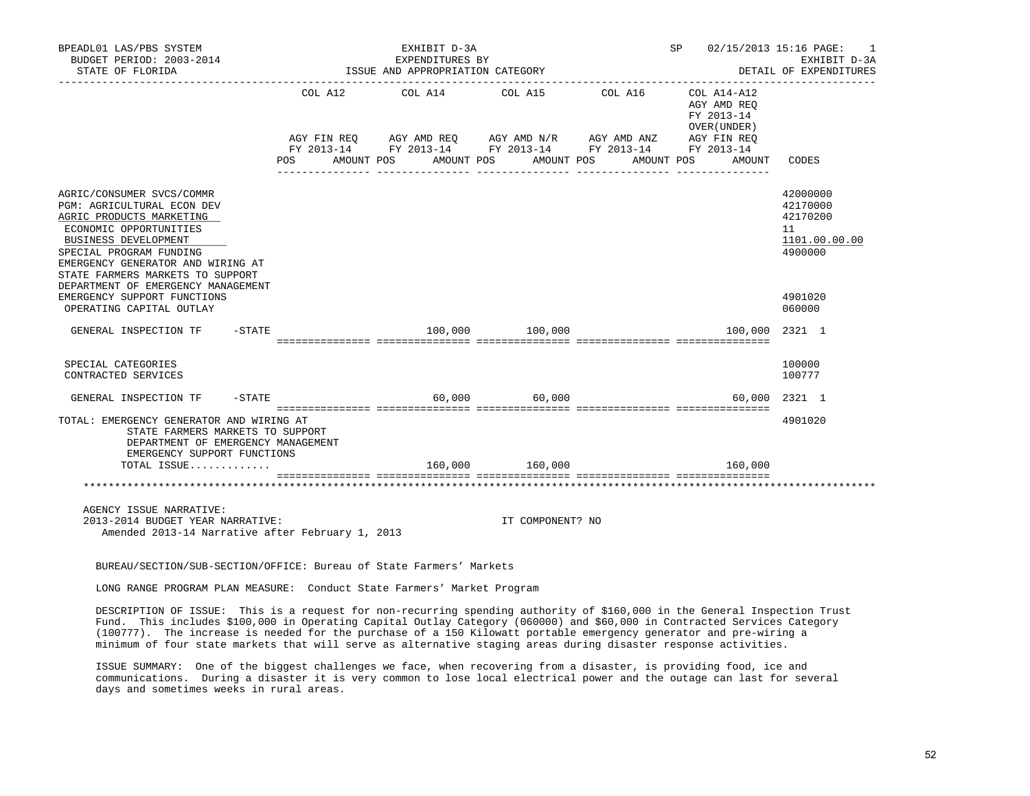BPEADL01 LAS/PBS SYSTEM | EXHIBIT D-3A | SP 02/15/2013 15:16 PAGE: 1
BUDGET PERIOD: 2003-2014 | EXPENDITURES BY | EXHIBIT D-3A
STATE OF FLORIDA | ISSUE AND APPROPRIATION CATEGORY | DETAIL OF EXPENDITURES

| | COL A12 AGY FIN REQ FY 2013-14 POS AMOUNT | COL A14 AGY AMD REQ FY 2013-14 POS AMOUNT | COL A15 AGY AMD N/R FY 2013-14 POS AMOUNT | COL A16 AGY AMD ANZ FY 2013-14 POS AMOUNT | COL A14-A12 AGY AMD REQ FY 2013-14 OVER(UNDER) AGY FIN REQ FY 2013-14 POS AMOUNT | CODES |
|---|---|---|---|---|---|---|
| AGRIC/CONSUMER SVCS/COMMR | | | | | | 42000000 |
| PGM: AGRICULTURAL ECON DEV | | | | | | 42170000 |
| AGRIC PRODUCTS MARKETING | | | | | | 42170200 |
| ECONOMIC OPPORTUNITIES | | | | | | 11 |
| BUSINESS DEVELOPMENT | | | | | | 1101.00.00.00 |
| SPECIAL PROGRAM FUNDING | | | | | | 4900000 |
| EMERGENCY GENERATOR AND WIRING AT STATE FARMERS MARKETS TO SUPPORT DEPARTMENT OF EMERGENCY MANAGEMENT EMERGENCY SUPPORT FUNCTIONS | | | | | | 4901020 |
| OPERATING CAPITAL OUTLAY | | | | | | 060000 |
| GENERAL INSPECTION TF -STATE | | 100,000 | 100,000 | | 100,000 | 2321 1 |
| SPECIAL CATEGORIES | | | | | | 100000 |
| CONTRACTED SERVICES | | | | | | 100777 |
| GENERAL INSPECTION TF -STATE | | 60,000 | 60,000 | | 60,000 | 2321 1 |
| TOTAL: EMERGENCY GENERATOR AND WIRING AT STATE FARMERS MARKETS TO SUPPORT DEPARTMENT OF EMERGENCY MANAGEMENT EMERGENCY SUPPORT FUNCTIONS | | | | | | 4901020 |
| TOTAL ISSUE............. | | 160,000 | 160,000 | | 160,000 | |

AGENCY ISSUE NARRATIVE:
2013-2014 BUDGET YEAR NARRATIVE: IT COMPONENT? NO
Amended 2013-14 Narrative after February 1, 2013

BUREAU/SECTION/SUB-SECTION/OFFICE: Bureau of State Farmers' Markets

LONG RANGE PROGRAM PLAN MEASURE: Conduct State Farmers' Market Program

DESCRIPTION OF ISSUE: This is a request for non-recurring spending authority of $160,000 in the General Inspection Trust Fund. This includes $100,000 in Operating Capital Outlay Category (060000) and $60,000 in Contracted Services Category (100777). The increase is needed for the purchase of a 150 Kilowatt portable emergency generator and pre-wiring a minimum of four state markets that will serve as alternative staging areas during disaster response activities.

ISSUE SUMMARY: One of the biggest challenges we face, when recovering from a disaster, is providing food, ice and communications. During a disaster it is very common to lose local electrical power and the outage can last for several days and sometimes weeks in rural areas.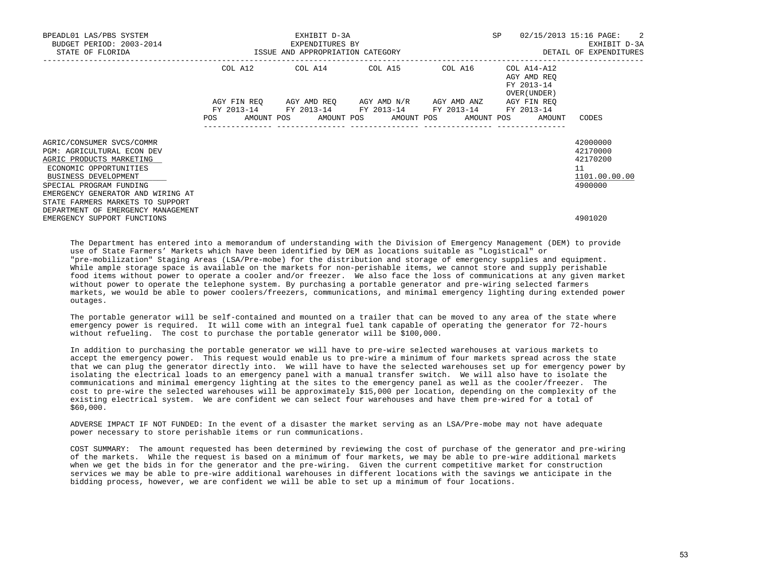BPEADL01 LAS/PBS SYSTEM — EXHIBIT D-3A — SP 02/15/2013 15:16 PAGE: 2
BUDGET PERIOD: 2003-2014 — EXPENDITURES BY — EXHIBIT D-3A
STATE OF FLORIDA — ISSUE AND APPROPRIATION CATEGORY — DETAIL OF EXPENDITURES

| | COL A12 AGY FIN REQ FY 2013-14 POS AMOUNT | COL A14 AGY AMD REQ FY 2013-14 POS AMOUNT | COL A15 AGY AMD N/R FY 2013-14 POS AMOUNT | COL A16 AGY AMD ANZ FY 2013-14 POS AMOUNT | COL A14-A12 AGY AMD REQ FY 2013-14 OVER(UNDER) AGY FIN REQ FY 2013-14 POS AMOUNT | CODES |
|---|---|---|---|---|---|---|
| AGRIC/CONSUMER SVCS/COMMR | | | | | | 42000000 |
| PGM: AGRICULTURAL ECON DEV | | | | | | 42170000 |
| AGRIC PRODUCTS MARKETING | | | | | | 42170200 |
| ECONOMIC OPPORTUNITIES | | | | | | 11 |
| BUSINESS DEVELOPMENT | | | | | | 1101.00.00.00 |
| SPECIAL PROGRAM FUNDING | | | | | | 4900000 |
| EMERGENCY GENERATOR AND WIRING AT STATE FARMERS MARKETS TO SUPPORT DEPARTMENT OF EMERGENCY MANAGEMENT EMERGENCY SUPPORT FUNCTIONS | | | | | | 4901020 |

The Department has entered into a memorandum of understanding with the Division of Emergency Management (DEM) to provide use of State Farmers' Markets which have been identified by DEM as locations suitable as "Logistical" or "pre-mobilization" Staging Areas (LSA/Pre-mobe) for the distribution and storage of emergency supplies and equipment. While ample storage space is available on the markets for non-perishable items, we cannot store and supply perishable food items without power to operate a cooler and/or freezer. We also face the loss of communications at any given market without power to operate the telephone system. By purchasing a portable generator and pre-wiring selected farmers markets, we would be able to power coolers/freezers, communications, and minimal emergency lighting during extended power outages.

The portable generator will be self-contained and mounted on a trailer that can be moved to any area of the state where emergency power is required. It will come with an integral fuel tank capable of operating the generator for 72-hours without refueling. The cost to purchase the portable generator will be $100,000.

In addition to purchasing the portable generator we will have to pre-wire selected warehouses at various markets to accept the emergency power. This request would enable us to pre-wire a minimum of four markets spread across the state that we can plug the generator directly into. We will have to have the selected warehouses set up for emergency power by isolating the electrical loads to an emergency panel with a manual transfer switch. We will also have to isolate the communications and minimal emergency lighting at the sites to the emergency panel as well as the cooler/freezer. The cost to pre-wire the selected warehouses will be approximately $15,000 per location, depending on the complexity of the existing electrical system. We are confident we can select four warehouses and have them pre-wired for a total of $60,000.

ADVERSE IMPACT IF NOT FUNDED: In the event of a disaster the market serving as an LSA/Pre-mobe may not have adequate power necessary to store perishable items or run communications.

COST SUMMARY: The amount requested has been determined by reviewing the cost of purchase of the generator and pre-wiring of the markets. While the request is based on a minimum of four markets, we may be able to pre-wire additional markets when we get the bids in for the generator and the pre-wiring. Given the current competitive market for construction services we may be able to pre-wire additional warehouses in different locations with the savings we anticipate in the bidding process, however, we are confident we will be able to set up a minimum of four locations.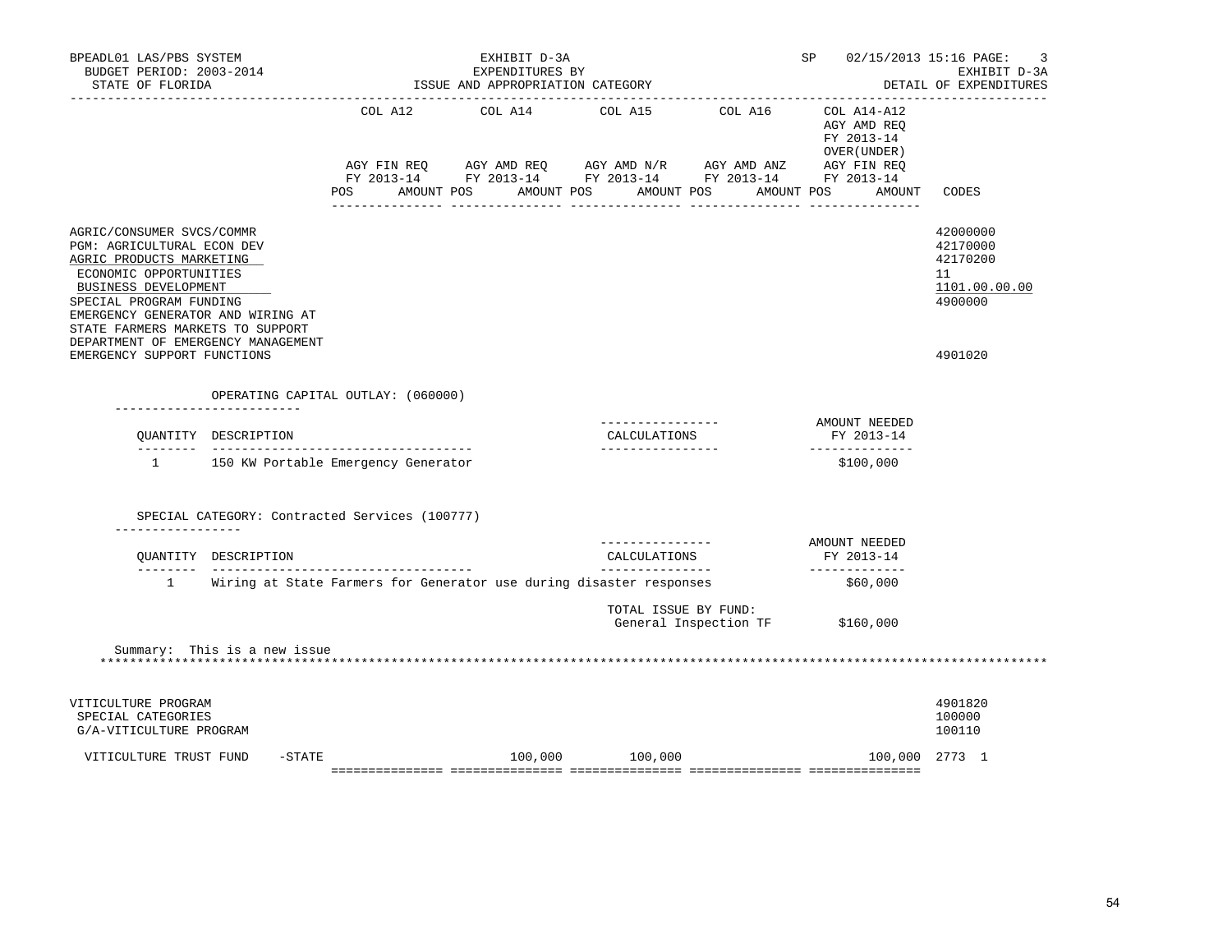BPEADL01 LAS/PBS SYSTEM
BUDGET PERIOD: 2003-2014
STATE OF FLORIDA

EXHIBIT D-3A
EXPENDITURES BY
ISSUE AND APPROPRIATION CATEGORY

SP 02/15/2013 15:16 PAGE: 3
EXHIBIT D-3A
DETAIL OF EXPENDITURES

| | COL A12 AGY FIN REQ FY 2013-14 POS AMOUNT | COL A14 AGY AMD REQ FY 2013-14 POS AMOUNT | COL A15 AGY AMD N/R FY 2013-14 POS AMOUNT | COL A16 AGY AMD ANZ FY 2013-14 POS AMOUNT | COL A14-A12 AGY AMD REQ FY 2013-14 OVER(UNDER) AGY FIN REQ FY 2013-14 POS AMOUNT | CODES |
|---|---|---|---|---|---|---|
| AGRIC/CONSUMER SVCS/COMMR | | | | | | 42000000 |
| PGM: AGRICULTURAL ECON DEV | | | | | | 42170000 |
| AGRIC PRODUCTS MARKETING | | | | | | 42170200 |
| ECONOMIC OPPORTUNITIES | | | | | | 11 |
| BUSINESS DEVELOPMENT | | | | | | 1101.00.00.00 |
| SPECIAL PROGRAM FUNDING | | | | | | 4900000 |
| EMERGENCY GENERATOR AND WIRING AT STATE FARMERS MARKETS TO SUPPORT DEPARTMENT OF EMERGENCY MANAGEMENT EMERGENCY SUPPORT FUNCTIONS | | | | | | 4901020 |

OPERATING CAPITAL OUTLAY: (060000)

| QUANTITY | DESCRIPTION | CALCULATIONS | AMOUNT NEEDED FY 2013-14 |
|---|---|---|---|
| 1 | 150 KW Portable Emergency Generator | | $100,000 |

SPECIAL CATEGORY: Contracted Services (100777)

| QUANTITY | DESCRIPTION | CALCULATIONS | AMOUNT NEEDED FY 2013-14 |
|---|---|---|---|
| 1 | Wiring at State Farmers for Generator use during disaster responses | | $60,000 |
| | | TOTAL ISSUE BY FUND: General Inspection TF | $160,000 |

Summary: This is a new issue

*******************************************************************************************************************

| | COL A12 | COL A14 | COL A15 | COL A16 | COL A14-A12 | CODES |
|---|---|---|---|---|---|---|
| VITICULTURE PROGRAM | | | | | | 4901820 |
| SPECIAL CATEGORIES | | | | | | 100000 |
| G/A-VITICULTURE PROGRAM | | | | | | 100110 |
| VITICULTURE TRUST FUND -STATE | | 100,000 | 100,000 | | 100,000 | 2773 1 |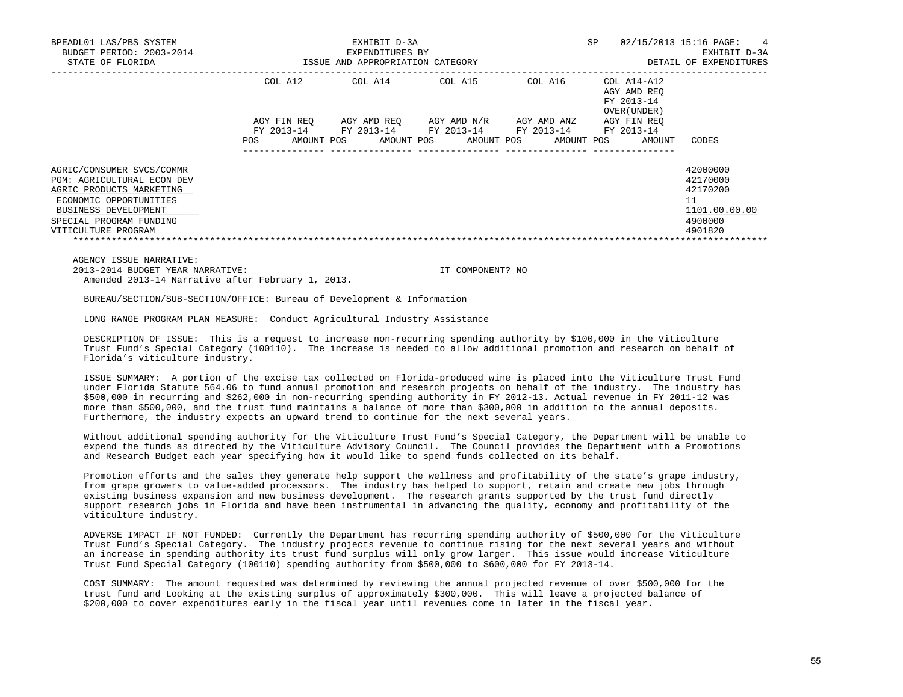| | COL A12 | COL A14 | COL A15 | COL A16 | COL A14-A12 AGY AMD REQ FY 2013-14 OVER(UNDER) | |
|---|---|---|---|---|---|---|
| | AGY FIN REQ FY 2013-14 | AGY AMD REQ FY 2013-14 | AGY AMD N/R FY 2013-14 | AGY AMD ANZ FY 2013-14 | AGY FIN REQ FY 2013-14 | |
| | POS AMOUNT | POS AMOUNT | POS AMOUNT | POS AMOUNT | POS AMOUNT | CODES |
| AGRIC/CONSUMER SVCS/COMMR | | | | | | 42000000 |
| PGM: AGRICULTURAL ECON DEV | | | | | | 42170000 |
| AGRIC PRODUCTS MARKETING | | | | | | 42170200 |
| ECONOMIC OPPORTUNITIES | | | | | | 11 |
| BUSINESS DEVELOPMENT | | | | | | 1101.00.00.00 |
| SPECIAL PROGRAM FUNDING | | | | | | 4900000 |
| VITICULTURE PROGRAM | | | | | | 4901820 |

AGENCY ISSUE NARRATIVE:
2013-2014 BUDGET YEAR NARRATIVE: IT COMPONENT? NO
Amended 2013-14 Narrative after February 1, 2013.

BUREAU/SECTION/SUB-SECTION/OFFICE: Bureau of Development & Information

LONG RANGE PROGRAM PLAN MEASURE: Conduct Agricultural Industry Assistance

DESCRIPTION OF ISSUE: This is a request to increase non-recurring spending authority by $100,000 in the Viticulture Trust Fund's Special Category (100110). The increase is needed to allow additional promotion and research on behalf of Florida's viticulture industry.

ISSUE SUMMARY: A portion of the excise tax collected on Florida-produced wine is placed into the Viticulture Trust Fund under Florida Statute 564.06 to fund annual promotion and research projects on behalf of the industry. The industry has $500,000 in recurring and $262,000 in non-recurring spending authority in FY 2012-13. Actual revenue in FY 2011-12 was more than $500,000, and the trust fund maintains a balance of more than $300,000 in addition to the annual deposits. Furthermore, the industry expects an upward trend to continue for the next several years.

Without additional spending authority for the Viticulture Trust Fund's Special Category, the Department will be unable to expend the funds as directed by the Viticulture Advisory Council. The Council provides the Department with a Promotions and Research Budget each year specifying how it would like to spend funds collected on its behalf.

Promotion efforts and the sales they generate help support the wellness and profitability of the state's grape industry, from grape growers to value-added processors. The industry has helped to support, retain and create new jobs through existing business expansion and new business development. The research grants supported by the trust fund directly support research jobs in Florida and have been instrumental in advancing the quality, economy and profitability of the viticulture industry.

ADVERSE IMPACT IF NOT FUNDED: Currently the Department has recurring spending authority of $500,000 for the Viticulture Trust Fund's Special Category. The industry projects revenue to continue rising for the next several years and without an increase in spending authority its trust fund surplus will only grow larger. This issue would increase Viticulture Trust Fund Special Category (100110) spending authority from $500,000 to $600,000 for FY 2013-14.

COST SUMMARY: The amount requested was determined by reviewing the annual projected revenue of over $500,000 for the trust fund and Looking at the existing surplus of approximately $300,000. This will leave a projected balance of $200,000 to cover expenditures early in the fiscal year until revenues come in later in the fiscal year.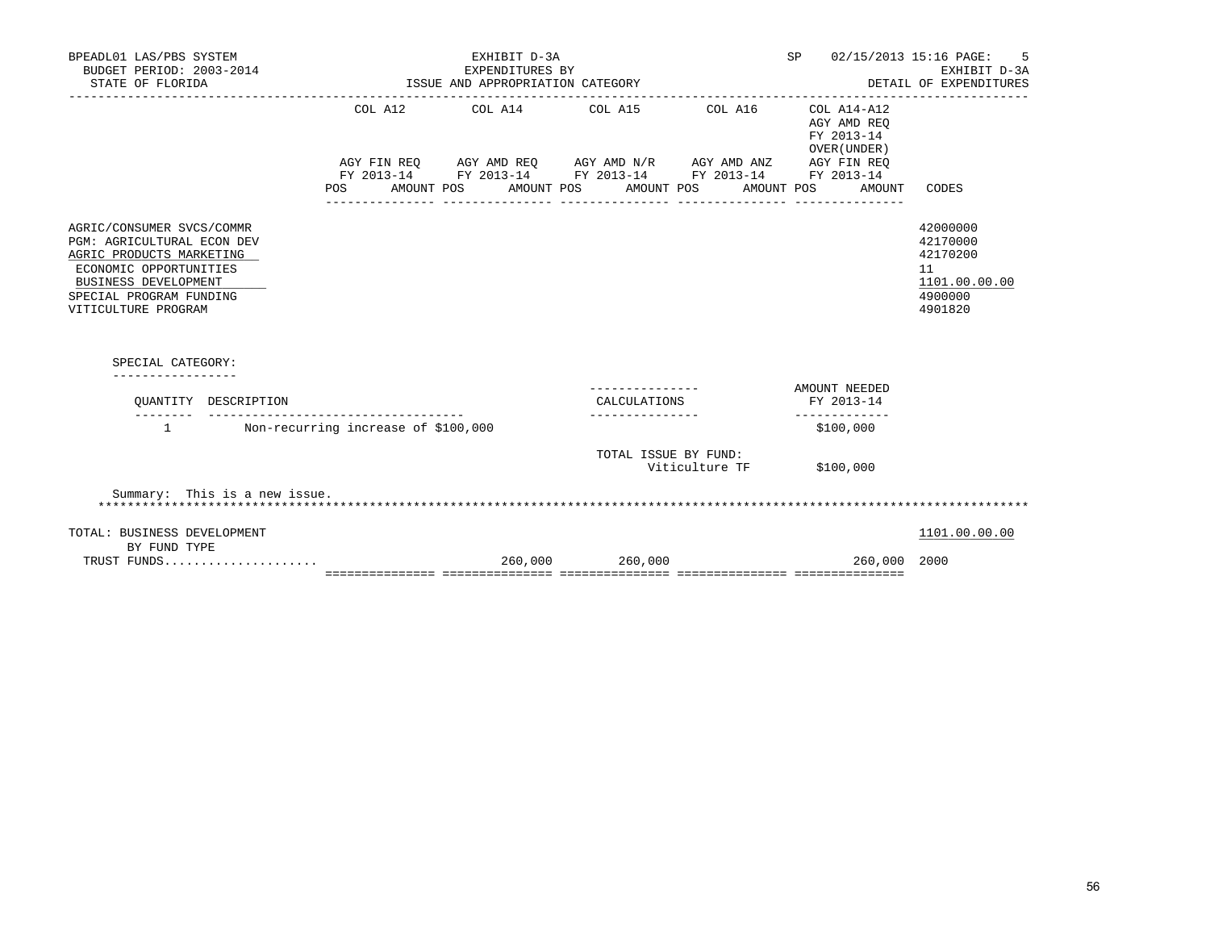BPEADL01 LAS/PBS SYSTEM
BUDGET PERIOD: 2003-2014
STATE OF FLORIDA

EXHIBIT D-3A
EXPENDITURES BY
ISSUE AND APPROPRIATION CATEGORY

SP 02/15/2013 15:16 PAGE: 5
EXHIBIT D-3A
DETAIL OF EXPENDITURES

| | COL A12 AGY FIN REQ FY 2013-14 POS AMOUNT | COL A14 AGY AMD REQ FY 2013-14 POS AMOUNT | COL A15 AGY AMD N/R FY 2013-14 POS AMOUNT | COL A16 AGY AMD ANZ FY 2013-14 POS AMOUNT | COL A14-A12 AGY AMD REQ FY 2013-14 OVER(UNDER) AGY FIN REQ FY 2013-14 POS AMOUNT | CODES |
|---|---|---|---|---|---|---|
| AGRIC/CONSUMER SVCS/COMMR | | | | | | 42000000 |
| PGM: AGRICULTURAL ECON DEV | | | | | | 42170000 |
| AGRIC PRODUCTS MARKETING | | | | | | 42170200 |
| ECONOMIC OPPORTUNITIES | | | | | | 11 |
| BUSINESS DEVELOPMENT | | | | | | 1101.00.00.00 |
| SPECIAL PROGRAM FUNDING | | | | | | 4900000 |
| VITICULTURE PROGRAM | | | | | | 4901820 |

SPECIAL CATEGORY:

| QUANTITY | DESCRIPTION | CALCULATIONS | AMOUNT NEEDED FY 2013-14 |
|---|---|---|---|
| 1 | Non-recurring increase of $100,000 | | $100,000 |
| | | TOTAL ISSUE BY FUND: Viticulture TF | $100,000 |

Summary: This is a new issue.

| | COL A12 | COL A14 | COL A15 | COL A16 | COL A14-A12 | CODES |
|---|---|---|---|---|---|---|
| TOTAL: BUSINESS DEVELOPMENT | | | | | | 1101.00.00.00 |
| BY FUND TYPE | | | | | | |
| TRUST FUNDS..................... | | 260,000 | 260,000 | | 260,000 | 2000 |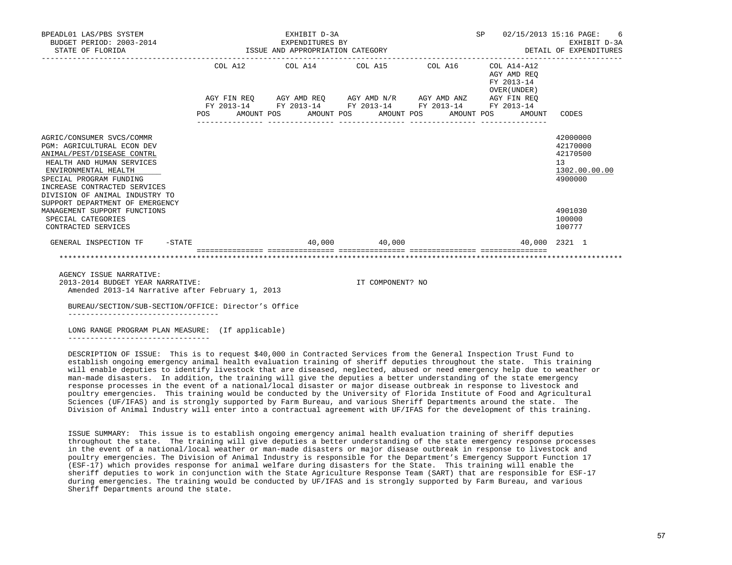BPEADL01 LAS/PBS SYSTEM | EXHIBIT D-3A | SP 02/15/2013 15:16 PAGE: 6
BUDGET PERIOD: 2003-2014 | EXPENDITURES BY | EXHIBIT D-3A
STATE OF FLORIDA | ISSUE AND APPROPRIATION CATEGORY | DETAIL OF EXPENDITURES

| | COL A12 AGY FIN REQ FY 2013-14 POS AMOUNT | COL A14 AGY AMD REQ FY 2013-14 POS AMOUNT | COL A15 AGY AMD N/R FY 2013-14 POS AMOUNT | COL A16 AGY AMD ANZ FY 2013-14 POS AMOUNT | COL A14-A12 AGY AMD REQ FY 2013-14 OVER(UNDER) AGY FIN REQ FY 2013-14 POS AMOUNT | CODES |
|---|---|---|---|---|---|---|
| AGRIC/CONSUMER SVCS/COMMR | | | | | | 42000000 |
| PGM: AGRICULTURAL ECON DEV | | | | | | 42170000 |
| ANIMAL/PEST/DISEASE CONTRL | | | | | | 42170500 |
| HEALTH AND HUMAN SERVICES | | | | | | 13 |
| ENVIRONMENTAL HEALTH | | | | | | 1302.00.00.00 |
| SPECIAL PROGRAM FUNDING | | | | | | 4900000 |
| INCREASE CONTRACTED SERVICES DIVISION OF ANIMAL INDUSTRY TO SUPPORT DEPARTMENT OF EMERGENCY MANAGEMENT SUPPORT FUNCTIONS | | | | | | 4901030 |
| SPECIAL CATEGORIES | | | | | | 100000 |
| CONTRACTED SERVICES | | | | | | 100777 |
| GENERAL INSPECTION TF -STATE | | 40,000 | 40,000 | | 40,000 | 2321 1 |

AGENCY ISSUE NARRATIVE:
2013-2014 BUDGET YEAR NARRATIVE: IT COMPONENT? NO
Amended 2013-14 Narrative after February 1, 2013

BUREAU/SECTION/SUB-SECTION/OFFICE: Director's Office

LONG RANGE PROGRAM PLAN MEASURE: (If applicable)

DESCRIPTION OF ISSUE: This is to request $40,000 in Contracted Services from the General Inspection Trust Fund to establish ongoing emergency animal health evaluation training of sheriff deputies throughout the state. This training will enable deputies to identify livestock that are diseased, neglected, abused or need emergency help due to weather or man-made disasters. In addition, the training will give the deputies a better understanding of the state emergency response processes in the event of a national/local disaster or major disease outbreak in response to livestock and poultry emergencies. This training would be conducted by the University of Florida Institute of Food and Agricultural Sciences (UF/IFAS) and is strongly supported by Farm Bureau, and various Sheriff Departments around the state. The Division of Animal Industry will enter into a contractual agreement with UF/IFAS for the development of this training.

ISSUE SUMMARY: This issue is to establish ongoing emergency animal health evaluation training of sheriff deputies throughout the state. The training will give deputies a better understanding of the state emergency response processes in the event of a national/local weather or man-made disasters or major disease outbreak in response to livestock and poultry emergencies. The Division of Animal Industry is responsible for the Department's Emergency Support Function 17 (ESF-17) which provides response for animal welfare during disasters for the State. This training will enable the sheriff deputies to work in conjunction with the State Agriculture Response Team (SART) that are responsible for ESF-17 during emergencies. The training would be conducted by UF/IFAS and is strongly supported by Farm Bureau, and various Sheriff Departments around the state.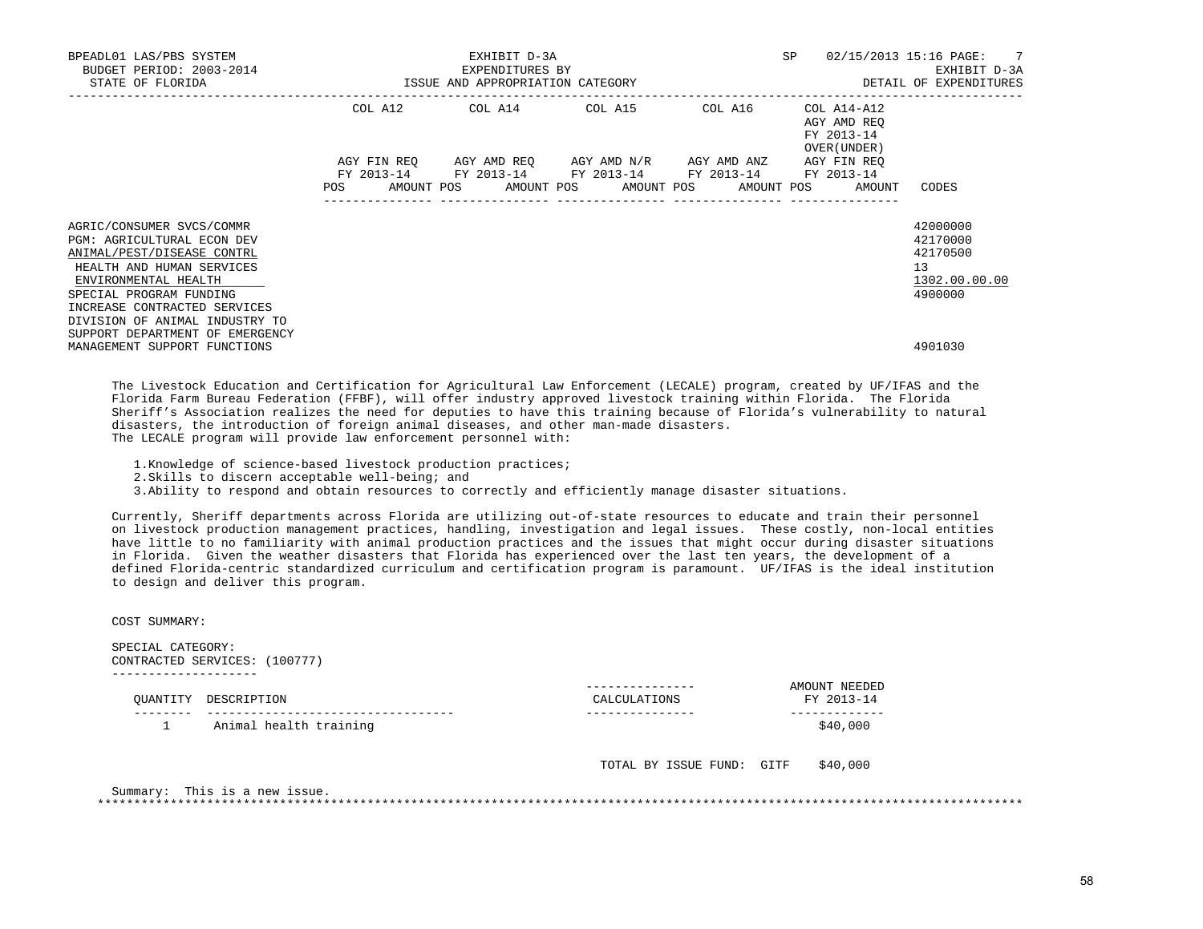BPEADL01 LAS/PBS SYSTEM — BUDGET PERIOD: 2003-2014 — STATE OF FLORIDA

EXHIBIT D-3A — EXPENDITURES BY ISSUE AND APPROPRIATION CATEGORY

SP 02/15/2013 15:16 — EXHIBIT D-3A — DETAIL OF EXPENDITURES

| | COL A12 AGY FIN REQ FY 2013-14 POS AMOUNT | COL A14 AGY AMD REQ FY 2013-14 POS AMOUNT | COL A15 AGY AMD N/R FY 2013-14 POS AMOUNT | COL A16 AGY AMD ANZ FY 2013-14 POS AMOUNT | COL A14-A12 AGY AMD REQ FY 2013-14 OVER(UNDER) AGY FIN REQ FY 2013-14 POS AMOUNT | CODES |
|---|---|---|---|---|---|---|
| AGRIC/CONSUMER SVCS/COMMR | | | | | | 42000000 |
| PGM: AGRICULTURAL ECON DEV | | | | | | 42170000 |
| ANIMAL/PEST/DISEASE CONTRL | | | | | | 42170500 |
| HEALTH AND HUMAN SERVICES | | | | | | 13 |
| ENVIRONMENTAL HEALTH | | | | | | 1302.00.00.00 |
| SPECIAL PROGRAM FUNDING | | | | | | 4900000 |
| INCREASE CONTRACTED SERVICES DIVISION OF ANIMAL INDUSTRY TO SUPPORT DEPARTMENT OF EMERGENCY MANAGEMENT SUPPORT FUNCTIONS | | | | | | 4901030 |

The Livestock Education and Certification for Agricultural Law Enforcement (LECALE) program, created by UF/IFAS and the Florida Farm Bureau Federation (FFBF), will offer industry approved livestock training within Florida. The Florida Sheriff's Association realizes the need for deputies to have this training because of Florida's vulnerability to natural disasters, the introduction of foreign animal diseases, and other man-made disasters.
The LECALE program will provide law enforcement personnel with:

1. Knowledge of science-based livestock production practices;
2. Skills to discern acceptable well-being; and
3. Ability to respond and obtain resources to correctly and efficiently manage disaster situations.

Currently, Sheriff departments across Florida are utilizing out-of-state resources to educate and train their personnel on livestock production management practices, handling, investigation and legal issues. These costly, non-local entities have little to no familiarity with animal production practices and the issues that might occur during disaster situations in Florida. Given the weather disasters that Florida has experienced over the last ten years, the development of a defined Florida-centric standardized curriculum and certification program is paramount. UF/IFAS is the ideal institution to design and deliver this program.

COST SUMMARY:

SPECIAL CATEGORY:
CONTRACTED SERVICES: (100777)

| QUANTITY | DESCRIPTION | CALCULATIONS | AMOUNT NEEDED FY 2013-14 |
|---|---|---|---|
| 1 | Animal health training | | $40,000 |
| | | TOTAL BY ISSUE FUND: GITF | $40,000 |

Summary: This is a new issue.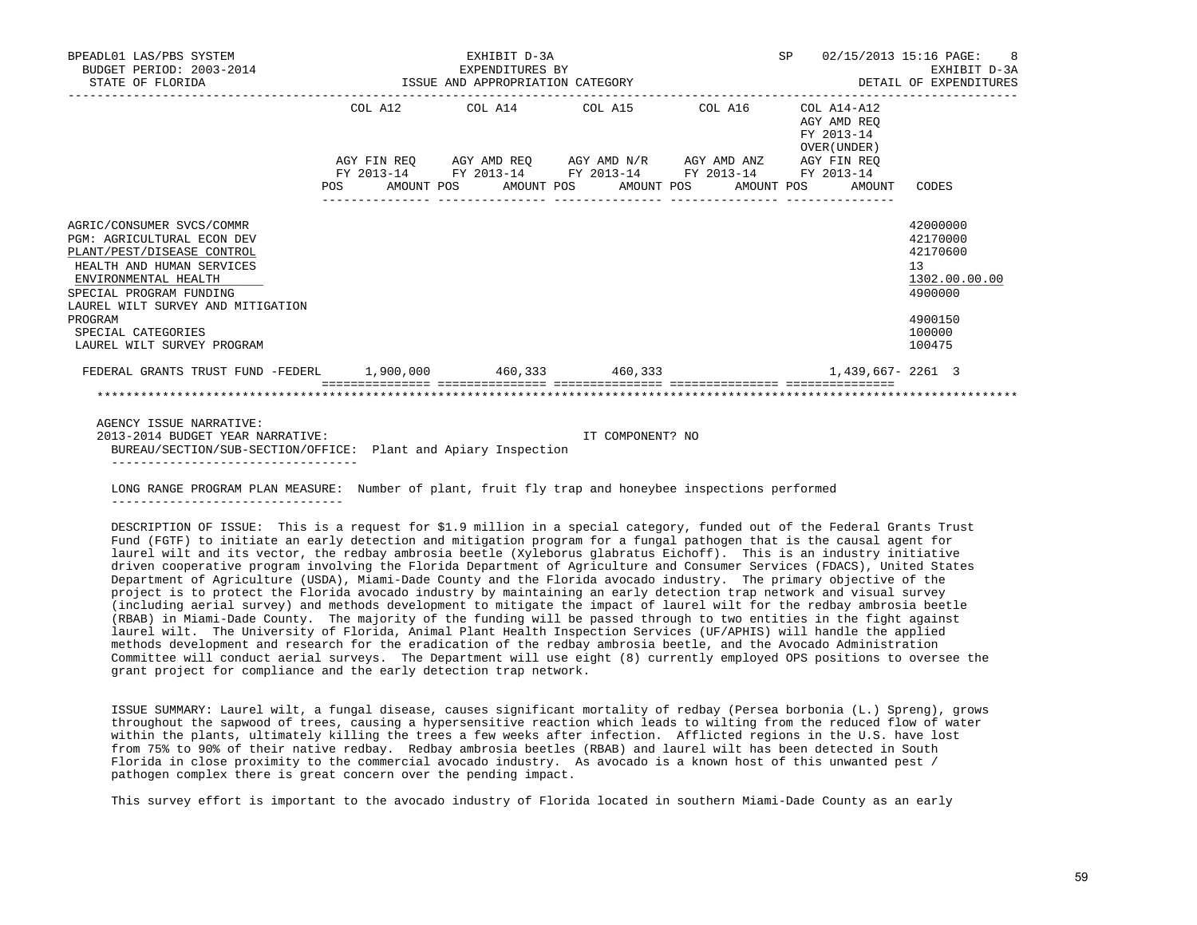BPEADL01 LAS/PBS SYSTEM — EXHIBIT D-3A — SP 02/15/2013 15:16 PAGE: 8
BUDGET PERIOD: 2003-2014 — EXPENDITURES BY — EXHIBIT D-3A
STATE OF FLORIDA — ISSUE AND APPROPRIATION CATEGORY — DETAIL OF EXPENDITURES

| | COL A12 AGY FIN REQ FY 2013-14 POS AMOUNT | COL A14 AGY AMD REQ FY 2013-14 POS AMOUNT | COL A15 AGY AMD N/R FY 2013-14 POS AMOUNT | COL A16 AGY AMD ANZ FY 2013-14 POS AMOUNT | COL A14-A12 AGY AMD REQ FY 2013-14 OVER(UNDER) AGY FIN REQ FY 2013-14 POS AMOUNT | CODES |
|---|---|---|---|---|---|---|
| AGRIC/CONSUMER SVCS/COMMR | | | | | | 42000000 |
| PGM: AGRICULTURAL ECON DEV | | | | | | 42170000 |
| PLANT/PEST/DISEASE CONTROL | | | | | | 42170600 |
| HEALTH AND HUMAN SERVICES | | | | | | 13 |
| ENVIRONMENTAL HEALTH | | | | | | 1302.00.00.00 |
| SPECIAL PROGRAM FUNDING | | | | | | 4900000 |
| LAUREL WILT SURVEY AND MITIGATION PROGRAM | | | | | | 4900150 |
| SPECIAL CATEGORIES | | | | | | 100000 |
| LAUREL WILT SURVEY PROGRAM | | | | | | 100475 |
| FEDERAL GRANTS TRUST FUND -FEDERL | 1,900,000 | 460,333 | 460,333 | | 1,439,667- | 2261 3 |

AGENCY ISSUE NARRATIVE:
2013-2014 BUDGET YEAR NARRATIVE: IT COMPONENT? NO
BUREAU/SECTION/SUB-SECTION/OFFICE: Plant and Apiary Inspection

LONG RANGE PROGRAM PLAN MEASURE: Number of plant, fruit fly trap and honeybee inspections performed

DESCRIPTION OF ISSUE: This is a request for $1.9 million in a special category, funded out of the Federal Grants Trust Fund (FGTF) to initiate an early detection and mitigation program for a fungal pathogen that is the causal agent for laurel wilt and its vector, the redbay ambrosia beetle (Xyleborus glabratus Eichoff). This is an industry initiative driven cooperative program involving the Florida Department of Agriculture and Consumer Services (FDACS), United States Department of Agriculture (USDA), Miami-Dade County and the Florida avocado industry. The primary objective of the project is to protect the Florida avocado industry by maintaining an early detection trap network and visual survey (including aerial survey) and methods development to mitigate the impact of laurel wilt for the redbay ambrosia beetle (RBAB) in Miami-Dade County. The majority of the funding will be passed through to two entities in the fight against laurel wilt. The University of Florida, Animal Plant Health Inspection Services (UF/APHIS) will handle the applied methods development and research for the eradication of the redbay ambrosia beetle, and the Avocado Administration Committee will conduct aerial surveys. The Department will use eight (8) currently employed OPS positions to oversee the grant project for compliance and the early detection trap network.

ISSUE SUMMARY: Laurel wilt, a fungal disease, causes significant mortality of redbay (Persea borbonia (L.) Spreng), grows throughout the sapwood of trees, causing a hypersensitive reaction which leads to wilting from the reduced flow of water within the plants, ultimately killing the trees a few weeks after infection. Afflicted regions in the U.S. have lost from 75% to 90% of their native redbay. Redbay ambrosia beetles (RBAB) and laurel wilt has been detected in South Florida in close proximity to the commercial avocado industry. As avocado is a known host of this unwanted pest / pathogen complex there is great concern over the pending impact.

This survey effort is important to the avocado industry of Florida located in southern Miami-Dade County as an early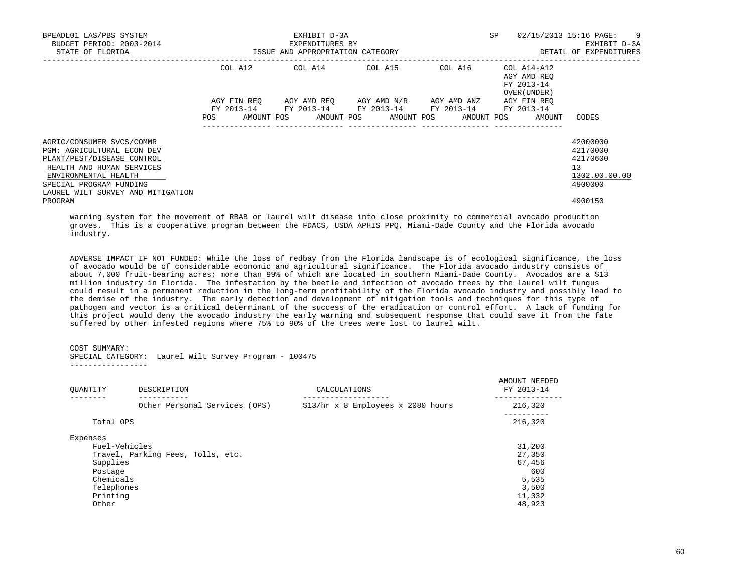BPEADL01 LAS/PBS SYSTEM | EXHIBIT D-3A | SP 02/15/2013 15:16 PAGE: 9
BUDGET PERIOD: 2003-2014 | EXPENDITURES BY | EXHIBIT D-3A
STATE OF FLORIDA | ISSUE AND APPROPRIATION CATEGORY | DETAIL OF EXPENDITURES

| | COL A12 AGY FIN REQ FY 2013-14 POS AMOUNT | COL A14 AGY AMD REQ FY 2013-14 POS AMOUNT | COL A15 AGY AMD N/R FY 2013-14 POS AMOUNT | COL A16 AGY AMD ANZ FY 2013-14 POS AMOUNT | COL A14-A12 AGY AMD REQ FY 2013-14 OVER(UNDER) AGY FIN REQ FY 2013-14 POS AMOUNT | CODES |
|---|---|---|---|---|---|---|
| AGRIC/CONSUMER SVCS/COMMR | | | | | | 42000000 |
| PGM: AGRICULTURAL ECON DEV | | | | | | 42170000 |
| PLANT/PEST/DISEASE CONTROL | | | | | | 42170600 |
| HEALTH AND HUMAN SERVICES | | | | | | 13 |
| ENVIRONMENTAL HEALTH | | | | | | 1302.00.00.00 |
| SPECIAL PROGRAM FUNDING | | | | | | 4900000 |
| LAUREL WILT SURVEY AND MITIGATION PROGRAM | | | | | | 4900150 |

warning system for the movement of RBAB or laurel wilt disease into close proximity to commercial avocado production groves. This is a cooperative program between the FDACS, USDA APHIS PPQ, Miami-Dade County and the Florida avocado industry.

ADVERSE IMPACT IF NOT FUNDED: While the loss of redbay from the Florida landscape is of ecological significance, the loss of avocado would be of considerable economic and agricultural significance. The Florida avocado industry consists of about 7,000 fruit-bearing acres; more than 99% of which are located in southern Miami-Dade County. Avocados are a $13 million industry in Florida. The infestation by the beetle and infection of avocado trees by the laurel wilt fungus could result in a permanent reduction in the long-term profitability of the Florida avocado industry and possibly lead to the demise of the industry. The early detection and development of mitigation tools and techniques for this type of pathogen and vector is a critical determinant of the success of the eradication or control effort. A lack of funding for this project would deny the avocado industry the early warning and subsequent response that could save it from the fate suffered by other infested regions where 75% to 90% of the trees were lost to laurel wilt.

COST SUMMARY:
SPECIAL CATEGORY: Laurel Wilt Survey Program - 100475

| QUANTITY | DESCRIPTION | CALCULATIONS | AMOUNT NEEDED FY 2013-14 |
|---|---|---|---|
| | Other Personal Services (OPS) | $13/hr x 8 Employees x 2080 hours | 216,320 |
| Total OPS | | | 216,320 |
| Expenses | | | |
| Fuel-Vehicles | | | 31,200 |
| Travel, Parking Fees, Tolls, etc. | | | 27,350 |
| Supplies | | | 67,456 |
| Postage | | | 600 |
| Chemicals | | | 5,535 |
| Telephones | | | 3,500 |
| Printing | | | 11,332 |
| Other | | | 48,923 |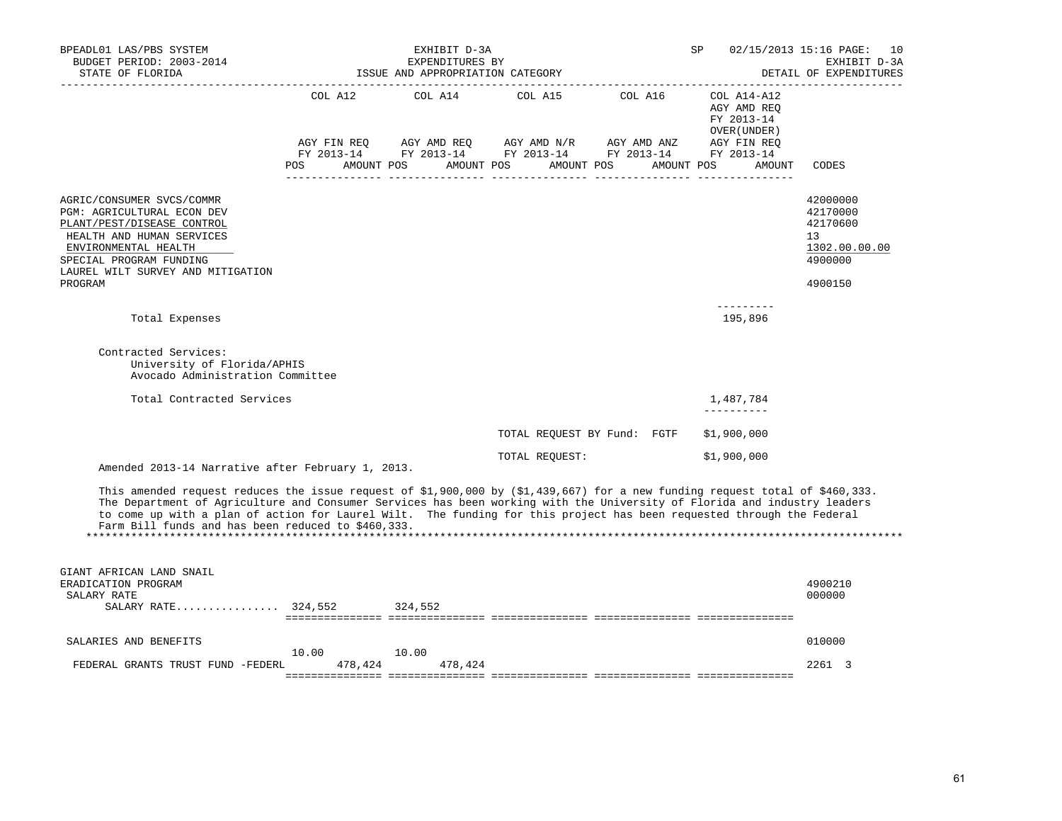BPEADL01 LAS/PBS SYSTEM | EXHIBIT D-3A | SP 02/15/2013 15:16 PAGE: 10
BUDGET PERIOD: 2003-2014 | EXPENDITURES BY | EXHIBIT D-3A
STATE OF FLORIDA | ISSUE AND APPROPRIATION CATEGORY | DETAIL OF EXPENDITURES

| | COL A12 AGY FIN REQ FY 2013-14 POS AMOUNT | COL A14 AGY AMD REQ FY 2013-14 POS AMOUNT | COL A15 AGY AMD N/R FY 2013-14 POS AMOUNT | COL A16 AGY AMD ANZ FY 2013-14 POS AMOUNT | COL A14-A12 AGY AMD REQ FY 2013-14 OVER(UNDER) AGY FIN REQ FY 2013-14 POS AMOUNT | CODES |
|---|---|---|---|---|---|---|
| AGRIC/CONSUMER SVCS/COMMR | | | | | | 42000000 |
| PGM: AGRICULTURAL ECON DEV | | | | | | 42170000 |
| PLANT/PEST/DISEASE CONTROL | | | | | | 42170600 |
| HEALTH AND HUMAN SERVICES | | | | | | 13 |
| ENVIRONMENTAL HEALTH | | | | | | 1302.00.00.00 |
| SPECIAL PROGRAM FUNDING | | | | | | 4900000 |
| LAUREL WILT SURVEY AND MITIGATION PROGRAM | | | | | | 4900150 |

Total Expenses 195,896

Contracted Services:
University of Florida/APHIS
Avocado Administration Committee

Total Contracted Services 1,487,784

TOTAL REQUEST BY Fund: FGTF $1,900,000

TOTAL REQUEST: $1,900,000

Amended 2013-14 Narrative after February 1, 2013.

This amended request reduces the issue request of $1,900,000 by ($1,439,667) for a new funding request total of $460,333. The Department of Agriculture and Consumer Services has been working with the University of Florida and industry leaders to come up with a plan of action for Laurel Wilt. The funding for this project has been requested through the Federal Farm Bill funds and has been reduced to $460,333.

******************************************************************************************************************************

| | COL A12 | COL A14 | COL A15 | COL A16 | COL A14-A12 | CODES |
|---|---|---|---|---|---|---|
| GIANT AFRICAN LAND SNAIL ERADICATION PROGRAM | | | | | | 4900210 |
| SALARY RATE | | | | | | 000000 |
| SALARY RATE................ | 324,552 | 324,552 | | | | |
| SALARIES AND BENEFITS | | | | | | 010000 |
| | 10.00 | 10.00 | | | | |
| FEDERAL GRANTS TRUST FUND -FEDERL | 478,424 | 478,424 | | | | 2261 3 |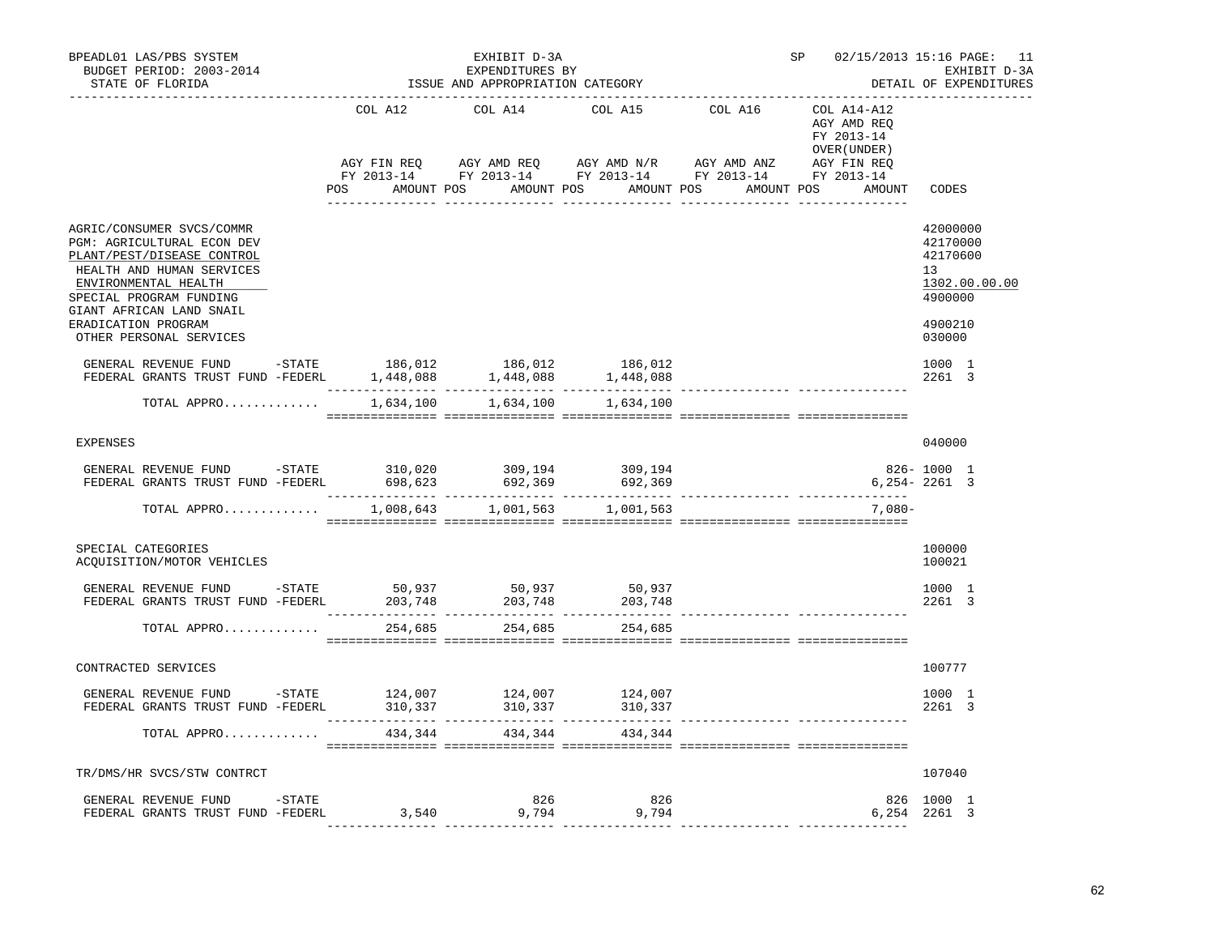BPEADL01 LAS/PBS SYSTEM — EXHIBIT D-3A — SP 02/15/2013 15:16 PAGE: 11
BUDGET PERIOD: 2003-2014 — EXPENDITURES BY — EXHIBIT D-3A
STATE OF FLORIDA — ISSUE AND APPROPRIATION CATEGORY — DETAIL OF EXPENDITURES

| | COL A12 AGY FIN REQ FY 2013-14 POS AMOUNT | COL A14 AGY AMD REQ FY 2013-14 POS AMOUNT | COL A15 AGY AMD N/R FY 2013-14 POS AMOUNT | COL A16 AGY AMD ANZ FY 2013-14 POS AMOUNT | COL A14-A12 AGY AMD REQ FY 2013-14 OVER(UNDER) AGY FIN REQ FY 2013-14 POS AMOUNT | CODES |
|---|---|---|---|---|---|---|
| AGRIC/CONSUMER SVCS/COMMR | | | | | | 42000000 |
| PGM: AGRICULTURAL ECON DEV | | | | | | 42170000 |
| PLANT/PEST/DISEASE CONTROL | | | | | | 42170600 |
| HEALTH AND HUMAN SERVICES | | | | | | 13 |
| ENVIRONMENTAL HEALTH | | | | | | 1302.00.00.00 |
| SPECIAL PROGRAM FUNDING | | | | | | 4900000 |
| GIANT AFRICAN LAND SNAIL ERADICATION PROGRAM | | | | | | 4900210 |
| OTHER PERSONAL SERVICES | | | | | | 030000 |
| GENERAL REVENUE FUND -STATE | 186,012 | 186,012 | 186,012 | | | 1000 1 |
| FEDERAL GRANTS TRUST FUND -FEDERL | 1,448,088 | 1,448,088 | 1,448,088 | | | 2261 3 |
| TOTAL APPRO............ | 1,634,100 | 1,634,100 | 1,634,100 | | | |
| EXPENSES | | | | | | 040000 |
| GENERAL REVENUE FUND -STATE | 310,020 | 309,194 | 309,194 | | 826- | 1000 1 |
| FEDERAL GRANTS TRUST FUND -FEDERL | 698,623 | 692,369 | 692,369 | | 6,254- | 2261 3 |
| TOTAL APPRO............ | 1,008,643 | 1,001,563 | 1,001,563 | | 7,080- | |
| SPECIAL CATEGORIES | | | | | | 100000 |
| ACQUISITION/MOTOR VEHICLES | | | | | | 100021 |
| GENERAL REVENUE FUND -STATE | 50,937 | 50,937 | 50,937 | | | 1000 1 |
| FEDERAL GRANTS TRUST FUND -FEDERL | 203,748 | 203,748 | 203,748 | | | 2261 3 |
| TOTAL APPRO............ | 254,685 | 254,685 | 254,685 | | | |
| CONTRACTED SERVICES | | | | | | 100777 |
| GENERAL REVENUE FUND -STATE | 124,007 | 124,007 | 124,007 | | | 1000 1 |
| FEDERAL GRANTS TRUST FUND -FEDERL | 310,337 | 310,337 | 310,337 | | | 2261 3 |
| TOTAL APPRO............ | 434,344 | 434,344 | 434,344 | | | |
| TR/DMS/HR SVCS/STW CONTRCT | | | | | | 107040 |
| GENERAL REVENUE FUND -STATE | | 826 | 826 | | 826 | 1000 1 |
| FEDERAL GRANTS TRUST FUND -FEDERL | 3,540 | 9,794 | 9,794 | | 6,254 | 2261 3 |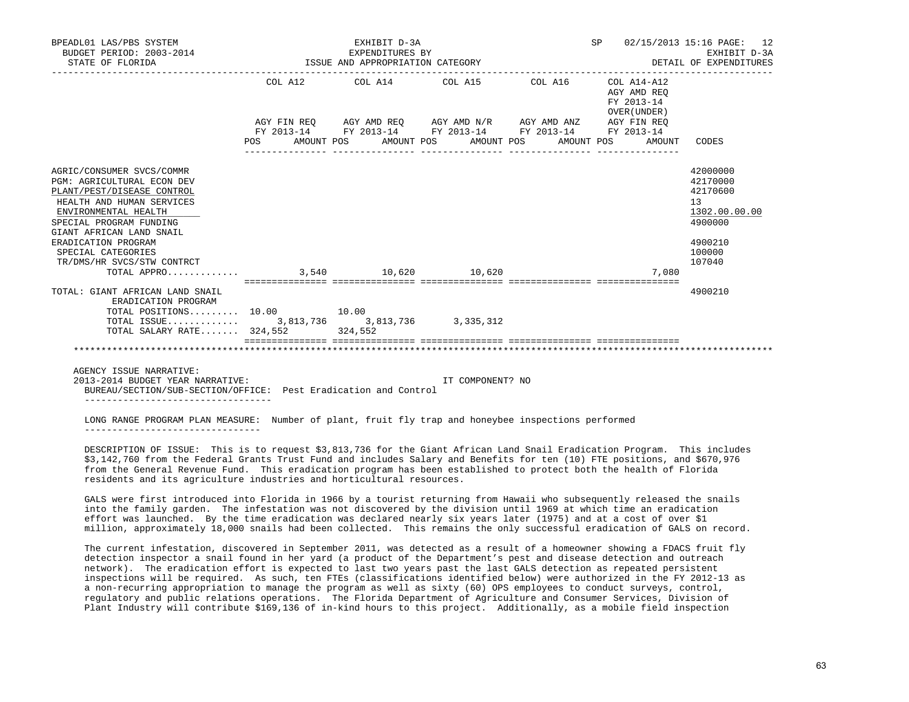| | COL A12 AGY FIN REQ FY 2013-14 POS AMOUNT | COL A14 AGY AMD REQ FY 2013-14 POS AMOUNT | COL A15 AGY AMD N/R FY 2013-14 POS AMOUNT | COL A16 AGY AMD ANZ FY 2013-14 POS AMOUNT | COL A14-A12 AGY AMD REQ FY 2013-14 OVER(UNDER) AGY FIN REQ FY 2013-14 POS AMOUNT | CODES |
|---|---|---|---|---|---|---|
| AGRIC/CONSUMER SVCS/COMMR | | | | | | 42000000 |
| PGM: AGRICULTURAL ECON DEV | | | | | | 42170000 |
| PLANT/PEST/DISEASE CONTROL | | | | | | 42170600 |
| HEALTH AND HUMAN SERVICES | | | | | | 13 |
| ENVIRONMENTAL HEALTH | | | | | | 1302.00.00.00 |
| SPECIAL PROGRAM FUNDING | | | | | | 4900000 |
| GIANT AFRICAN LAND SNAIL ERADICATION PROGRAM | | | | | | 4900210 |
| SPECIAL CATEGORIES | | | | | | 100000 |
| TR/DMS/HR SVCS/STW CONTRCT | | | | | | 107040 |
| TOTAL APPRO............. | 3,540 | 10,620 | 10,620 | | 7,080 | |
| TOTAL: GIANT AFRICAN LAND SNAIL ERADICATION PROGRAM | | | | | | 4900210 |
| TOTAL POSITIONS......... | 10.00 | 10.00 | | | | |
| TOTAL ISSUE............. | 3,813,736 | 3,813,736 | 3,335,312 | | | |
| TOTAL SALARY RATE....... | 324,552 | 324,552 | | | | |

AGENCY ISSUE NARRATIVE:

2013-2014 BUDGET YEAR NARRATIVE: IT COMPONENT? NO

BUREAU/SECTION/SUB-SECTION/OFFICE: Pest Eradication and Control

LONG RANGE PROGRAM PLAN MEASURE: Number of plant, fruit fly trap and honeybee inspections performed

DESCRIPTION OF ISSUE: This is to request $3,813,736 for the Giant African Land Snail Eradication Program. This includes $3,142,760 from the Federal Grants Trust Fund and includes Salary and Benefits for ten (10) FTE positions, and $670,976 from the General Revenue Fund. This eradication program has been established to protect both the health of Florida residents and its agriculture industries and horticultural resources.

GALS were first introduced into Florida in 1966 by a tourist returning from Hawaii who subsequently released the snails into the family garden. The infestation was not discovered by the division until 1969 at which time an eradication effort was launched. By the time eradication was declared nearly six years later (1975) and at a cost of over $1 million, approximately 18,000 snails had been collected. This remains the only successful eradication of GALS on record.

The current infestation, discovered in September 2011, was detected as a result of a homeowner showing a FDACS fruit fly detection inspector a snail found in her yard (a product of the Department's pest and disease detection and outreach network). The eradication effort is expected to last two years past the last GALS detection as repeated persistent inspections will be required. As such, ten FTEs (classifications identified below) were authorized in the FY 2012-13 as a non-recurring appropriation to manage the program as well as sixty (60) OPS employees to conduct surveys, control, regulatory and public relations operations. The Florida Department of Agriculture and Consumer Services, Division of Plant Industry will contribute $169,136 of in-kind hours to this project. Additionally, as a mobile field inspection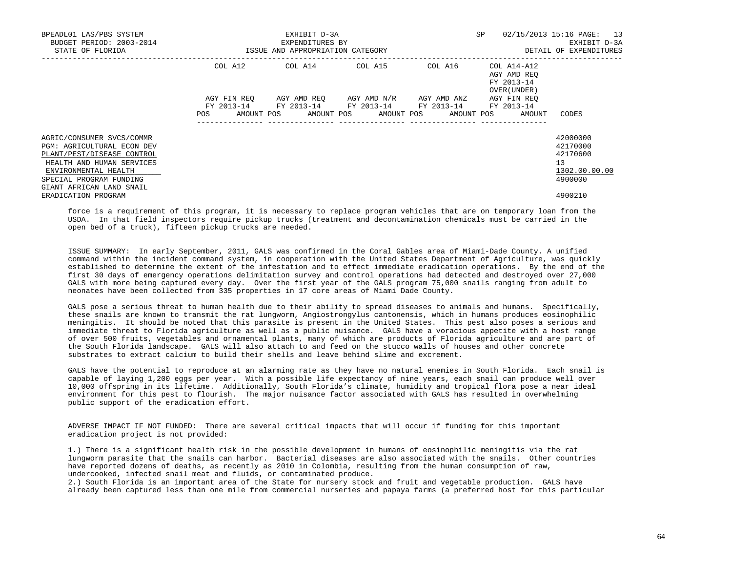| | COL A12 | COL A14 | COL A15 | COL A16 | COL A14-A12 AGY AMD REQ FY 2013-14 OVER(UNDER) | |
|---|---|---|---|---|---|---|
| | AGY FIN REQ FY 2013-14 | AGY AMD REQ FY 2013-14 | AGY AMD N/R FY 2013-14 | AGY AMD ANZ FY 2013-14 | AGY FIN REQ FY 2013-14 | |
| | POS AMOUNT | POS AMOUNT | POS AMOUNT | POS AMOUNT | POS AMOUNT | CODES |
| AGRIC/CONSUMER SVCS/COMMR | | | | | | 42000000 |
| PGM: AGRICULTURAL ECON DEV | | | | | | 42170000 |
| PLANT/PEST/DISEASE CONTROL | | | | | | 42170600 |
| HEALTH AND HUMAN SERVICES | | | | | | 13 |
| ENVIRONMENTAL HEALTH | | | | | | 1302.00.00.00 |
| SPECIAL PROGRAM FUNDING | | | | | | 4900000 |
| GIANT AFRICAN LAND SNAIL ERADICATION PROGRAM | | | | | | 4900210 |

force is a requirement of this program, it is necessary to replace program vehicles that are on temporary loan from the USDA. In that field inspectors require pickup trucks (treatment and decontamination chemicals must be carried in the open bed of a truck), fifteen pickup trucks are needed.

ISSUE SUMMARY: In early September, 2011, GALS was confirmed in the Coral Gables area of Miami-Dade County. A unified command within the incident command system, in cooperation with the United States Department of Agriculture, was quickly established to determine the extent of the infestation and to effect immediate eradication operations. By the end of the first 30 days of emergency operations delimitation survey and control operations had detected and destroyed over 27,000 GALS with more being captured every day. Over the first year of the GALS program 75,000 snails ranging from adult to neonates have been collected from 335 properties in 17 core areas of Miami Dade County.

GALS pose a serious threat to human health due to their ability to spread diseases to animals and humans. Specifically, these snails are known to transmit the rat lungworm, Angiostrongylus cantonensis, which in humans produces eosinophilic meningitis. It should be noted that this parasite is present in the United States. This pest also poses a serious and immediate threat to Florida agriculture as well as a public nuisance. GALS have a voracious appetite with a host range of over 500 fruits, vegetables and ornamental plants, many of which are products of Florida agriculture and are part of the South Florida landscape. GALS will also attach to and feed on the stucco walls of houses and other concrete substrates to extract calcium to build their shells and leave behind slime and excrement.

GALS have the potential to reproduce at an alarming rate as they have no natural enemies in South Florida. Each snail is capable of laying 1,200 eggs per year. With a possible life expectancy of nine years, each snail can produce well over 10,000 offspring in its lifetime. Additionally, South Florida's climate, humidity and tropical flora pose a near ideal environment for this pest to flourish. The major nuisance factor associated with GALS has resulted in overwhelming public support of the eradication effort.

ADVERSE IMPACT IF NOT FUNDED: There are several critical impacts that will occur if funding for this important eradication project is not provided:

1.) There is a significant health risk in the possible development in humans of eosinophilic meningitis via the rat lungworm parasite that the snails can harbor. Bacterial diseases are also associated with the snails. Other countries have reported dozens of deaths, as recently as 2010 in Colombia, resulting from the human consumption of raw, undercooked, infected snail meat and fluids, or contaminated produce.
2.) South Florida is an important area of the State for nursery stock and fruit and vegetable production. GALS have already been captured less than one mile from commercial nurseries and papaya farms (a preferred host for this particular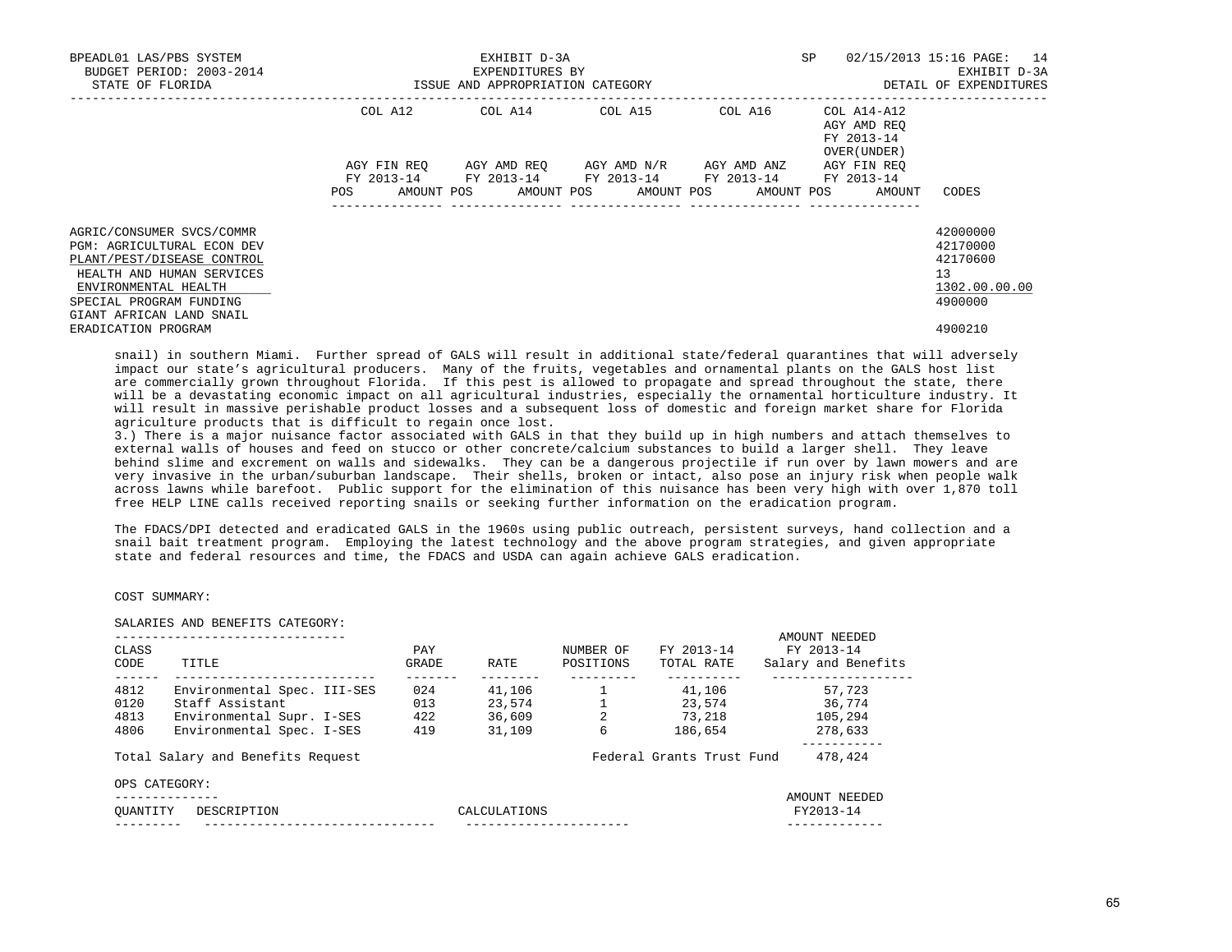| | COL A12 | COL A14 | COL A15 | COL A16 | COL A14-A12 AGY AMD REQ FY 2013-14 OVER(UNDER) | |
|---|---|---|---|---|---|---|
| | AGY FIN REQ FY 2013-14 | AGY AMD REQ FY 2013-14 | AGY AMD N/R FY 2013-14 | AGY AMD ANZ FY 2013-14 | AGY FIN REQ FY 2013-14 | |
| | POS AMOUNT | POS AMOUNT | POS AMOUNT | POS AMOUNT | POS AMOUNT | CODES |
| AGRIC/CONSUMER SVCS/COMMR | | | | | | 42000000 |
| PGM: AGRICULTURAL ECON DEV | | | | | | 42170000 |
| PLANT/PEST/DISEASE CONTROL | | | | | | 42170600 |
| HEALTH AND HUMAN SERVICES | | | | | | 13 |
| ENVIRONMENTAL HEALTH | | | | | | 1302.00.00.00 |
| SPECIAL PROGRAM FUNDING | | | | | | 4900000 |
| GIANT AFRICAN LAND SNAIL ERADICATION PROGRAM | | | | | | 4900210 |

snail) in southern Miami. Further spread of GALS will result in additional state/federal quarantines that will adversely impact our state's agricultural producers. Many of the fruits, vegetables and ornamental plants on the GALS host list are commercially grown throughout Florida. If this pest is allowed to propagate and spread throughout the state, there will be a devastating economic impact on all agricultural industries, especially the ornamental horticulture industry. It will result in massive perishable product losses and a subsequent loss of domestic and foreign market share for Florida agriculture products that is difficult to regain once lost.

3.) There is a major nuisance factor associated with GALS in that they build up in high numbers and attach themselves to external walls of houses and feed on stucco or other concrete/calcium substances to build a larger shell. They leave behind slime and excrement on walls and sidewalks. They can be a dangerous projectile if run over by lawn mowers and are very invasive in the urban/suburban landscape. Their shells, broken or intact, also pose an injury risk when people walk across lawns while barefoot. Public support for the elimination of this nuisance has been very high with over 1,870 toll free HELP LINE calls received reporting snails or seeking further information on the eradication program.

The FDACS/DPI detected and eradicated GALS in the 1960s using public outreach, persistent surveys, hand collection and a snail bait treatment program. Employing the latest technology and the above program strategies, and given appropriate state and federal resources and time, the FDACS and USDA can again achieve GALS eradication.

COST SUMMARY:

SALARIES AND BENEFITS CATEGORY:

| CLASS CODE | TITLE | PAY GRADE | RATE | NUMBER OF POSITIONS | FY 2013-14 TOTAL RATE | AMOUNT NEEDED FY 2013-14 Salary and Benefits |
|---|---|---|---|---|---|---|
| 4812 | Environmental Spec. III-SES | 024 | 41,106 | 1 | 41,106 | 57,723 |
| 0120 | Staff Assistant | 013 | 23,574 | 1 | 23,574 | 36,774 |
| 4813 | Environmental Supr. I-SES | 422 | 36,609 | 2 | 73,218 | 105,294 |
| 4806 | Environmental Spec. I-SES | 419 | 31,109 | 6 | 186,654 | 278,633 |
| Total Salary and Benefits Request | | | | | Federal Grants Trust Fund | 478,424 |

OPS CATEGORY:

| QUANTITY | DESCRIPTION | CALCULATIONS | AMOUNT NEEDED FY2013-14 |
|---|---|---|---|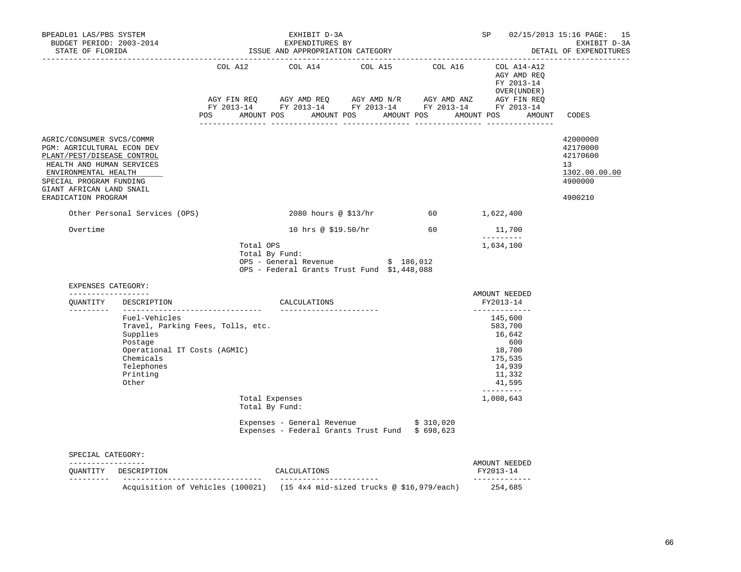BPEADL01 LAS/PBS SYSTEM
BUDGET PERIOD: 2003-2014
STATE OF FLORIDA

EXHIBIT D-3A
EXPENDITURES BY
ISSUE AND APPROPRIATION CATEGORY

SP 02/15/2013 15:16 PAGE: 15
EXHIBIT D-3A
DETAIL OF EXPENDITURES

| | COL A12 AGY FIN REQ FY 2013-14 POS AMOUNT | COL A14 AGY AMD REQ FY 2013-14 POS AMOUNT | COL A15 AGY AMD N/R FY 2013-14 POS AMOUNT | COL A16 AGY AMD ANZ FY 2013-14 POS AMOUNT | COL A14-A12 AGY AMD REQ FY 2013-14 OVER(UNDER) AGY FIN REQ FY 2013-14 POS AMOUNT | CODES |
|---|---|---|---|---|---|---|
| AGRIC/CONSUMER SVCS/COMMR | | | | | | 42000000 |
| PGM: AGRICULTURAL ECON DEV | | | | | | 42170000 |
| PLANT/PEST/DISEASE CONTROL | | | | | | 42170600 |
| HEALTH AND HUMAN SERVICES | | | | | | 13 |
| ENVIRONMENTAL HEALTH | | | | | | 1302.00.00.00 |
| SPECIAL PROGRAM FUNDING | | | | | | 4900000 |
| GIANT AFRICAN LAND SNAIL ERADICATION PROGRAM | | | | | | 4900210 |

| | | | |
|---|---|---|---|
| Other Personal Services (OPS) | 2080 hours @ $13/hr | 60 | 1,622,400 |
| Overtime | 10 hrs @ $19.50/hr | 60 | 11,700 |
| | Total OPS | | 1,634,100 |

Total By Fund:
OPS - General Revenue $ 186,012
OPS - Federal Grants Trust Fund $1,448,088

EXPENSES CATEGORY:

| QUANTITY | DESCRIPTION | CALCULATIONS | AMOUNT NEEDED FY2013-14 |
|---|---|---|---|
| | Fuel-Vehicles | | 145,600 |
| | Travel, Parking Fees, Tolls, etc. | | 583,700 |
| | Supplies | | 16,642 |
| | Postage | | 600 |
| | Operational IT Costs (AGMIC) | | 18,700 |
| | Chemicals | | 175,535 |
| | Telephones | | 14,939 |
| | Printing | | 11,332 |
| | Other | | 41,595 |
| | Total Expenses | | 1,008,643 |

Total By Fund:

Expenses - General Revenue $ 310,020
Expenses - Federal Grants Trust Fund $ 698,623

SPECIAL CATEGORY:

| QUANTITY | DESCRIPTION | CALCULATIONS | AMOUNT NEEDED FY2013-14 |
|---|---|---|---|
| | Acquisition of Vehicles (100021) | (15 4x4 mid-sized trucks @ $16,979/each) | 254,685 |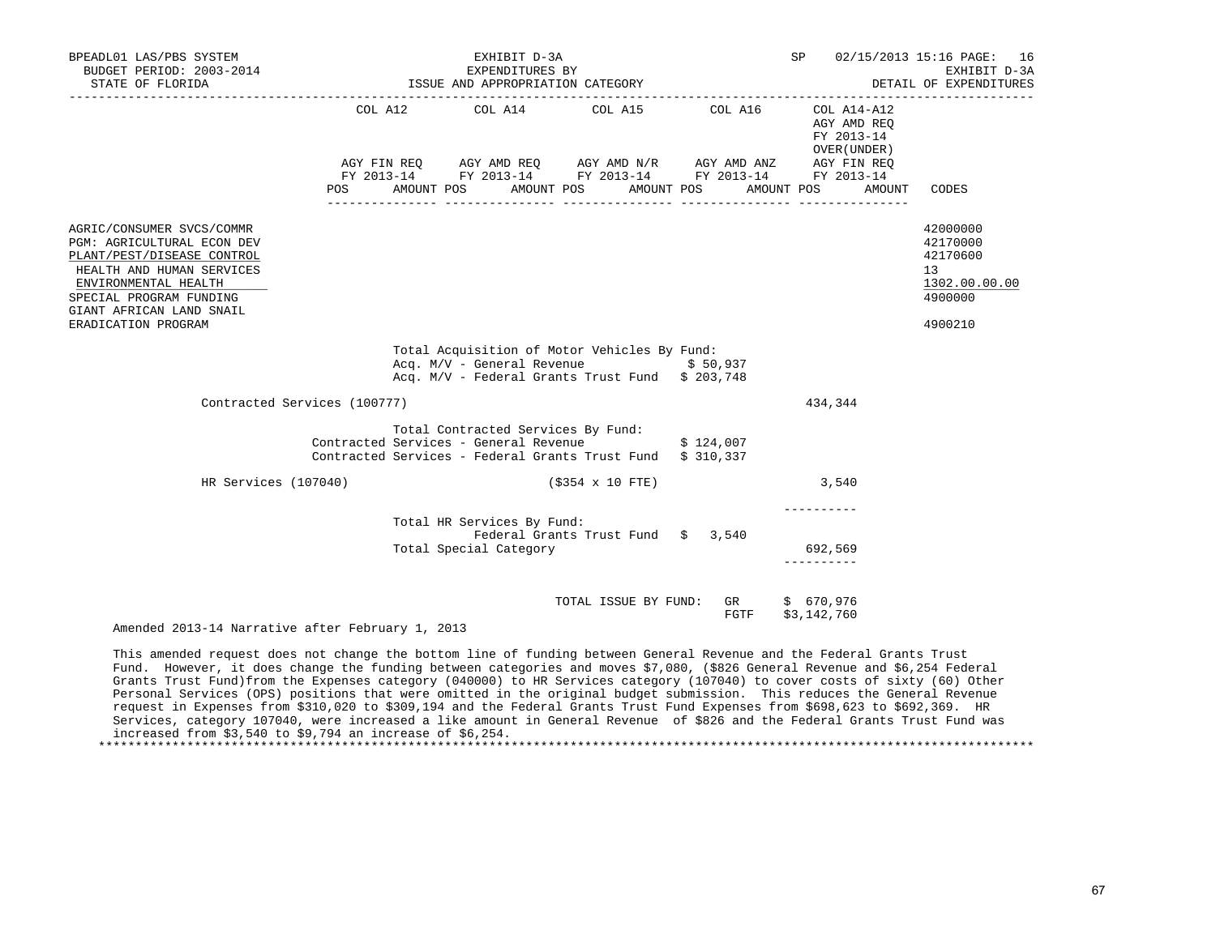BPEADL01 LAS/PBS SYSTEM  
BUDGET PERIOD: 2003-2014  
STATE OF FLORIDA

EXHIBIT D-3A  
EXPENDITURES BY  
ISSUE AND APPROPRIATION CATEGORY

SP 02/15/2013 15:16 PAGE: 16  
EXHIBIT D-3A  
DETAIL OF EXPENDITURES

| | COL A12 AGY FIN REQ FY 2013-14 POS AMOUNT | COL A14 AGY AMD REQ FY 2013-14 POS AMOUNT | COL A15 AGY AMD N/R FY 2013-14 POS AMOUNT | COL A16 AGY AMD ANZ FY 2013-14 POS AMOUNT | COL A14-A12 AGY AMD REQ FY 2013-14 OVER(UNDER) AGY FIN REQ FY 2013-14 POS AMOUNT | CODES |
|---|---|---|---|---|---|---|
| AGRIC/CONSUMER SVCS/COMMR | | | | | | 42000000 |
| PGM: AGRICULTURAL ECON DEV | | | | | | 42170000 |
| PLANT/PEST/DISEASE CONTROL | | | | | | 42170600 |
| HEALTH AND HUMAN SERVICES | | | | | | 13 |
| ENVIRONMENTAL HEALTH | | | | | | 1302.00.00.00 |
| SPECIAL PROGRAM FUNDING | | | | | | 4900000 |
| GIANT AFRICAN LAND SNAIL ERADICATION PROGRAM | | | | | | 4900210 |

Total Acquisition of Motor Vehicles By Fund:  
Acq. M/V - General Revenue $ 50,937  
Acq. M/V - Federal Grants Trust Fund $ 203,748

Contracted Services (100777) 434,344

Total Contracted Services By Fund:  
Contracted Services - General Revenue $ 124,007  
Contracted Services - Federal Grants Trust Fund $ 310,337

HR Services (107040) ($354 x 10 FTE) 3,540

----------

Total HR Services By Fund:  
Federal Grants Trust Fund $ 3,540  
Total Special Category 692,569

----------

TOTAL ISSUE BY FUND: GR $ 670,976  
FGTF $3,142,760

Amended 2013-14 Narrative after February 1, 2013

This amended request does not change the bottom line of funding between General Revenue and the Federal Grants Trust Fund. However, it does change the funding between categories and moves $7,080, ($826 General Revenue and $6,254 Federal Grants Trust Fund)from the Expenses category (040000) to HR Services category (107040) to cover costs of sixty (60) Other Personal Services (OPS) positions that were omitted in the original budget submission. This reduces the General Revenue request in Expenses from $310,020 to $309,194 and the Federal Grants Trust Fund Expenses from $698,623 to $692,369. HR Services, category 107040, were increased a like amount in General Revenue of $826 and the Federal Grants Trust Fund was increased from $3,540 to $9,794 an increase of $6,254.

*******************************************************************************************************************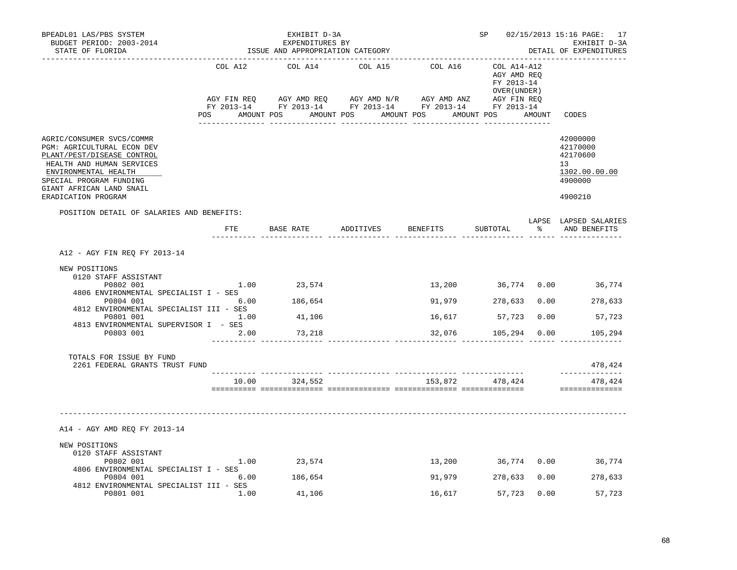BPEADL01 LAS/PBS SYSTEM
BUDGET PERIOD: 2003-2014
STATE OF FLORIDA

EXHIBIT D-3A
EXPENDITURES BY
ISSUE AND APPROPRIATION CATEGORY

SP 02/15/2013 15:16 PAGE: 17
EXHIBIT D-3A
DETAIL OF EXPENDITURES

| | COL A12 AGY FIN REQ FY 2013-14 POS AMOUNT | COL A14 AGY AMD REQ FY 2013-14 POS AMOUNT | COL A15 AGY AMD N/R FY 2013-14 POS AMOUNT | COL A16 AGY AMD ANZ FY 2013-14 POS AMOUNT | COL A14-A12 AGY AMD REQ FY 2013-14 OVER(UNDER) AGY FIN REQ FY 2013-14 POS AMOUNT | CODES |
|---|---|---|---|---|---|---|

| | CODES |
|---|---|
| AGRIC/CONSUMER SVCS/COMMR | 42000000 |
| PGM: AGRICULTURAL ECON DEV | 42170000 |
| PLANT/PEST/DISEASE CONTROL | 42170600 |
| HEALTH AND HUMAN SERVICES | 13 |
| ENVIRONMENTAL HEALTH | 1302.00.00.00 |
| SPECIAL PROGRAM FUNDING | 4900000 |
| GIANT AFRICAN LAND SNAIL ERADICATION PROGRAM | 4900210 |

POSITION DETAIL OF SALARIES AND BENEFITS:

| | FTE | BASE RATE | ADDITIVES | BENEFITS | SUBTOTAL | LAPSE % | LAPSED SALARIES AND BENEFITS |
|---|---|---|---|---|---|---|---|
| **A12 - AGY FIN REQ FY 2013-14** | | | | | | | |
| NEW POSITIONS | | | | | | | |
| 0120 STAFF ASSISTANT | | | | | | | |
| P0802 001 | 1.00 | 23,574 | | 13,200 | 36,774 | 0.00 | 36,774 |
| 4806 ENVIRONMENTAL SPECIALIST I - SES | | | | | | | |
| P0804 001 | 6.00 | 186,654 | | 91,979 | 278,633 | 0.00 | 278,633 |
| 4812 ENVIRONMENTAL SPECIALIST III - SES | | | | | | | |
| P0801 001 | 1.00 | 41,106 | | 16,617 | 57,723 | 0.00 | 57,723 |
| 4813 ENVIRONMENTAL SUPERVISOR I - SES | | | | | | | |
| P0803 001 | 2.00 | 73,218 | | 32,076 | 105,294 | 0.00 | 105,294 |
| TOTALS FOR ISSUE BY FUND | | | | | | | |
| 2261 FEDERAL GRANTS TRUST FUND | | | | | | | 478,424 |
| | 10.00 | 324,552 | | 153,872 | 478,424 | | 478,424 |
| **A14 - AGY AMD REQ FY 2013-14** | | | | | | | |
| NEW POSITIONS | | | | | | | |
| 0120 STAFF ASSISTANT | | | | | | | |
| P0802 001 | 1.00 | 23,574 | | 13,200 | 36,774 | 0.00 | 36,774 |
| 4806 ENVIRONMENTAL SPECIALIST I - SES | | | | | | | |
| P0804 001 | 6.00 | 186,654 | | 91,979 | 278,633 | 0.00 | 278,633 |
| 4812 ENVIRONMENTAL SPECIALIST III - SES | | | | | | | |
| P0801 001 | 1.00 | 41,106 | | 16,617 | 57,723 | 0.00 | 57,723 |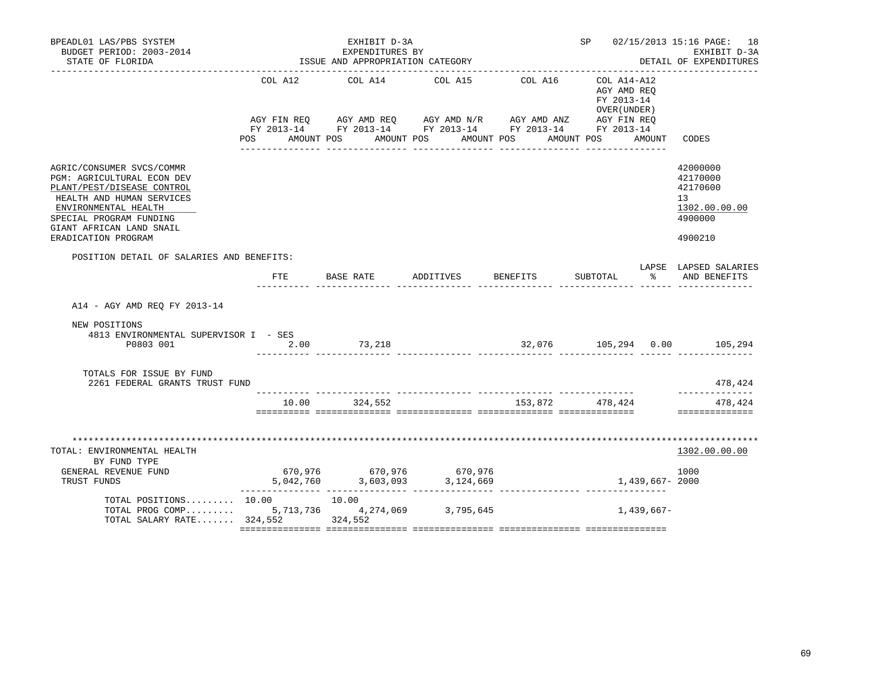BPEADL01 LAS/PBS SYSTEM
BUDGET PERIOD: 2003-2014
STATE OF FLORIDA

EXHIBIT D-3A
EXPENDITURES BY
ISSUE AND APPROPRIATION CATEGORY

SP 02/15/2013 15:16 PAGE: 18
EXHIBIT D-3A
DETAIL OF EXPENDITURES

| | COL A12 AGY FIN REQ FY 2013-14 POS AMOUNT | COL A14 AGY AMD REQ FY 2013-14 POS AMOUNT | COL A15 AGY AMD N/R FY 2013-14 POS AMOUNT | COL A16 AGY AMD ANZ FY 2013-14 POS AMOUNT | COL A14-A12 AGY AMD REQ FY 2013-14 OVER(UNDER) AGY FIN REQ FY 2013-14 POS AMOUNT | CODES |
|---|---|---|---|---|---|---|
| AGRIC/CONSUMER SVCS/COMMR | | | | | | 42000000 |
| PGM: AGRICULTURAL ECON DEV | | | | | | 42170000 |
| PLANT/PEST/DISEASE CONTROL | | | | | | 42170600 |
| HEALTH AND HUMAN SERVICES | | | | | | 13 |
| ENVIRONMENTAL HEALTH | | | | | | 1302.00.00.00 |
| SPECIAL PROGRAM FUNDING | | | | | | 4900000 |
| GIANT AFRICAN LAND SNAIL ERADICATION PROGRAM | | | | | | 4900210 |

POSITION DETAIL OF SALARIES AND BENEFITS:

| | FTE | BASE RATE | ADDITIVES | BENEFITS | SUBTOTAL | LAPSE % | LAPSED SALARIES AND BENEFITS |
|---|---|---|---|---|---|---|---|
| A14 - AGY AMD REQ FY 2013-14 | | | | | | | |
| NEW POSITIONS | | | | | | | |
| 4813 ENVIRONMENTAL SUPERVISOR I - SES P0803 001 | 2.00 | 73,218 | | 32,076 | 105,294 | 0.00 | 105,294 |
| TOTALS FOR ISSUE BY FUND | | | | | | | |
| 2261 FEDERAL GRANTS TRUST FUND | | | | | | | 478,424 |
| | 10.00 | 324,552 | | 153,872 | 478,424 | | 478,424 |

******************************************************************************************

| | COL A12 | COL A14 | COL A15 | COL A16 | COL A14-A12 | CODES |
|---|---|---|---|---|---|---|
| TOTAL: ENVIRONMENTAL HEALTH | | | | | | 1302.00.00.00 |
| BY FUND TYPE | | | | | | |
| GENERAL REVENUE FUND | 670,976 | 670,976 | 670,976 | | | 1000 |
| TRUST FUNDS | 5,042,760 | 3,603,093 | 3,124,669 | | 1,439,667- | 2000 |
| TOTAL POSITIONS......... | 10.00 | 10.00 | | | | |
| TOTAL PROG COMP......... | 5,713,736 | 4,274,069 | 3,795,645 | | 1,439,667- | |
| TOTAL SALARY RATE....... | 324,552 | 324,552 | | | | |